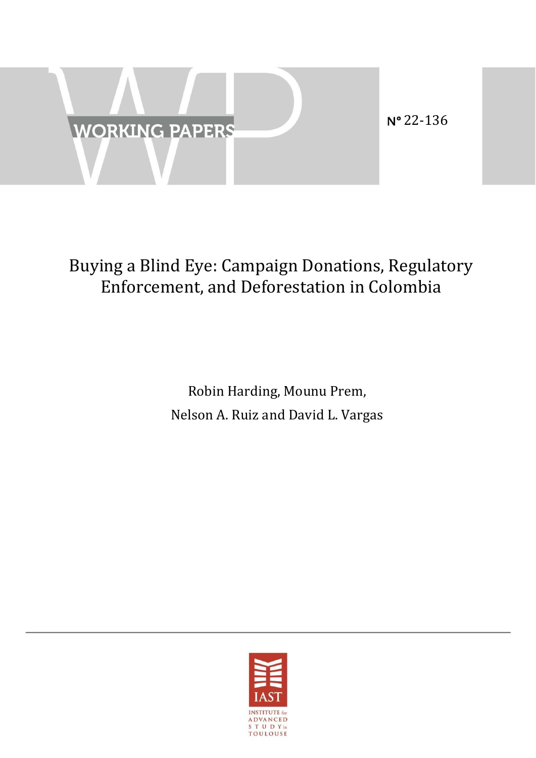WORKING PAPERS

N° 22-136

# Buying a Blind Eye: Campaign Donations, Regulatory Enforcement, and Deforestation in Colombia

Robin Harding, Mounu Prem,
Nelson A. Ruiz and David L. Vargas

IAST
INSTITUTE for ADVANCED STUDY in TOULOUSE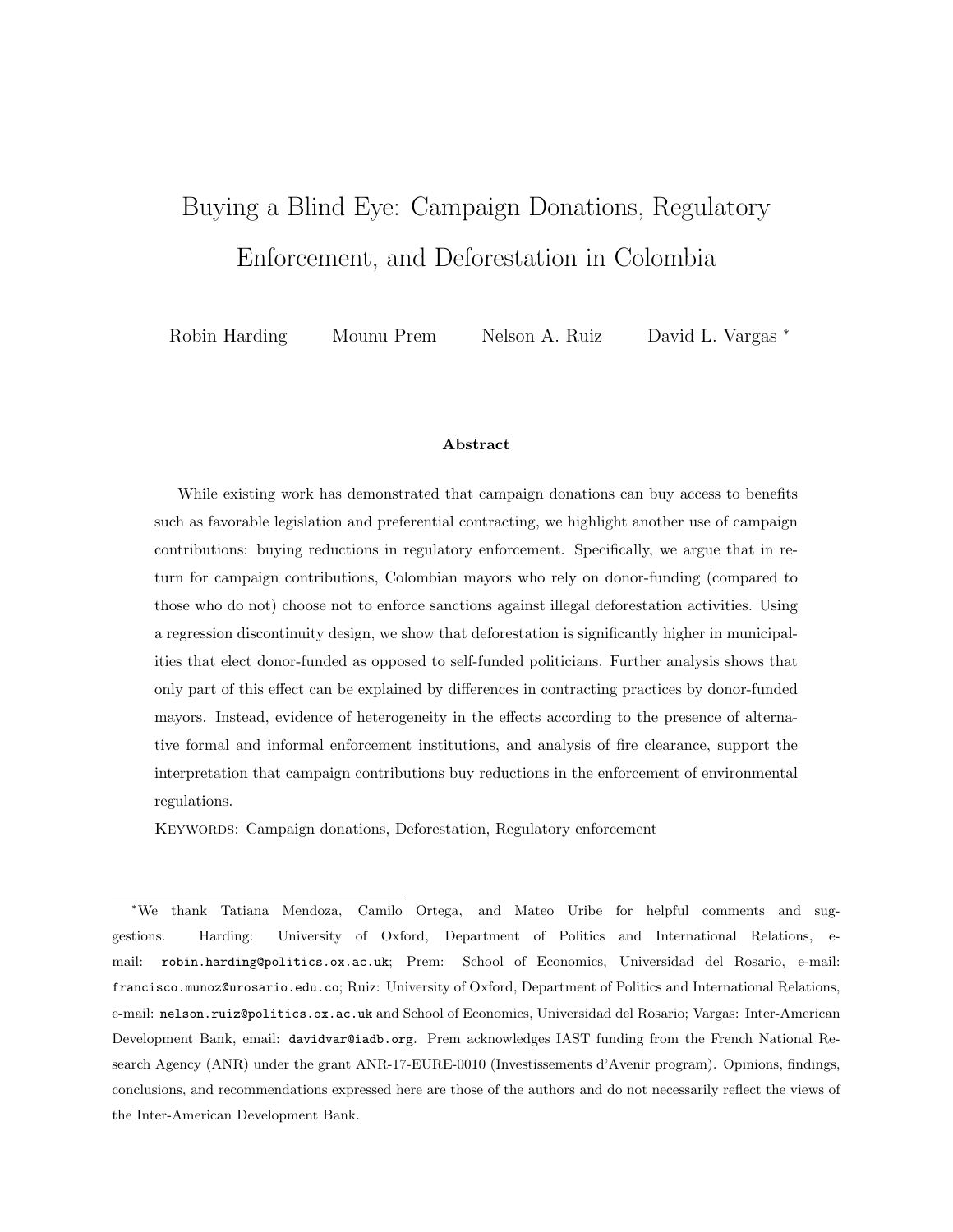# Buying a Blind Eye: Campaign Donations, Regulatory Enforcement, and Deforestation in Colombia

Robin Harding Mounu Prem Nelson A. Ruiz David L. Vargas [*]

### Abstract

While existing work has demonstrated that campaign donations can buy access to benefits such as favorable legislation and preferential contracting, we highlight another use of campaign contributions: buying reductions in regulatory enforcement. Specifically, we argue that in return for campaign contributions, Colombian mayors who rely on donor-funding (compared to those who do not) choose not to enforce sanctions against illegal deforestation activities. Using a regression discontinuity design, we show that deforestation is significantly higher in municipalities that elect donor-funded as opposed to self-funded politicians. Further analysis shows that only part of this effect can be explained by differences in contracting practices by donor-funded mayors. Instead, evidence of heterogeneity in the effects according to the presence of alternative formal and informal enforcement institutions, and analysis of fire clearance, support the interpretation that campaign contributions buy reductions in the enforcement of environmental regulations.

KEYWORDS: Campaign donations, Deforestation, Regulatory enforcement

---

[*] We thank Tatiana Mendoza, Camilo Ortega, and Mateo Uribe for helpful comments and suggestions. Harding: University of Oxford, Department of Politics and International Relations, e-mail: robin.harding@politics.ox.ac.uk; Prem: School of Economics, Universidad del Rosario, e-mail: francisco.munoz@urosario.edu.co; Ruiz: University of Oxford, Department of Politics and International Relations, e-mail: nelson.ruiz@politics.ox.ac.uk and School of Economics, Universidad del Rosario; Vargas: Inter-American Development Bank, email: davidvar@iadb.org. Prem acknowledges IAST funding from the French National Research Agency (ANR) under the grant ANR-17-EURE-0010 (Investissements d'Avenir program). Opinions, findings, conclusions, and recommendations expressed here are those of the authors and do not necessarily reflect the views of the Inter-American Development Bank.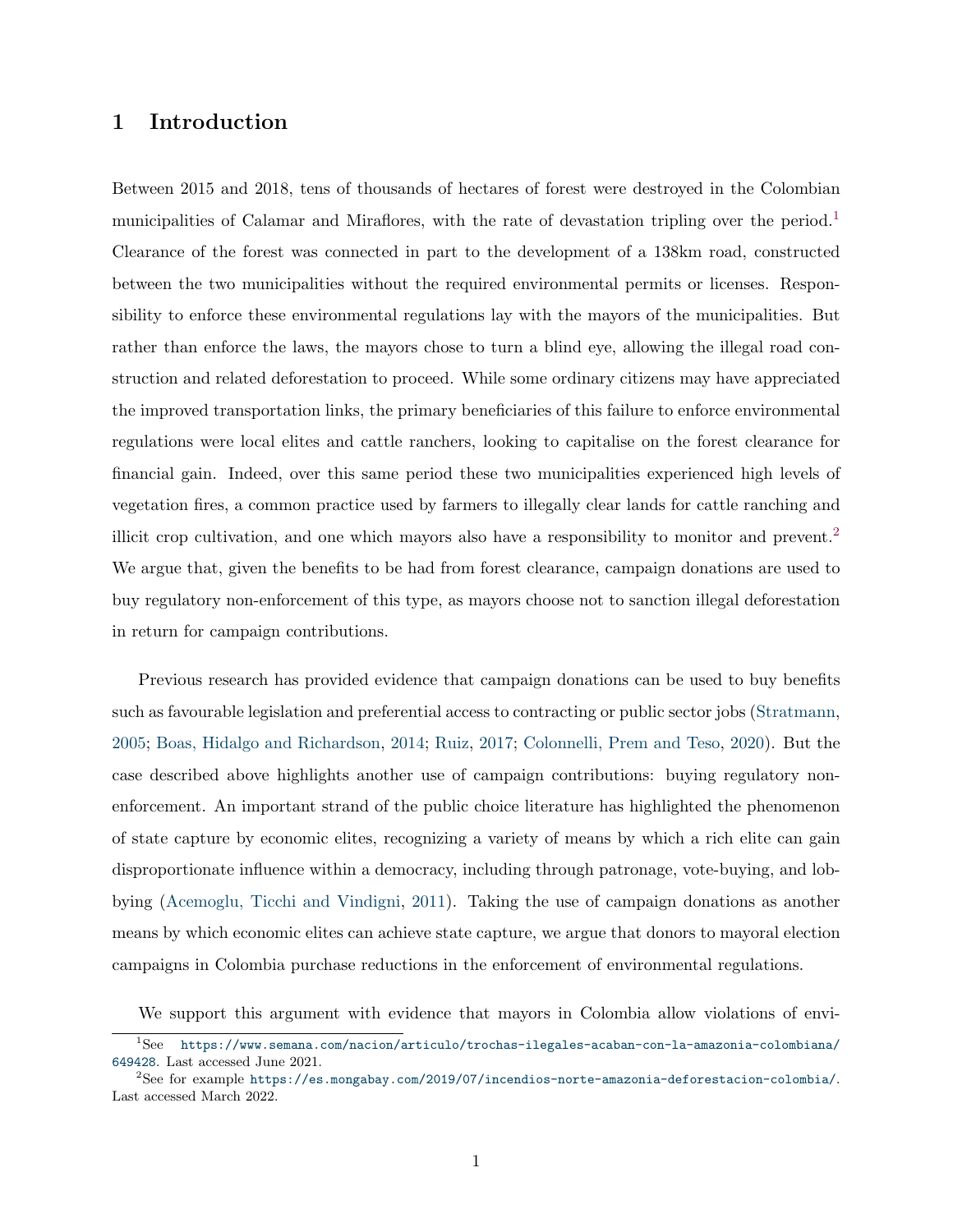# 1 Introduction

Between 2015 and 2018, tens of thousands of hectares of forest were destroyed in the Colombian municipalities of Calamar and Miraflores, with the rate of devastation tripling over the period.[1] Clearance of the forest was connected in part to the development of a 138km road, constructed between the two municipalities without the required environmental permits or licenses. Responsibility to enforce these environmental regulations lay with the mayors of the municipalities. But rather than enforce the laws, the mayors chose to turn a blind eye, allowing the illegal road construction and related deforestation to proceed. While some ordinary citizens may have appreciated the improved transportation links, the primary beneficiaries of this failure to enforce environmental regulations were local elites and cattle ranchers, looking to capitalise on the forest clearance for financial gain. Indeed, over this same period these two municipalities experienced high levels of vegetation fires, a common practice used by farmers to illegally clear lands for cattle ranching and illicit crop cultivation, and one which mayors also have a responsibility to monitor and prevent.[2] We argue that, given the benefits to be had from forest clearance, campaign donations are used to buy regulatory non-enforcement of this type, as mayors choose not to sanction illegal deforestation in return for campaign contributions.

Previous research has provided evidence that campaign donations can be used to buy benefits such as favourable legislation and preferential access to contracting or public sector jobs (Stratmann, 2005; Boas, Hidalgo and Richardson, 2014; Ruiz, 2017; Colonnelli, Prem and Teso, 2020). But the case described above highlights another use of campaign contributions: buying regulatory non-enforcement. An important strand of the public choice literature has highlighted the phenomenon of state capture by economic elites, recognizing a variety of means by which a rich elite can gain disproportionate influence within a democracy, including through patronage, vote-buying, and lobbying (Acemoglu, Ticchi and Vindigni, 2011). Taking the use of campaign donations as another means by which economic elites can achieve state capture, we argue that donors to mayoral election campaigns in Colombia purchase reductions in the enforcement of environmental regulations.

We support this argument with evidence that mayors in Colombia allow violations of envi-

[1] See https://www.semana.com/nacion/articulo/trochas-ilegales-acaban-con-la-amazonia-colombiana/649428. Last accessed June 2021.

[2] See for example https://es.mongabay.com/2019/07/incendios-norte-amazonia-deforestacion-colombia/. Last accessed March 2022.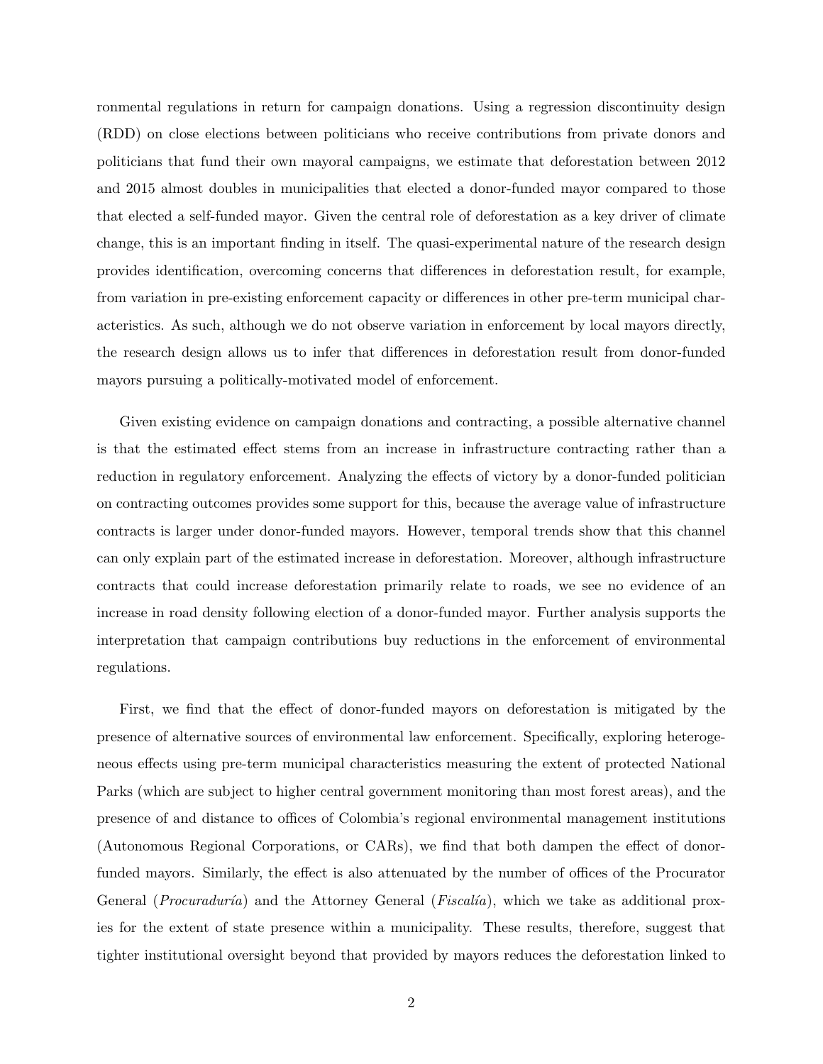ronmental regulations in return for campaign donations. Using a regression discontinuity design (RDD) on close elections between politicians who receive contributions from private donors and politicians that fund their own mayoral campaigns, we estimate that deforestation between 2012 and 2015 almost doubles in municipalities that elected a donor-funded mayor compared to those that elected a self-funded mayor. Given the central role of deforestation as a key driver of climate change, this is an important finding in itself. The quasi-experimental nature of the research design provides identification, overcoming concerns that differences in deforestation result, for example, from variation in pre-existing enforcement capacity or differences in other pre-term municipal characteristics. As such, although we do not observe variation in enforcement by local mayors directly, the research design allows us to infer that differences in deforestation result from donor-funded mayors pursuing a politically-motivated model of enforcement.

Given existing evidence on campaign donations and contracting, a possible alternative channel is that the estimated effect stems from an increase in infrastructure contracting rather than a reduction in regulatory enforcement. Analyzing the effects of victory by a donor-funded politician on contracting outcomes provides some support for this, because the average value of infrastructure contracts is larger under donor-funded mayors. However, temporal trends show that this channel can only explain part of the estimated increase in deforestation. Moreover, although infrastructure contracts that could increase deforestation primarily relate to roads, we see no evidence of an increase in road density following election of a donor-funded mayor. Further analysis supports the interpretation that campaign contributions buy reductions in the enforcement of environmental regulations.

First, we find that the effect of donor-funded mayors on deforestation is mitigated by the presence of alternative sources of environmental law enforcement. Specifically, exploring heterogeneous effects using pre-term municipal characteristics measuring the extent of protected National Parks (which are subject to higher central government monitoring than most forest areas), and the presence of and distance to offices of Colombia's regional environmental management institutions (Autonomous Regional Corporations, or CARs), we find that both dampen the effect of donor-funded mayors. Similarly, the effect is also attenuated by the number of offices of the Procurator General (*Procuraduría*) and the Attorney General (*Fiscalía*), which we take as additional proxies for the extent of state presence within a municipality. These results, therefore, suggest that tighter institutional oversight beyond that provided by mayors reduces the deforestation linked to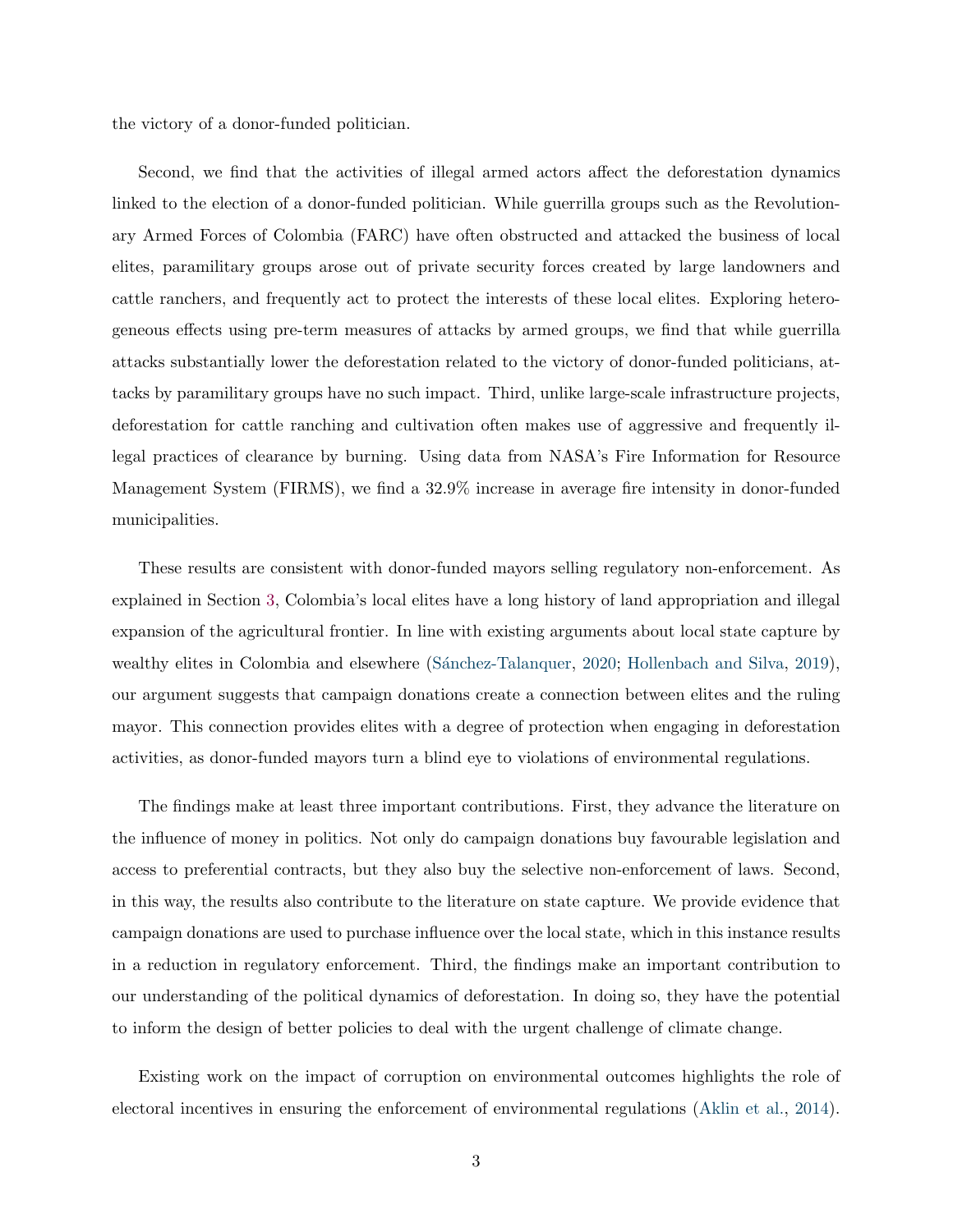the victory of a donor-funded politician.

Second, we find that the activities of illegal armed actors affect the deforestation dynamics linked to the election of a donor-funded politician. While guerrilla groups such as the Revolutionary Armed Forces of Colombia (FARC) have often obstructed and attacked the business of local elites, paramilitary groups arose out of private security forces created by large landowners and cattle ranchers, and frequently act to protect the interests of these local elites. Exploring heterogeneous effects using pre-term measures of attacks by armed groups, we find that while guerrilla attacks substantially lower the deforestation related to the victory of donor-funded politicians, attacks by paramilitary groups have no such impact. Third, unlike large-scale infrastructure projects, deforestation for cattle ranching and cultivation often makes use of aggressive and frequently illegal practices of clearance by burning. Using data from NASA's Fire Information for Resource Management System (FIRMS), we find a 32.9% increase in average fire intensity in donor-funded municipalities.

These results are consistent with donor-funded mayors selling regulatory non-enforcement. As explained in Section 3, Colombia's local elites have a long history of land appropriation and illegal expansion of the agricultural frontier. In line with existing arguments about local state capture by wealthy elites in Colombia and elsewhere (Sánchez-Talanquer, 2020; Hollenbach and Silva, 2019), our argument suggests that campaign donations create a connection between elites and the ruling mayor. This connection provides elites with a degree of protection when engaging in deforestation activities, as donor-funded mayors turn a blind eye to violations of environmental regulations.

The findings make at least three important contributions. First, they advance the literature on the influence of money in politics. Not only do campaign donations buy favourable legislation and access to preferential contracts, but they also buy the selective non-enforcement of laws. Second, in this way, the results also contribute to the literature on state capture. We provide evidence that campaign donations are used to purchase influence over the local state, which in this instance results in a reduction in regulatory enforcement. Third, the findings make an important contribution to our understanding of the political dynamics of deforestation. In doing so, they have the potential to inform the design of better policies to deal with the urgent challenge of climate change.

Existing work on the impact of corruption on environmental outcomes highlights the role of electoral incentives in ensuring the enforcement of environmental regulations (Aklin et al., 2014).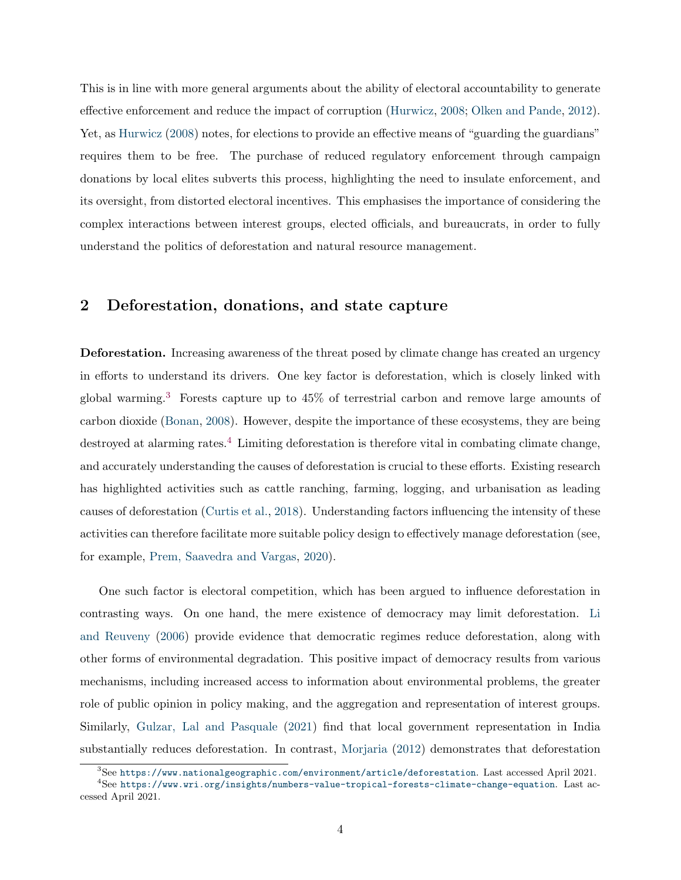This is in line with more general arguments about the ability of electoral accountability to generate effective enforcement and reduce the impact of corruption (Hurwicz, 2008; Olken and Pande, 2012). Yet, as Hurwicz (2008) notes, for elections to provide an effective means of "guarding the guardians" requires them to be free. The purchase of reduced regulatory enforcement through campaign donations by local elites subverts this process, highlighting the need to insulate enforcement, and its oversight, from distorted electoral incentives. This emphasises the importance of considering the complex interactions between interest groups, elected officials, and bureaucrats, in order to fully understand the politics of deforestation and natural resource management.

## 2 Deforestation, donations, and state capture

**Deforestation.** Increasing awareness of the threat posed by climate change has created an urgency in efforts to understand its drivers. One key factor is deforestation, which is closely linked with global warming.[3] Forests capture up to 45% of terrestrial carbon and remove large amounts of carbon dioxide (Bonan, 2008). However, despite the importance of these ecosystems, they are being destroyed at alarming rates.[4] Limiting deforestation is therefore vital in combating climate change, and accurately understanding the causes of deforestation is crucial to these efforts. Existing research has highlighted activities such as cattle ranching, farming, logging, and urbanisation as leading causes of deforestation (Curtis et al., 2018). Understanding factors influencing the intensity of these activities can therefore facilitate more suitable policy design to effectively manage deforestation (see, for example, Prem, Saavedra and Vargas, 2020).

One such factor is electoral competition, which has been argued to influence deforestation in contrasting ways. On one hand, the mere existence of democracy may limit deforestation. Li and Reuveny (2006) provide evidence that democratic regimes reduce deforestation, along with other forms of environmental degradation. This positive impact of democracy results from various mechanisms, including increased access to information about environmental problems, the greater role of public opinion in policy making, and the aggregation and representation of interest groups. Similarly, Gulzar, Lal and Pasquale (2021) find that local government representation in India substantially reduces deforestation. In contrast, Morjaria (2012) demonstrates that deforestation

[3] See https://www.nationalgeographic.com/environment/article/deforestation. Last accessed April 2021.

[4] See https://www.wri.org/insights/numbers-value-tropical-forests-climate-change-equation. Last accessed April 2021.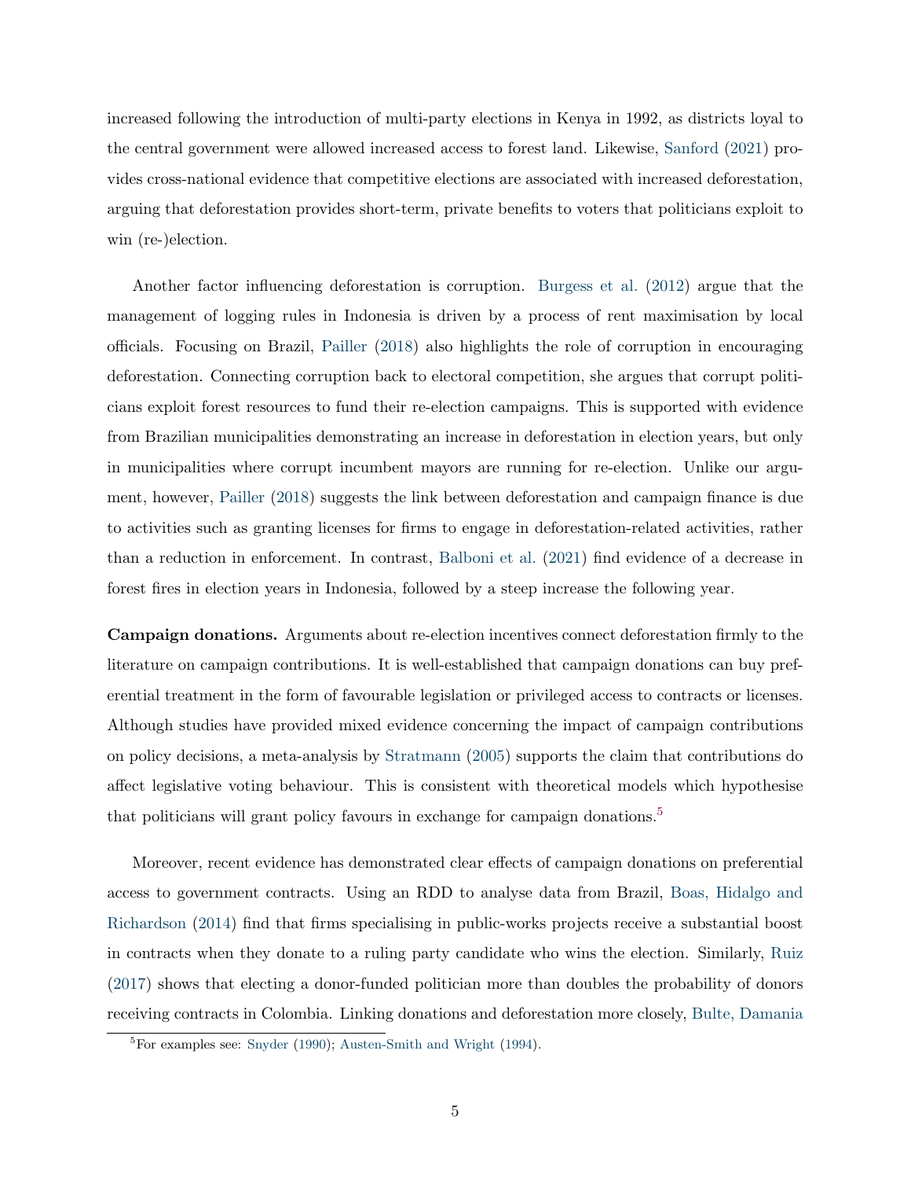increased following the introduction of multi-party elections in Kenya in 1992, as districts loyal to the central government were allowed increased access to forest land. Likewise, Sanford (2021) provides cross-national evidence that competitive elections are associated with increased deforestation, arguing that deforestation provides short-term, private benefits to voters that politicians exploit to win (re-)election.

Another factor influencing deforestation is corruption. Burgess et al. (2012) argue that the management of logging rules in Indonesia is driven by a process of rent maximisation by local officials. Focusing on Brazil, Pailler (2018) also highlights the role of corruption in encouraging deforestation. Connecting corruption back to electoral competition, she argues that corrupt politicians exploit forest resources to fund their re-election campaigns. This is supported with evidence from Brazilian municipalities demonstrating an increase in deforestation in election years, but only in municipalities where corrupt incumbent mayors are running for re-election. Unlike our argument, however, Pailler (2018) suggests the link between deforestation and campaign finance is due to activities such as granting licenses for firms to engage in deforestation-related activities, rather than a reduction in enforcement. In contrast, Balboni et al. (2021) find evidence of a decrease in forest fires in election years in Indonesia, followed by a steep increase the following year.

**Campaign donations.** Arguments about re-election incentives connect deforestation firmly to the literature on campaign contributions. It is well-established that campaign donations can buy preferential treatment in the form of favourable legislation or privileged access to contracts or licenses. Although studies have provided mixed evidence concerning the impact of campaign contributions on policy decisions, a meta-analysis by Stratmann (2005) supports the claim that contributions do affect legislative voting behaviour. This is consistent with theoretical models which hypothesise that politicians will grant policy favours in exchange for campaign donations.[5]

Moreover, recent evidence has demonstrated clear effects of campaign donations on preferential access to government contracts. Using an RDD to analyse data from Brazil, Boas, Hidalgo and Richardson (2014) find that firms specialising in public-works projects receive a substantial boost in contracts when they donate to a ruling party candidate who wins the election. Similarly, Ruiz (2017) shows that electing a donor-funded politician more than doubles the probability of donors receiving contracts in Colombia. Linking donations and deforestation more closely, Bulte, Damania

[5] For examples see: Snyder (1990); Austen-Smith and Wright (1994).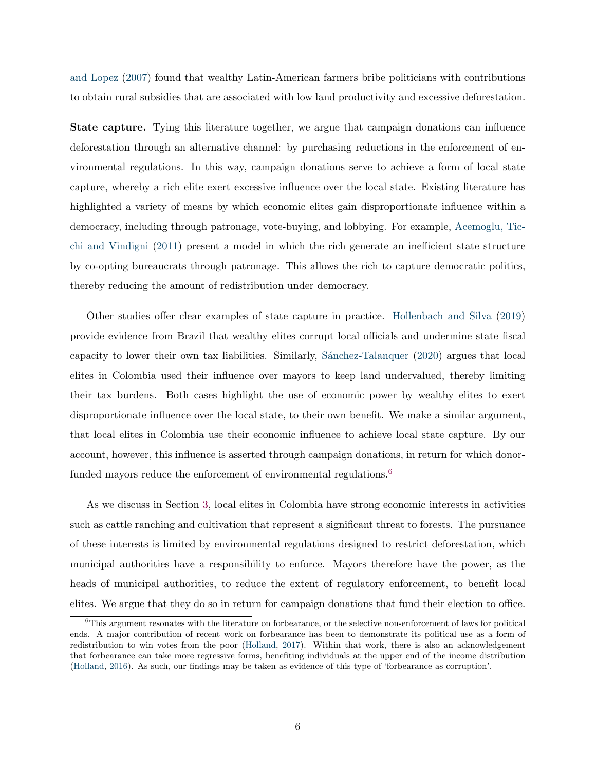and Lopez (2007) found that wealthy Latin-American farmers bribe politicians with contributions to obtain rural subsidies that are associated with low land productivity and excessive deforestation.

**State capture.** Tying this literature together, we argue that campaign donations can influence deforestation through an alternative channel: by purchasing reductions in the enforcement of environmental regulations. In this way, campaign donations serve to achieve a form of local state capture, whereby a rich elite exert excessive influence over the local state. Existing literature has highlighted a variety of means by which economic elites gain disproportionate influence within a democracy, including through patronage, vote-buying, and lobbying. For example, Acemoglu, Ticchi and Vindigni (2011) present a model in which the rich generate an inefficient state structure by co-opting bureaucrats through patronage. This allows the rich to capture democratic politics, thereby reducing the amount of redistribution under democracy.

Other studies offer clear examples of state capture in practice. Hollenbach and Silva (2019) provide evidence from Brazil that wealthy elites corrupt local officials and undermine state fiscal capacity to lower their own tax liabilities. Similarly, Sánchez-Talanquer (2020) argues that local elites in Colombia used their influence over mayors to keep land undervalued, thereby limiting their tax burdens. Both cases highlight the use of economic power by wealthy elites to exert disproportionate influence over the local state, to their own benefit. We make a similar argument, that local elites in Colombia use their economic influence to achieve local state capture. By our account, however, this influence is asserted through campaign donations, in return for which donor-funded mayors reduce the enforcement of environmental regulations.[6]

As we discuss in Section 3, local elites in Colombia have strong economic interests in activities such as cattle ranching and cultivation that represent a significant threat to forests. The pursuance of these interests is limited by environmental regulations designed to restrict deforestation, which municipal authorities have a responsibility to enforce. Mayors therefore have the power, as the heads of municipal authorities, to reduce the extent of regulatory enforcement, to benefit local elites. We argue that they do so in return for campaign donations that fund their election to office.

[6] This argument resonates with the literature on forbearance, or the selective non-enforcement of laws for political ends. A major contribution of recent work on forbearance has been to demonstrate its political use as a form of redistribution to win votes from the poor (Holland, 2017). Within that work, there is also an acknowledgement that forbearance can take more regressive forms, benefiting individuals at the upper end of the income distribution (Holland, 2016). As such, our findings may be taken as evidence of this type of 'forbearance as corruption'.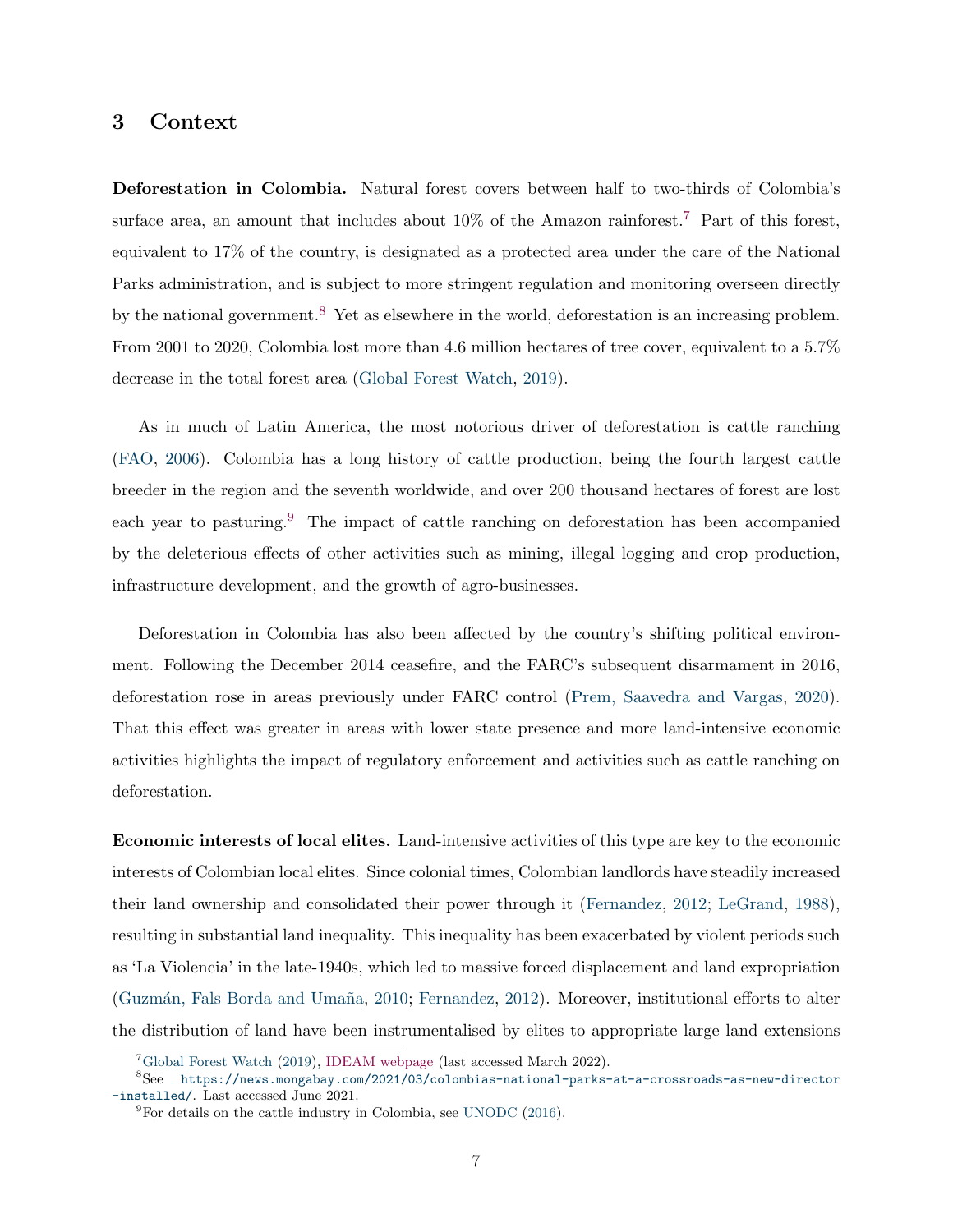## 3 Context

**Deforestation in Colombia.** Natural forest covers between half to two-thirds of Colombia's surface area, an amount that includes about 10% of the Amazon rainforest.[7] Part of this forest, equivalent to 17% of the country, is designated as a protected area under the care of the National Parks administration, and is subject to more stringent regulation and monitoring overseen directly by the national government.[8] Yet as elsewhere in the world, deforestation is an increasing problem. From 2001 to 2020, Colombia lost more than 4.6 million hectares of tree cover, equivalent to a 5.7% decrease in the total forest area (Global Forest Watch, 2019).

As in much of Latin America, the most notorious driver of deforestation is cattle ranching (FAO, 2006). Colombia has a long history of cattle production, being the fourth largest cattle breeder in the region and the seventh worldwide, and over 200 thousand hectares of forest are lost each year to pasturing.[9] The impact of cattle ranching on deforestation has been accompanied by the deleterious effects of other activities such as mining, illegal logging and crop production, infrastructure development, and the growth of agro-businesses.

Deforestation in Colombia has also been affected by the country's shifting political environment. Following the December 2014 ceasefire, and the FARC's subsequent disarmament in 2016, deforestation rose in areas previously under FARC control (Prem, Saavedra and Vargas, 2020). That this effect was greater in areas with lower state presence and more land-intensive economic activities highlights the impact of regulatory enforcement and activities such as cattle ranching on deforestation.

**Economic interests of local elites.** Land-intensive activities of this type are key to the economic interests of Colombian local elites. Since colonial times, Colombian landlords have steadily increased their land ownership and consolidated their power through it (Fernandez, 2012; LeGrand, 1988), resulting in substantial land inequality. This inequality has been exacerbated by violent periods such as 'La Violencia' in the late-1940s, which led to massive forced displacement and land expropriation (Guzmán, Fals Borda and Umaña, 2010; Fernandez, 2012). Moreover, institutional efforts to alter the distribution of land have been instrumentalised by elites to appropriate large land extensions

[7] Global Forest Watch (2019), IDEAM webpage (last accessed March 2022).

[8] See https://news.mongabay.com/2021/03/colombias-national-parks-at-a-crossroads-as-new-director-installed/. Last accessed June 2021.

[9] For details on the cattle industry in Colombia, see UNODC (2016).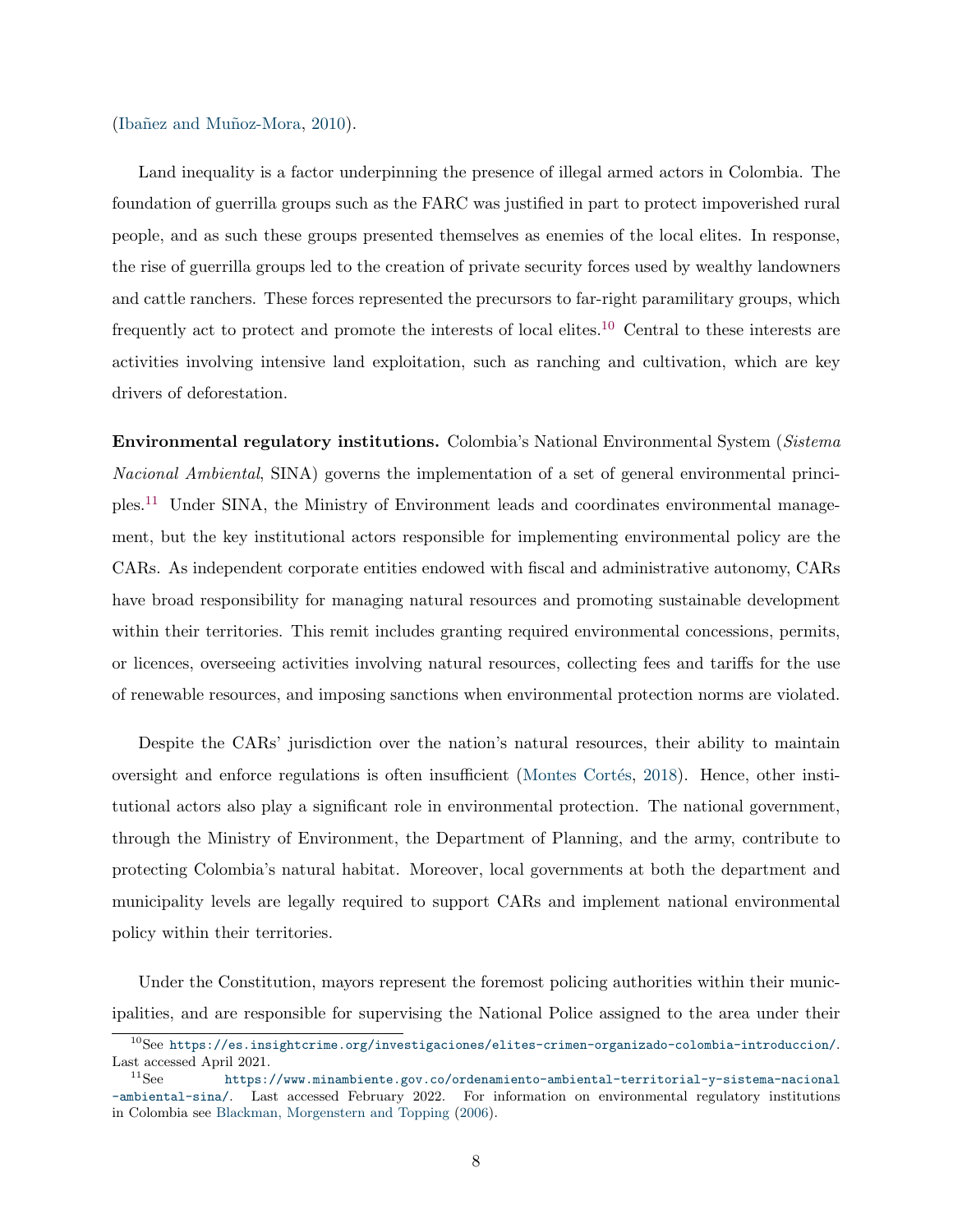(Ibañez and Muñoz-Mora, 2010).

Land inequality is a factor underpinning the presence of illegal armed actors in Colombia. The foundation of guerrilla groups such as the FARC was justified in part to protect impoverished rural people, and as such these groups presented themselves as enemies of the local elites. In response, the rise of guerrilla groups led to the creation of private security forces used by wealthy landowners and cattle ranchers. These forces represented the precursors to far-right paramilitary groups, which frequently act to protect and promote the interests of local elites.[10] Central to these interests are activities involving intensive land exploitation, such as ranching and cultivation, which are key drivers of deforestation.

**Environmental regulatory institutions.** Colombia's National Environmental System (*Sistema Nacional Ambiental*, SINA) governs the implementation of a set of general environmental principles.[11] Under SINA, the Ministry of Environment leads and coordinates environmental management, but the key institutional actors responsible for implementing environmental policy are the CARs. As independent corporate entities endowed with fiscal and administrative autonomy, CARs have broad responsibility for managing natural resources and promoting sustainable development within their territories. This remit includes granting required environmental concessions, permits, or licences, overseeing activities involving natural resources, collecting fees and tariffs for the use of renewable resources, and imposing sanctions when environmental protection norms are violated.

Despite the CARs' jurisdiction over the nation's natural resources, their ability to maintain oversight and enforce regulations is often insufficient (Montes Cortés, 2018). Hence, other institutional actors also play a significant role in environmental protection. The national government, through the Ministry of Environment, the Department of Planning, and the army, contribute to protecting Colombia's natural habitat. Moreover, local governments at both the department and municipality levels are legally required to support CARs and implement national environmental policy within their territories.

Under the Constitution, mayors represent the foremost policing authorities within their municipalities, and are responsible for supervising the National Police assigned to the area under their

---

[10] See https://es.insightcrime.org/investigaciones/elites-crimen-organizado-colombia-introduccion/. Last accessed April 2021.

[11] See https://www.minambiente.gov.co/ordenamiento-ambiental-territorial-y-sistema-nacional-ambiental-sina/. Last accessed February 2022. For information on environmental regulatory institutions in Colombia see Blackman, Morgenstern and Topping (2006).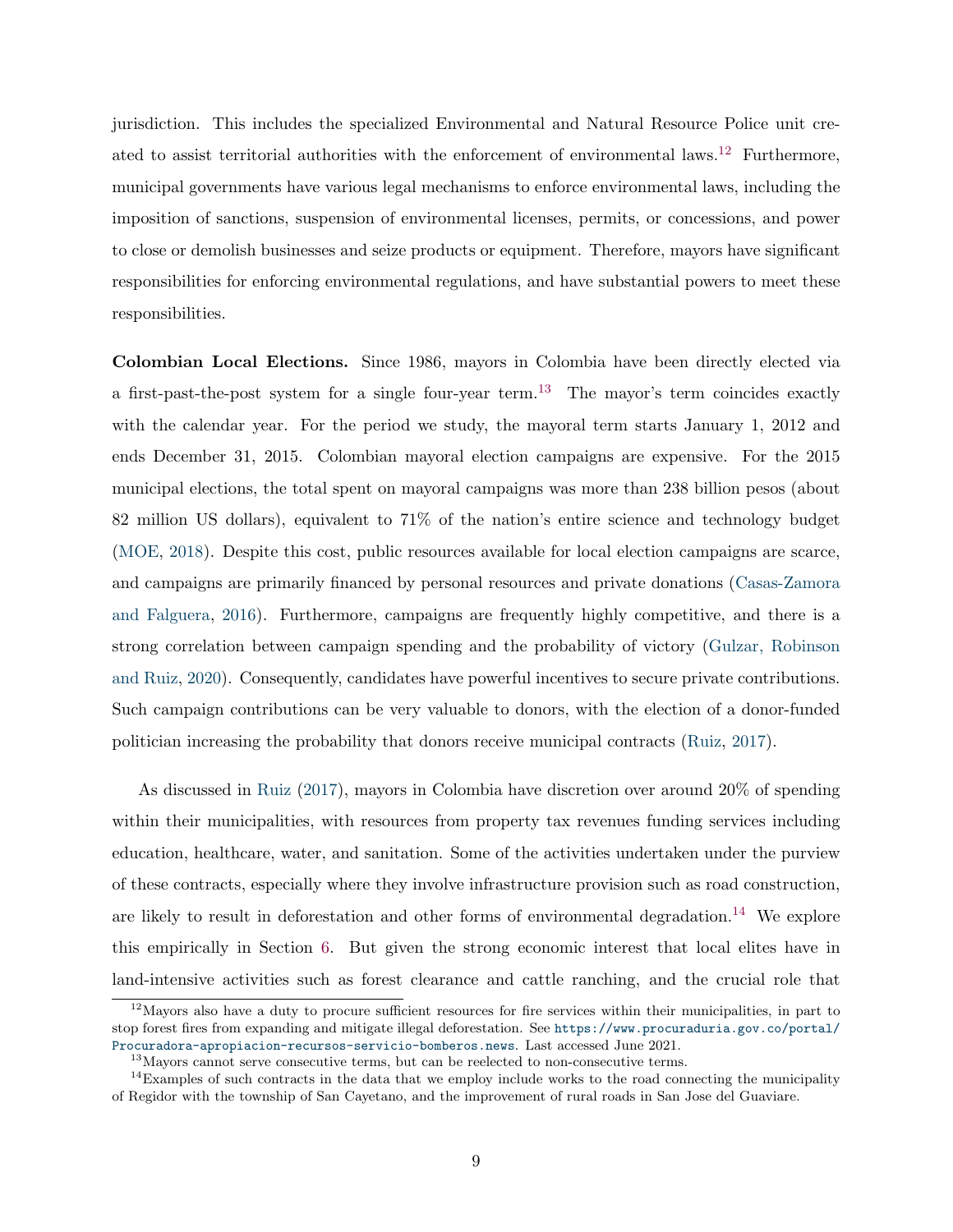jurisdiction. This includes the specialized Environmental and Natural Resource Police unit created to assist territorial authorities with the enforcement of environmental laws.[12] Furthermore, municipal governments have various legal mechanisms to enforce environmental laws, including the imposition of sanctions, suspension of environmental licenses, permits, or concessions, and power to close or demolish businesses and seize products or equipment. Therefore, mayors have significant responsibilities for enforcing environmental regulations, and have substantial powers to meet these responsibilities.

**Colombian Local Elections.** Since 1986, mayors in Colombia have been directly elected via a first-past-the-post system for a single four-year term.[13] The mayor's term coincides exactly with the calendar year. For the period we study, the mayoral term starts January 1, 2012 and ends December 31, 2015. Colombian mayoral election campaigns are expensive. For the 2015 municipal elections, the total spent on mayoral campaigns was more than 238 billion pesos (about 82 million US dollars), equivalent to 71% of the nation's entire science and technology budget (MOE, 2018). Despite this cost, public resources available for local election campaigns are scarce, and campaigns are primarily financed by personal resources and private donations (Casas-Zamora and Falguera, 2016). Furthermore, campaigns are frequently highly competitive, and there is a strong correlation between campaign spending and the probability of victory (Gulzar, Robinson and Ruiz, 2020). Consequently, candidates have powerful incentives to secure private contributions. Such campaign contributions can be very valuable to donors, with the election of a donor-funded politician increasing the probability that donors receive municipal contracts (Ruiz, 2017).

As discussed in Ruiz (2017), mayors in Colombia have discretion over around 20% of spending within their municipalities, with resources from property tax revenues funding services including education, healthcare, water, and sanitation. Some of the activities undertaken under the purview of these contracts, especially where they involve infrastructure provision such as road construction, are likely to result in deforestation and other forms of environmental degradation.[14] We explore this empirically in Section 6. But given the strong economic interest that local elites have in land-intensive activities such as forest clearance and cattle ranching, and the crucial role that

[12] Mayors also have a duty to procure sufficient resources for fire services within their municipalities, in part to stop forest fires from expanding and mitigate illegal deforestation. See https://www.procuraduria.gov.co/portal/Procuradora-apropiacion-recursos-servicio-bomberos.news. Last accessed June 2021.

[13] Mayors cannot serve consecutive terms, but can be reelected to non-consecutive terms.

[14] Examples of such contracts in the data that we employ include works to the road connecting the municipality of Regidor with the township of San Cayetano, and the improvement of rural roads in San Jose del Guaviare.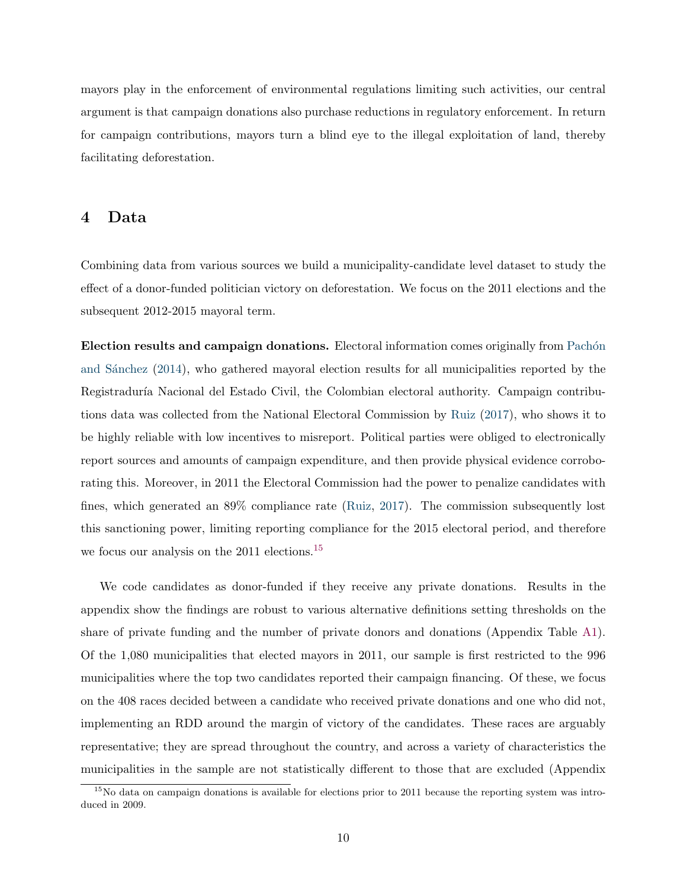mayors play in the enforcement of environmental regulations limiting such activities, our central argument is that campaign donations also purchase reductions in regulatory enforcement. In return for campaign contributions, mayors turn a blind eye to the illegal exploitation of land, thereby facilitating deforestation.

## 4 Data

Combining data from various sources we build a municipality-candidate level dataset to study the effect of a donor-funded politician victory on deforestation. We focus on the 2011 elections and the subsequent 2012-2015 mayoral term.

**Election results and campaign donations.** Electoral information comes originally from Pachón and Sánchez (2014), who gathered mayoral election results for all municipalities reported by the Registraduría Nacional del Estado Civil, the Colombian electoral authority. Campaign contributions data was collected from the National Electoral Commission by Ruiz (2017), who shows it to be highly reliable with low incentives to misreport. Political parties were obliged to electronically report sources and amounts of campaign expenditure, and then provide physical evidence corroborating this. Moreover, in 2011 the Electoral Commission had the power to penalize candidates with fines, which generated an 89% compliance rate (Ruiz, 2017). The commission subsequently lost this sanctioning power, limiting reporting compliance for the 2015 electoral period, and therefore we focus our analysis on the 2011 elections.[15]

We code candidates as donor-funded if they receive any private donations. Results in the appendix show the findings are robust to various alternative definitions setting thresholds on the share of private funding and the number of private donors and donations (Appendix Table A1). Of the 1,080 municipalities that elected mayors in 2011, our sample is first restricted to the 996 municipalities where the top two candidates reported their campaign financing. Of these, we focus on the 408 races decided between a candidate who received private donations and one who did not, implementing an RDD around the margin of victory of the candidates. These races are arguably representative; they are spread throughout the country, and across a variety of characteristics the municipalities in the sample are not statistically different to those that are excluded (Appendix

[15] No data on campaign donations is available for elections prior to 2011 because the reporting system was introduced in 2009.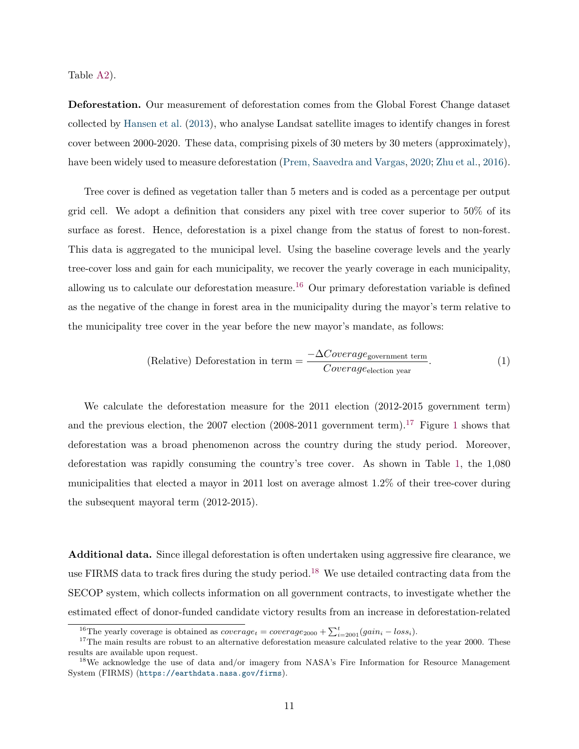Table A2).

**Deforestation.** Our measurement of deforestation comes from the Global Forest Change dataset collected by Hansen et al. (2013), who analyse Landsat satellite images to identify changes in forest cover between 2000-2020. These data, comprising pixels of 30 meters by 30 meters (approximately), have been widely used to measure deforestation (Prem, Saavedra and Vargas, 2020; Zhu et al., 2016).

Tree cover is defined as vegetation taller than 5 meters and is coded as a percentage per output grid cell. We adopt a definition that considers any pixel with tree cover superior to 50% of its surface as forest. Hence, deforestation is a pixel change from the status of forest to non-forest. This data is aggregated to the municipal level. Using the baseline coverage levels and the yearly tree-cover loss and gain for each municipality, we recover the yearly coverage in each municipality, allowing us to calculate our deforestation measure.[16] Our primary deforestation variable is defined as the negative of the change in forest area in the municipality during the mayor's term relative to the municipality tree cover in the year before the new mayor's mandate, as follows:

$$\text{(Relative) Deforestation in term} = \frac{-\Delta Coverage_{\text{government term}}}{Coverage_{\text{election year}}}. \tag{1}$$

We calculate the deforestation measure for the 2011 election (2012-2015 government term) and the previous election, the 2007 election (2008-2011 government term).[17] Figure 1 shows that deforestation was a broad phenomenon across the country during the study period. Moreover, deforestation was rapidly consuming the country's tree cover. As shown in Table 1, the 1,080 municipalities that elected a mayor in 2011 lost on average almost 1.2% of their tree-cover during the subsequent mayoral term (2012-2015).

**Additional data.** Since illegal deforestation is often undertaken using aggressive fire clearance, we use FIRMS data to track fires during the study period.[18] We use detailed contracting data from the SECOP system, which collects information on all government contracts, to investigate whether the estimated effect of donor-funded candidate victory results from an increase in deforestation-related

[16] The yearly coverage is obtained as $coverage_t = coverage_{2000} + \sum_{i=2001}^{t}(gain_i - loss_i)$.

[17] The main results are robust to an alternative deforestation measure calculated relative to the year 2000. These results are available upon request.

[18] We acknowledge the use of data and/or imagery from NASA's Fire Information for Resource Management System (FIRMS) (https://earthdata.nasa.gov/firms).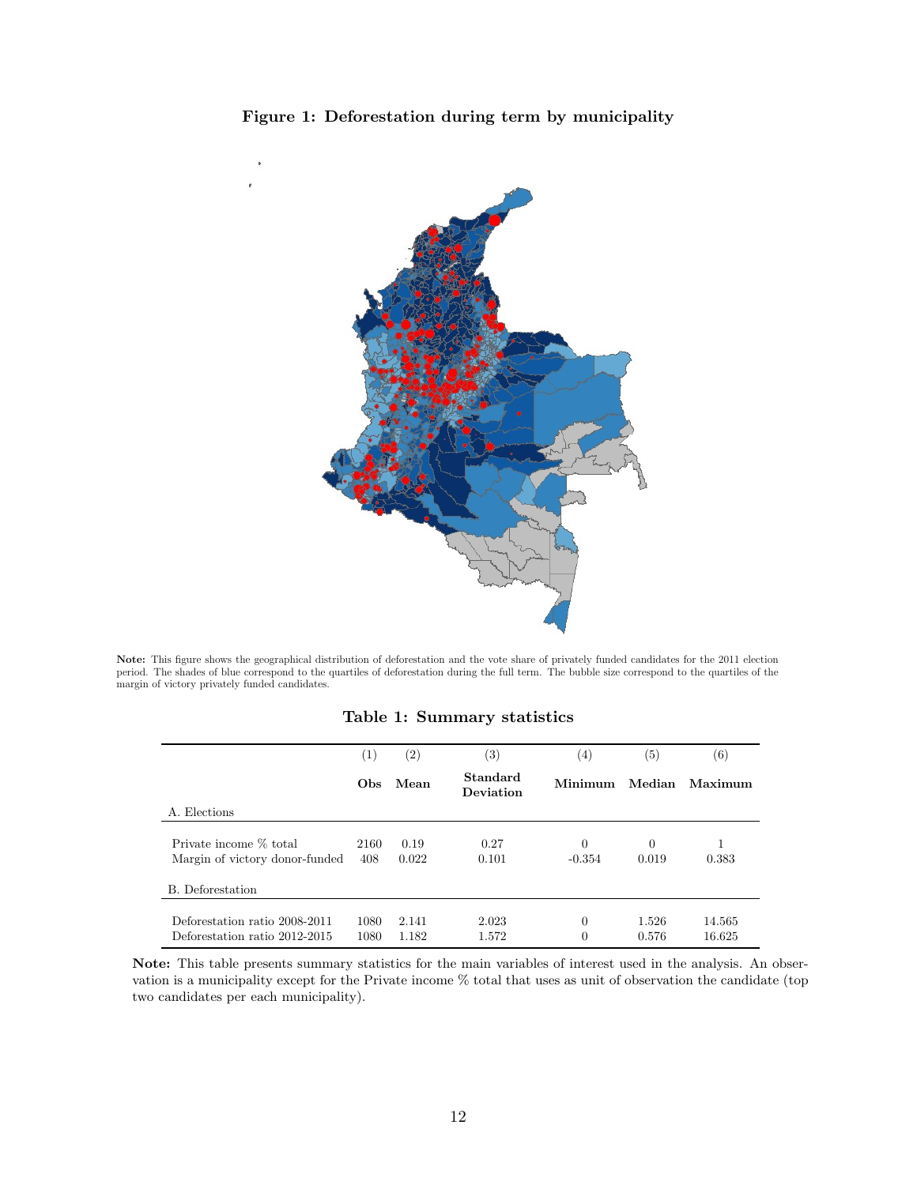**Figure 1: Deforestation during term by municipality**

**Note:** This figure shows the geographical distribution of deforestation and the vote share of privately funded candidates for the 2011 election period. The shades of blue correspond to the quartiles of deforestation during the full term. The bubble size correspond to the quartiles of the margin of victory privately funded candidates.

**Table 1: Summary statistics**

| | (1) | (2) | (3) | (4) | (5) | (6) |
|---|---|---|---|---|---|---|
| | **Obs** | **Mean** | **Standard Deviation** | **Minimum** | **Median** | **Maximum** |
| A. Elections | | | | | | |
| Private income % total | 2160 | 0.19 | 0.27 | 0 | 0 | 1 |
| Margin of victory donor-funded | 408 | 0.022 | 0.101 | -0.354 | 0.019 | 0.383 |
| B. Deforestation | | | | | | |
| Deforestation ratio 2008-2011 | 1080 | 2.141 | 2.023 | 0 | 1.526 | 14.565 |
| Deforestation ratio 2012-2015 | 1080 | 1.182 | 1.572 | 0 | 0.576 | 16.625 |

**Note:** This table presents summary statistics for the main variables of interest used in the analysis. An observation is a municipality except for the Private income % total that uses as unit of observation the candidate (top two candidates per each municipality).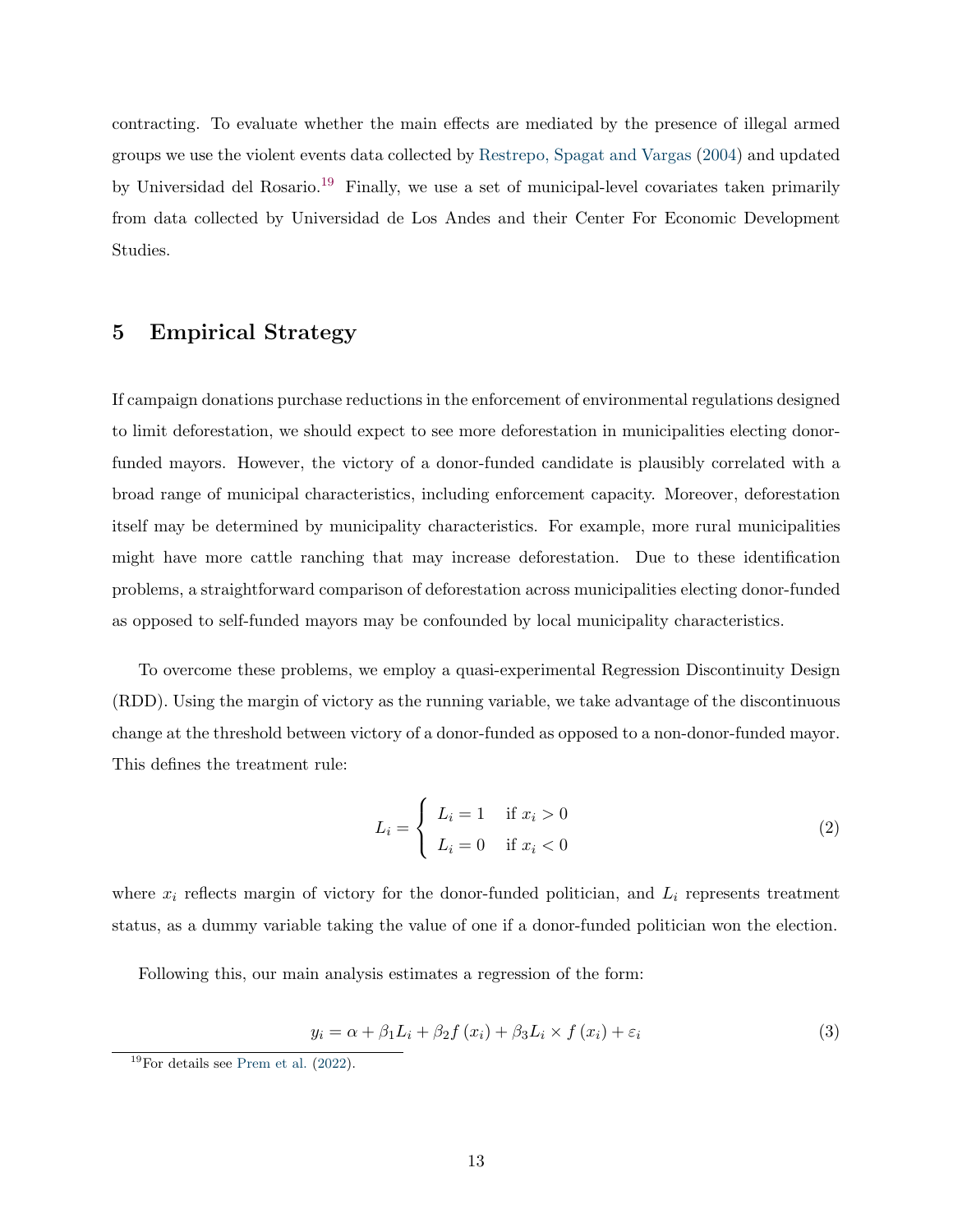contracting. To evaluate whether the main effects are mediated by the presence of illegal armed groups we use the violent events data collected by Restrepo, Spagat and Vargas (2004) and updated by Universidad del Rosario.[19] Finally, we use a set of municipal-level covariates taken primarily from data collected by Universidad de Los Andes and their Center For Economic Development Studies.

## 5 Empirical Strategy

If campaign donations purchase reductions in the enforcement of environmental regulations designed to limit deforestation, we should expect to see more deforestation in municipalities electing donor-funded mayors. However, the victory of a donor-funded candidate is plausibly correlated with a broad range of municipal characteristics, including enforcement capacity. Moreover, deforestation itself may be determined by municipality characteristics. For example, more rural municipalities might have more cattle ranching that may increase deforestation. Due to these identification problems, a straightforward comparison of deforestation across municipalities electing donor-funded as opposed to self-funded mayors may be confounded by local municipality characteristics.

To overcome these problems, we employ a quasi-experimental Regression Discontinuity Design (RDD). Using the margin of victory as the running variable, we take advantage of the discontinuous change at the threshold between victory of a donor-funded as opposed to a non-donor-funded mayor. This defines the treatment rule:

$$L_i = \begin{cases} L_i = 1 & \text{if } x_i > 0 \\ L_i = 0 & \text{if } x_i < 0 \end{cases} \tag{2}$$

where $x_i$ reflects margin of victory for the donor-funded politician, and $L_i$ represents treatment status, as a dummy variable taking the value of one if a donor-funded politician won the election.

Following this, our main analysis estimates a regression of the form:

$$y_i = \alpha + \beta_1 L_i + \beta_2 f(x_i) + \beta_3 L_i \times f(x_i) + \varepsilon_i \tag{3}$$

[19] For details see Prem et al. (2022).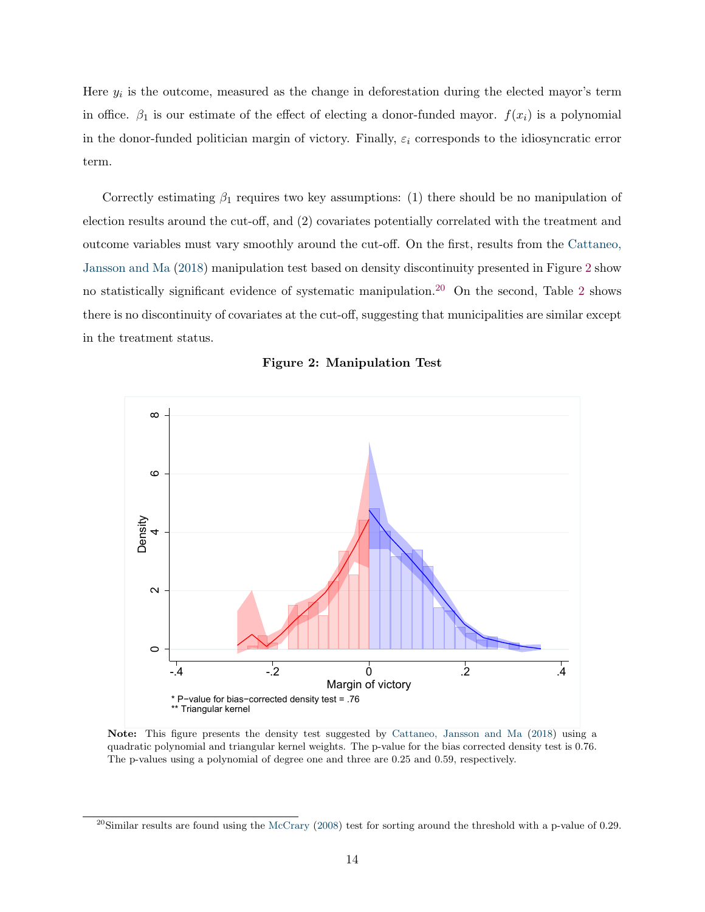Here $y_i$ is the outcome, measured as the change in deforestation during the elected mayor's term in office. $\beta_1$ is our estimate of the effect of electing a donor-funded mayor. $f(x_i)$ is a polynomial in the donor-funded politician margin of victory. Finally, $\varepsilon_i$ corresponds to the idiosyncratic error term.

Correctly estimating $\beta_1$ requires two key assumptions: (1) there should be no manipulation of election results around the cut-off, and (2) covariates potentially correlated with the treatment and outcome variables must vary smoothly around the cut-off. On the first, results from the Cattaneo, Jansson and Ma (2018) manipulation test based on density discontinuity presented in Figure 2 show no statistically significant evidence of systematic manipulation.[20] On the second, Table 2 shows there is no discontinuity of covariates at the cut-off, suggesting that municipalities are similar except in the treatment status.

**Figure 2: Manipulation Test**

\* P−value for bias−corrected density test = .76
\*\* Triangular kernel

**Note:** This figure presents the density test suggested by Cattaneo, Jansson and Ma (2018) using a quadratic polynomial and triangular kernel weights. The p-value for the bias corrected density test is 0.76. The p-values using a polynomial of degree one and three are 0.25 and 0.59, respectively.

[20] Similar results are found using the McCrary (2008) test for sorting around the threshold with a p-value of 0.29.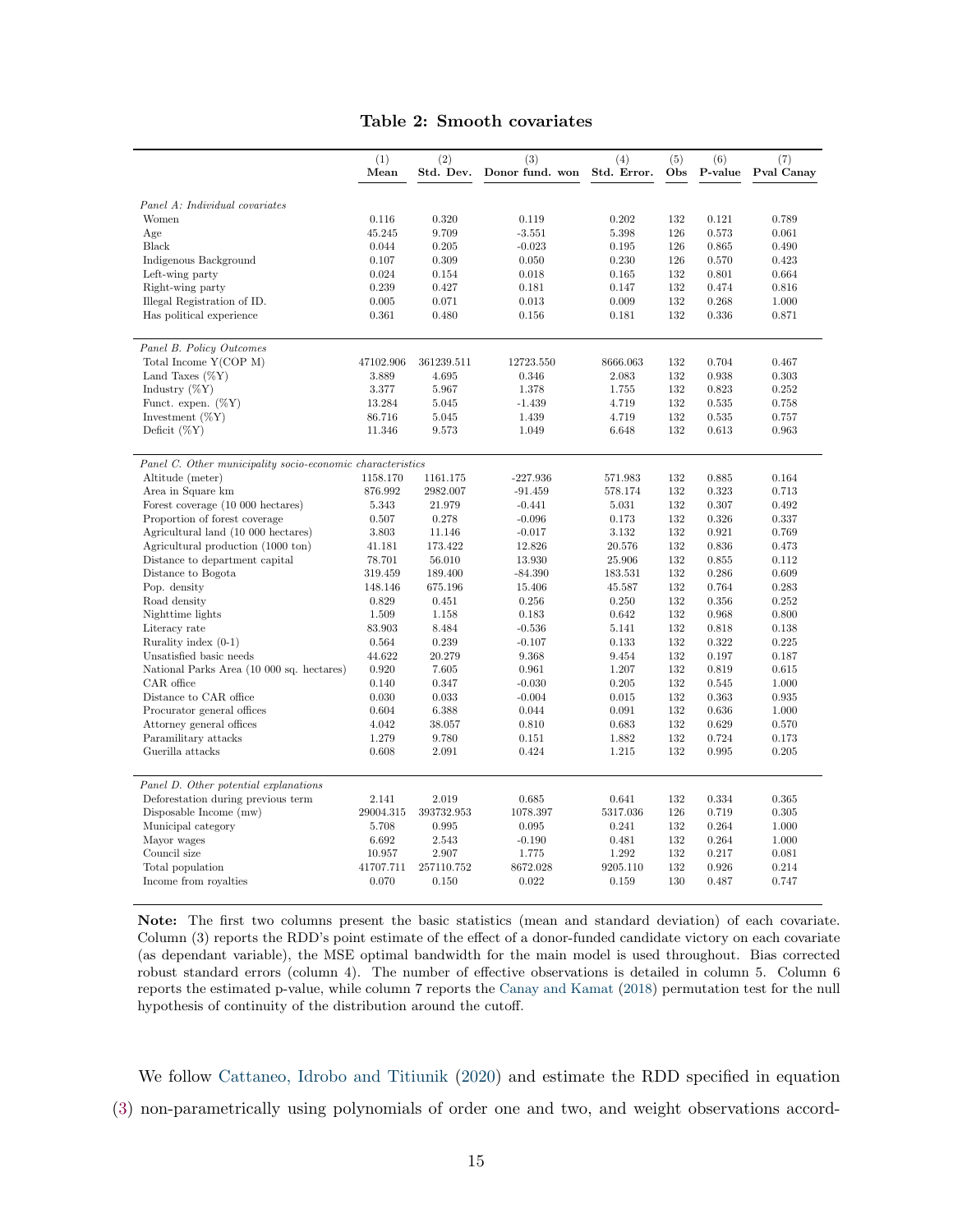**Table 2: Smooth covariates**

| | (1) Mean | (2) Std. Dev. | (3) Donor fund. won | (4) Std. Error. | (5) Obs | (6) P-value | (7) Pval Canay |
|---|---|---|---|---|---|---|---|
| *Panel A: Individual covariates* | | | | | | | |
| Women | 0.116 | 0.320 | 0.119 | 0.202 | 132 | 0.121 | 0.789 |
| Age | 45.245 | 9.709 | -3.551 | 5.398 | 126 | 0.573 | 0.061 |
| Black | 0.044 | 0.205 | -0.023 | 0.195 | 126 | 0.865 | 0.490 |
| Indigenous Background | 0.107 | 0.309 | 0.050 | 0.230 | 126 | 0.570 | 0.423 |
| Left-wing party | 0.024 | 0.154 | 0.018 | 0.165 | 132 | 0.801 | 0.664 |
| Right-wing party | 0.239 | 0.427 | 0.181 | 0.147 | 132 | 0.474 | 0.816 |
| Illegal Registration of ID. | 0.005 | 0.071 | 0.013 | 0.009 | 132 | 0.268 | 1.000 |
| Has political experience | 0.361 | 0.480 | 0.156 | 0.181 | 132 | 0.336 | 0.871 |
| *Panel B. Policy Outcomes* | | | | | | | |
| Total Income Y(COP M) | 47102.906 | 361239.511 | 12723.550 | 8666.063 | 132 | 0.704 | 0.467 |
| Land Taxes (%Y) | 3.889 | 4.695 | 0.346 | 2.083 | 132 | 0.938 | 0.303 |
| Industry (%Y) | 3.377 | 5.967 | 1.378 | 1.755 | 132 | 0.823 | 0.252 |
| Funct. expen. (%Y) | 13.284 | 5.045 | -1.439 | 4.719 | 132 | 0.535 | 0.758 |
| Investment (%Y) | 86.716 | 5.045 | 1.439 | 4.719 | 132 | 0.535 | 0.757 |
| Deficit (%Y) | 11.346 | 9.573 | 1.049 | 6.648 | 132 | 0.613 | 0.963 |
| *Panel C. Other municipality socio-economic characteristics* | | | | | | | |
| Altitude (meter) | 1158.170 | 1161.175 | -227.936 | 571.983 | 132 | 0.885 | 0.164 |
| Area in Square km | 876.992 | 2982.007 | -91.459 | 578.174 | 132 | 0.323 | 0.713 |
| Forest coverage (10 000 hectares) | 5.343 | 21.979 | -0.441 | 5.031 | 132 | 0.307 | 0.492 |
| Proportion of forest coverage | 0.507 | 0.278 | -0.096 | 0.173 | 132 | 0.326 | 0.337 |
| Agricultural land (10 000 hectares) | 3.803 | 11.146 | -0.017 | 3.132 | 132 | 0.921 | 0.769 |
| Agricultural production (1000 ton) | 41.181 | 173.422 | 12.826 | 20.576 | 132 | 0.836 | 0.473 |
| Distance to department capital | 78.701 | 56.010 | 13.930 | 25.906 | 132 | 0.855 | 0.112 |
| Distance to Bogota | 319.459 | 189.400 | -84.390 | 183.531 | 132 | 0.286 | 0.609 |
| Pop. density | 148.146 | 675.196 | 15.406 | 45.587 | 132 | 0.764 | 0.283 |
| Road density | 0.829 | 0.451 | 0.256 | 0.250 | 132 | 0.356 | 0.252 |
| Nighttime lights | 1.509 | 1.158 | 0.183 | 0.642 | 132 | 0.968 | 0.800 |
| Literacy rate | 83.903 | 8.484 | -0.536 | 5.141 | 132 | 0.818 | 0.138 |
| Rurality index (0-1) | 0.564 | 0.239 | -0.107 | 0.133 | 132 | 0.322 | 0.225 |
| Unsatisfied basic needs | 44.622 | 20.279 | 9.368 | 9.454 | 132 | 0.197 | 0.187 |
| National Parks Area (10 000 sq. hectares) | 0.920 | 7.605 | 0.961 | 1.207 | 132 | 0.819 | 0.615 |
| CAR office | 0.140 | 0.347 | -0.030 | 0.205 | 132 | 0.545 | 1.000 |
| Distance to CAR office | 0.030 | 0.033 | -0.004 | 0.015 | 132 | 0.363 | 0.935 |
| Procurator general offices | 0.604 | 6.388 | 0.044 | 0.091 | 132 | 0.636 | 1.000 |
| Attorney general offices | 4.042 | 38.057 | 0.810 | 0.683 | 132 | 0.629 | 0.570 |
| Paramilitary attacks | 1.279 | 9.780 | 0.151 | 1.882 | 132 | 0.724 | 0.173 |
| Guerilla attacks | 0.608 | 2.091 | 0.424 | 1.215 | 132 | 0.995 | 0.205 |
| *Panel D. Other potential explanations* | | | | | | | |
| Deforestation during previous term | 2.141 | 2.019 | 0.685 | 0.641 | 132 | 0.334 | 0.365 |
| Disposable Income (mw) | 29004.315 | 393732.953 | 1078.397 | 5317.036 | 126 | 0.719 | 0.305 |
| Municipal category | 5.708 | 0.995 | 0.095 | 0.241 | 132 | 0.264 | 1.000 |
| Mayor wages | 6.692 | 2.543 | -0.190 | 0.481 | 132 | 0.264 | 1.000 |
| Council size | 10.957 | 2.907 | 1.775 | 1.292 | 132 | 0.217 | 0.081 |
| Total population | 41707.711 | 257110.752 | 8672.028 | 9205.110 | 132 | 0.926 | 0.214 |
| Income from royalties | 0.070 | 0.150 | 0.022 | 0.159 | 130 | 0.487 | 0.747 |

**Note:** The first two columns present the basic statistics (mean and standard deviation) of each covariate. Column (3) reports the RDD's point estimate of the effect of a donor-funded candidate victory on each covariate (as dependant variable), the MSE optimal bandwidth for the main model is used throughout. Bias corrected robust standard errors (column 4). The number of effective observations is detailed in column 5. Column 6 reports the estimated p-value, while column 7 reports the Canay and Kamat (2018) permutation test for the null hypothesis of continuity of the distribution around the cutoff.

We follow Cattaneo, Idrobo and Titiunik (2020) and estimate the RDD specified in equation (3) non-parametrically using polynomials of order one and two, and weight observations accord-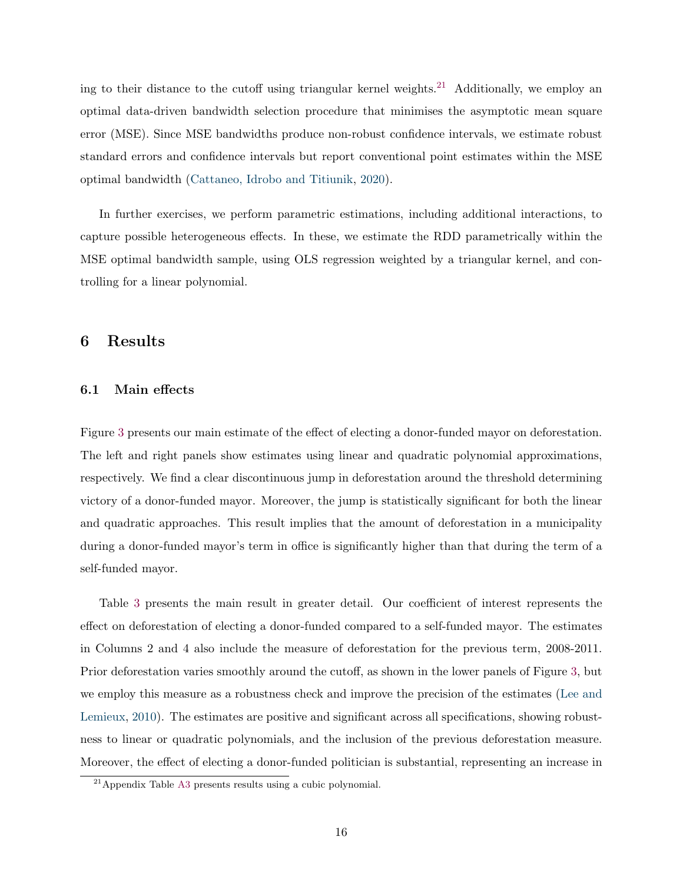ing to their distance to the cutoff using triangular kernel weights.[21] Additionally, we employ an optimal data-driven bandwidth selection procedure that minimises the asymptotic mean square error (MSE). Since MSE bandwidths produce non-robust confidence intervals, we estimate robust standard errors and confidence intervals but report conventional point estimates within the MSE optimal bandwidth (Cattaneo, Idrobo and Titiunik, 2020).

In further exercises, we perform parametric estimations, including additional interactions, to capture possible heterogeneous effects. In these, we estimate the RDD parametrically within the MSE optimal bandwidth sample, using OLS regression weighted by a triangular kernel, and controlling for a linear polynomial.

## 6 Results

### 6.1 Main effects

Figure 3 presents our main estimate of the effect of electing a donor-funded mayor on deforestation. The left and right panels show estimates using linear and quadratic polynomial approximations, respectively. We find a clear discontinuous jump in deforestation around the threshold determining victory of a donor-funded mayor. Moreover, the jump is statistically significant for both the linear and quadratic approaches. This result implies that the amount of deforestation in a municipality during a donor-funded mayor's term in office is significantly higher than that during the term of a self-funded mayor.

Table 3 presents the main result in greater detail. Our coefficient of interest represents the effect on deforestation of electing a donor-funded compared to a self-funded mayor. The estimates in Columns 2 and 4 also include the measure of deforestation for the previous term, 2008-2011. Prior deforestation varies smoothly around the cutoff, as shown in the lower panels of Figure 3, but we employ this measure as a robustness check and improve the precision of the estimates (Lee and Lemieux, 2010). The estimates are positive and significant across all specifications, showing robustness to linear or quadratic polynomials, and the inclusion of the previous deforestation measure. Moreover, the effect of electing a donor-funded politician is substantial, representing an increase in

[21] Appendix Table A3 presents results using a cubic polynomial.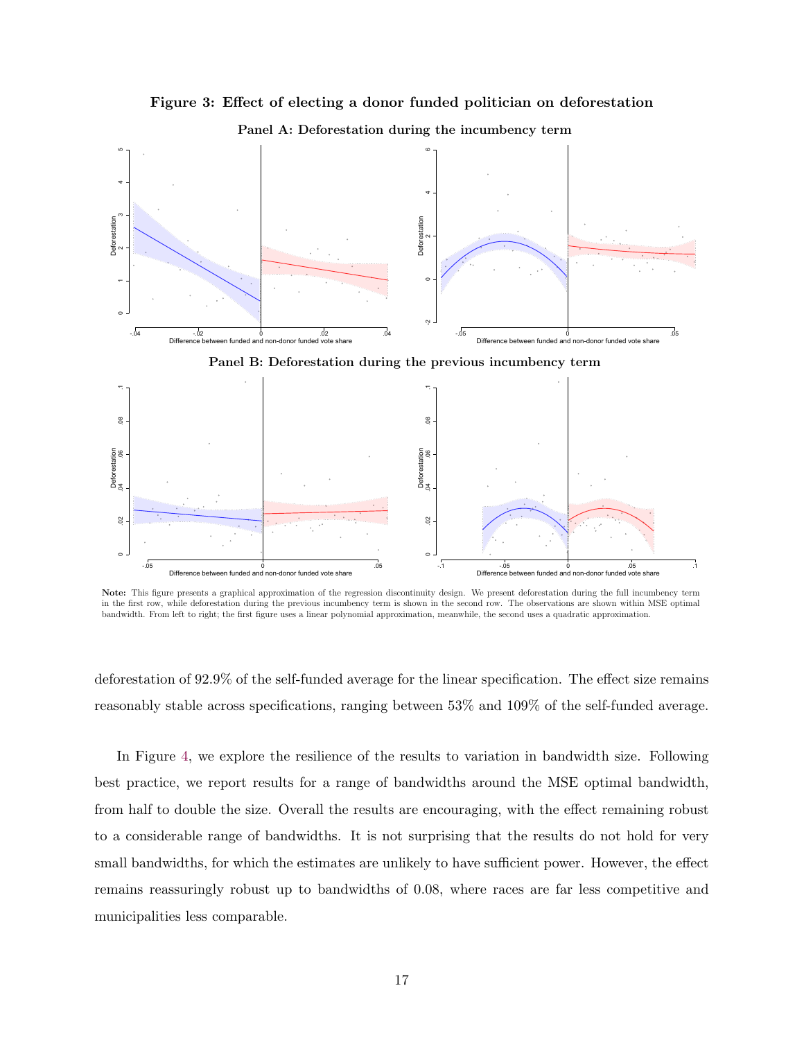**Figure 3: Effect of electing a donor funded politician on deforestation**

**Panel A: Deforestation during the incumbency term**

**Panel B: Deforestation during the previous incumbency term**

**Note:** This figure presents a graphical approximation of the regression discontinuity design. We present deforestation during the full incumbency term in the first row, while deforestation during the previous incumbency term is shown in the second row. The observations are shown within MSE optimal bandwidth. From left to right; the first figure uses a linear polynomial approximation, meanwhile, the second uses a quadratic approximation.

deforestation of 92.9% of the self-funded average for the linear specification. The effect size remains reasonably stable across specifications, ranging between 53% and 109% of the self-funded average.

In Figure 4, we explore the resilience of the results to variation in bandwidth size. Following best practice, we report results for a range of bandwidths around the MSE optimal bandwidth, from half to double the size. Overall the results are encouraging, with the effect remaining robust to a considerable range of bandwidths. It is not surprising that the results do not hold for very small bandwidths, for which the estimates are unlikely to have sufficient power. However, the effect remains reassuringly robust up to bandwidths of 0.08, where races are far less competitive and municipalities less comparable.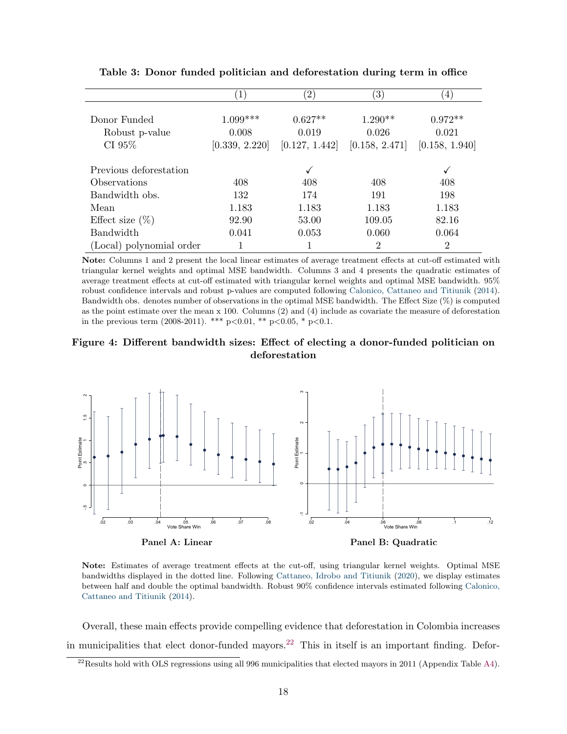**Table 3: Donor funded politician and deforestation during term in office**

| | (1) | (2) | (3) | (4) |
|---|---|---|---|---|
| Donor Funded | 1.099*** | 0.627** | 1.290** | 0.972** |
| Robust p-value | 0.008 | 0.019 | 0.026 | 0.021 |
| CI 95% | [0.339, 2.220] | [0.127, 1.442] | [0.158, 2.471] | [0.158, 1.940] |
| Previous deforestation | | ✓ | | ✓ |
| Observations | 408 | 408 | 408 | 408 |
| Bandwidth obs. | 132 | 174 | 191 | 198 |
| Mean | 1.183 | 1.183 | 1.183 | 1.183 |
| Effect size (%) | 92.90 | 53.00 | 109.05 | 82.16 |
| Bandwidth | 0.041 | 0.053 | 0.060 | 0.064 |
| (Local) polynomial order | 1 | 1 | 2 | 2 |

**Note:** Columns 1 and 2 present the local linear estimates of average treatment effects at cut-off estimated with triangular kernel weights and optimal MSE bandwidth. Columns 3 and 4 presents the quadratic estimates of average treatment effects at cut-off estimated with triangular kernel weights and optimal MSE bandwidth. 95% robust confidence intervals and robust p-values are computed following Calonico, Cattaneo and Titiunik (2014). Bandwidth obs. denotes number of observations in the optimal MSE bandwidth. The Effect Size (%) is computed as the point estimate over the mean x 100. Columns (2) and (4) include as covariate the measure of deforestation in the previous term (2008-2011). *** p<0.01, ** p<0.05, * p<0.1.

**Figure 4: Different bandwidth sizes: Effect of electing a donor-funded politician on deforestation**

Panel A: Linear

Panel B: Quadratic

**Note:** Estimates of average treatment effects at the cut-off, using triangular kernel weights. Optimal MSE bandwidths displayed in the dotted line. Following Cattaneo, Idrobo and Titiunik (2020), we display estimates between half and double the optimal bandwidth. Robust 90% confidence intervals estimated following Calonico, Cattaneo and Titiunik (2014).

Overall, these main effects provide compelling evidence that deforestation in Colombia increases in municipalities that elect donor-funded mayors.[22] This in itself is an important finding. Defor-

[22] Results hold with OLS regressions using all 996 municipalities that elected mayors in 2011 (Appendix Table A4).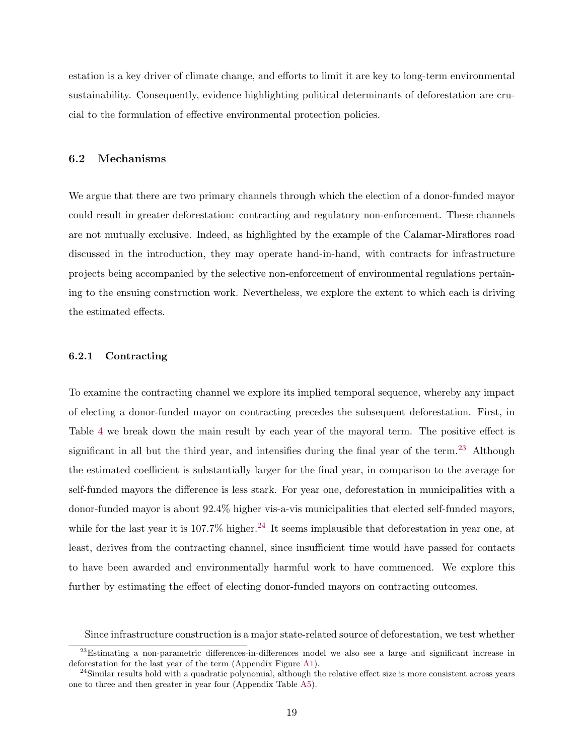estation is a key driver of climate change, and efforts to limit it are key to long-term environmental sustainability. Consequently, evidence highlighting political determinants of deforestation are crucial to the formulation of effective environmental protection policies.

### 6.2 Mechanisms

We argue that there are two primary channels through which the election of a donor-funded mayor could result in greater deforestation: contracting and regulatory non-enforcement. These channels are not mutually exclusive. Indeed, as highlighted by the example of the Calamar-Miraflores road discussed in the introduction, they may operate hand-in-hand, with contracts for infrastructure projects being accompanied by the selective non-enforcement of environmental regulations pertaining to the ensuing construction work. Nevertheless, we explore the extent to which each is driving the estimated effects.

#### 6.2.1 Contracting

To examine the contracting channel we explore its implied temporal sequence, whereby any impact of electing a donor-funded mayor on contracting precedes the subsequent deforestation. First, in Table 4 we break down the main result by each year of the mayoral term. The positive effect is significant in all but the third year, and intensifies during the final year of the term.[23] Although the estimated coefficient is substantially larger for the final year, in comparison to the average for self-funded mayors the difference is less stark. For year one, deforestation in municipalities with a donor-funded mayor is about 92.4% higher vis-a-vis municipalities that elected self-funded mayors, while for the last year it is 107.7% higher.[24] It seems implausible that deforestation in year one, at least, derives from the contracting channel, since insufficient time would have passed for contacts to have been awarded and environmentally harmful work to have commenced. We explore this further by estimating the effect of electing donor-funded mayors on contracting outcomes.

Since infrastructure construction is a major state-related source of deforestation, we test whether

[23] Estimating a non-parametric differences-in-differences model we also see a large and significant increase in deforestation for the last year of the term (Appendix Figure A1).

[24] Similar results hold with a quadratic polynomial, although the relative effect size is more consistent across years one to three and then greater in year four (Appendix Table A5).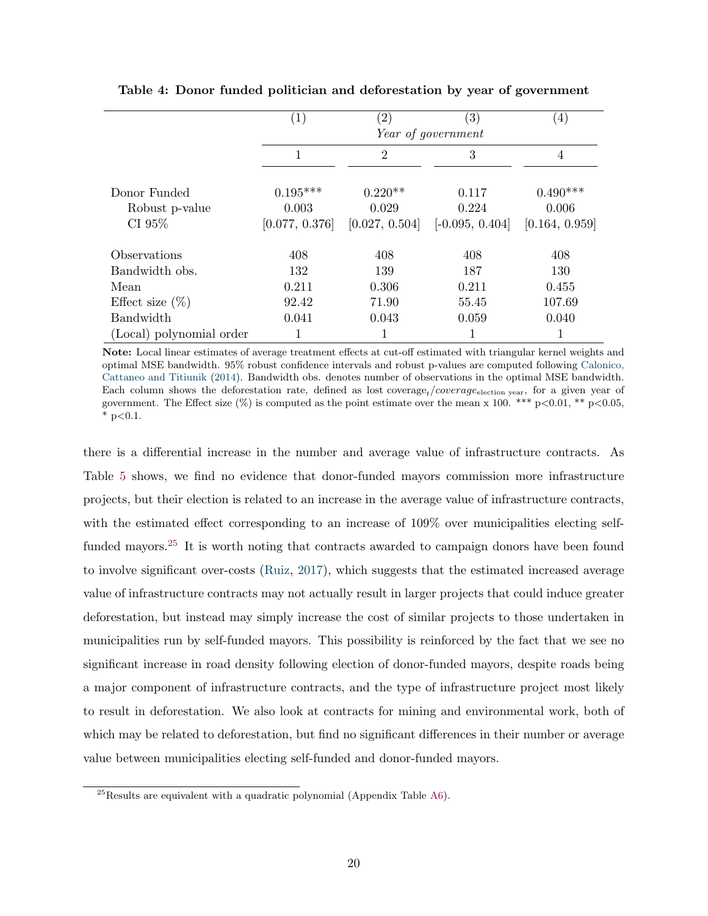**Table 4: Donor funded politician and deforestation by year of government**

| | (1) | (2) | (3) | (4) |
|---|---|---|---|---|
| | *Year of government* | | | |
| | 1 | 2 | 3 | 4 |
| Donor Funded | 0.195*** | 0.220** | 0.117 | 0.490*** |
| Robust p-value | 0.003 | 0.029 | 0.224 | 0.006 |
| CI 95% | [0.077, 0.376] | [0.027, 0.504] | [-0.095, 0.404] | [0.164, 0.959] |
| Observations | 408 | 408 | 408 | 408 |
| Bandwidth obs. | 132 | 139 | 187 | 130 |
| Mean | 0.211 | 0.306 | 0.211 | 0.455 |
| Effect size (%) | 92.42 | 71.90 | 55.45 | 107.69 |
| Bandwidth | 0.041 | 0.043 | 0.059 | 0.040 |
| (Local) polynomial order | 1 | 1 | 1 | 1 |

**Note:** Local linear estimates of average treatment effects at cut-off estimated with triangular kernel weights and optimal MSE bandwidth. 95% robust confidence intervals and robust p-values are computed following Calonico, Cattaneo and Titiunik (2014). Bandwidth obs. denotes number of observations in the optimal MSE bandwidth. Each column shows the deforestation rate, defined as lost $\text{coverage}_t/\textit{coverage}_{\text{election year}}$, for a given year of government. The Effect size (%) is computed as the point estimate over the mean x 100. *** p<0.01, ** p<0.05, * p<0.1.

there is a differential increase in the number and average value of infrastructure contracts. As Table 5 shows, we find no evidence that donor-funded mayors commission more infrastructure projects, but their election is related to an increase in the average value of infrastructure contracts, with the estimated effect corresponding to an increase of 109% over municipalities electing self-funded mayors.[25] It is worth noting that contracts awarded to campaign donors have been found to involve significant over-costs (Ruiz, 2017), which suggests that the estimated increased average value of infrastructure contracts may not actually result in larger projects that could induce greater deforestation, but instead may simply increase the cost of similar projects to those undertaken in municipalities run by self-funded mayors. This possibility is reinforced by the fact that we see no significant increase in road density following election of donor-funded mayors, despite roads being a major component of infrastructure contracts, and the type of infrastructure project most likely to result in deforestation. We also look at contracts for mining and environmental work, both of which may be related to deforestation, but find no significant differences in their number or average value between municipalities electing self-funded and donor-funded mayors.

[25] Results are equivalent with a quadratic polynomial (Appendix Table A6).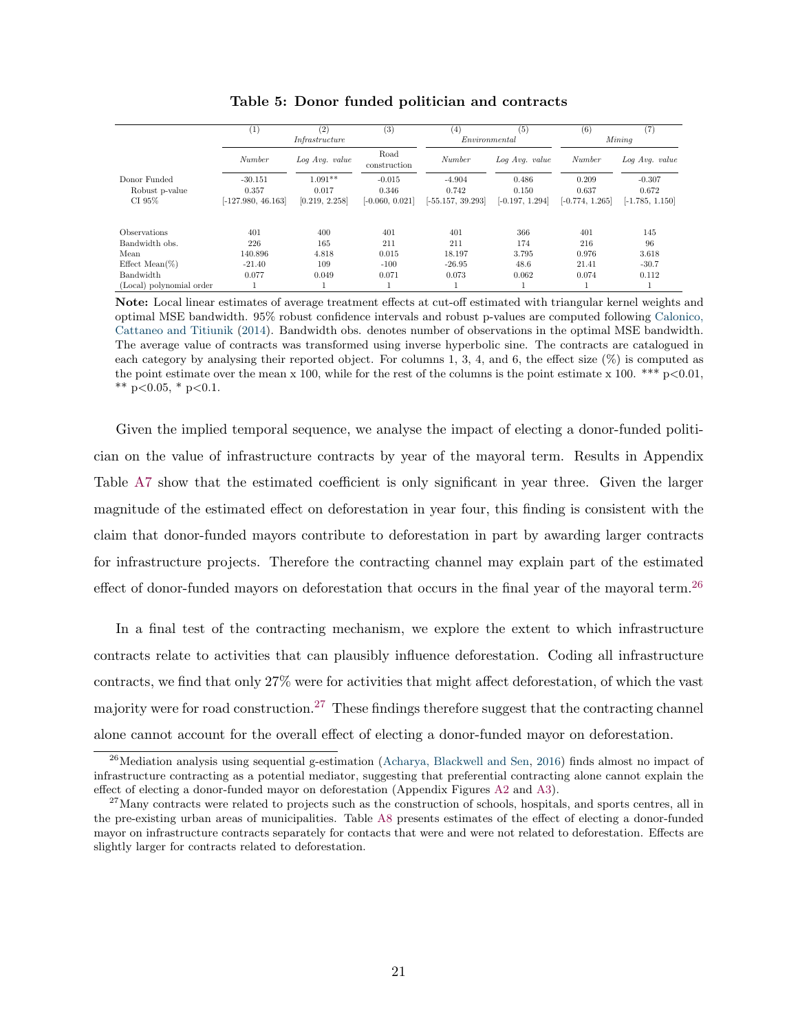**Table 5: Donor funded politician and contracts**

| | (1) | (2) | (3) | (4) | (5) | (6) | (7) |
|---|---|---|---|---|---|---|---|
| | *Infrastructure* | | | *Environmental* | | *Mining* | |
| | *Number* | *Log Avg. value* | Road construction | *Number* | *Log Avg. value* | *Number* | *Log Avg. value* |
| Donor Funded | -30.151 | 1.091** | -0.015 | -4.904 | 0.486 | 0.209 | -0.307 |
| Robust p-value | 0.357 | 0.017 | 0.346 | 0.742 | 0.150 | 0.637 | 0.672 |
| CI 95% | [-127.980, 46.163] | [0.219, 2.258] | [-0.060, 0.021] | [-55.157, 39.293] | [-0.197, 1.294] | [-0.774, 1.265] | [-1.785, 1.150] |
| Observations | 401 | 400 | 401 | 401 | 366 | 401 | 145 |
| Bandwidth obs. | 226 | 165 | 211 | 211 | 174 | 216 | 96 |
| Mean | 140.896 | 4.818 | 0.015 | 18.197 | 3.795 | 0.976 | 3.618 |
| Effect Mean(%) | -21.40 | 109 | -100 | -26.95 | 48.6 | 21.41 | -30.7 |
| Bandwidth | 0.077 | 0.049 | 0.071 | 0.073 | 0.062 | 0.074 | 0.112 |
| (Local) polynomial order | 1 | 1 | 1 | 1 | 1 | 1 | 1 |

**Note:** Local linear estimates of average treatment effects at cut-off estimated with triangular kernel weights and optimal MSE bandwidth. 95% robust confidence intervals and robust p-values are computed following Calonico, Cattaneo and Titiunik (2014). Bandwidth obs. denotes number of observations in the optimal MSE bandwidth. The average value of contracts was transformed using inverse hyperbolic sine. The contracts are catalogued in each category by analysing their reported object. For columns 1, 3, 4, and 6, the effect size (%) is computed as the point estimate over the mean x 100, while for the rest of the columns is the point estimate x 100. *** p<0.01, ** p<0.05, * p<0.1.

Given the implied temporal sequence, we analyse the impact of electing a donor-funded politician on the value of infrastructure contracts by year of the mayoral term. Results in Appendix Table A7 show that the estimated coefficient is only significant in year three. Given the larger magnitude of the estimated effect on deforestation in year four, this finding is consistent with the claim that donor-funded mayors contribute to deforestation in part by awarding larger contracts for infrastructure projects. Therefore the contracting channel may explain part of the estimated effect of donor-funded mayors on deforestation that occurs in the final year of the mayoral term.[26]

In a final test of the contracting mechanism, we explore the extent to which infrastructure contracts relate to activities that can plausibly influence deforestation. Coding all infrastructure contracts, we find that only 27% were for activities that might affect deforestation, of which the vast majority were for road construction.[27] These findings therefore suggest that the contracting channel alone cannot account for the overall effect of electing a donor-funded mayor on deforestation.

[26] Mediation analysis using sequential g-estimation (Acharya, Blackwell and Sen, 2016) finds almost no impact of infrastructure contracting as a potential mediator, suggesting that preferential contracting alone cannot explain the effect of electing a donor-funded mayor on deforestation (Appendix Figures A2 and A3).

[27] Many contracts were related to projects such as the construction of schools, hospitals, and sports centres, all in the pre-existing urban areas of municipalities. Table A8 presents estimates of the effect of electing a donor-funded mayor on infrastructure contracts separately for contacts that were and were not related to deforestation. Effects are slightly larger for contracts related to deforestation.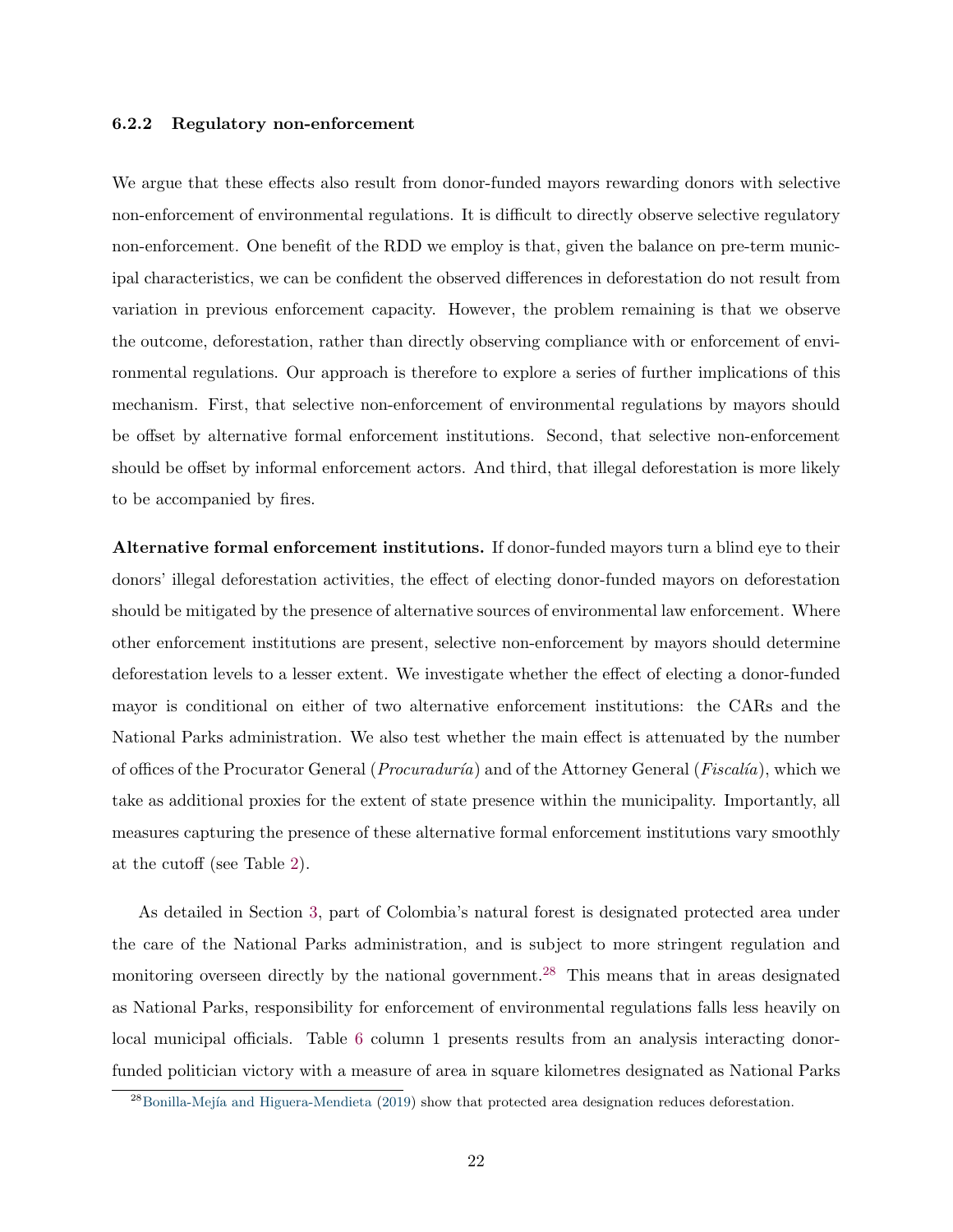#### 6.2.2 Regulatory non-enforcement

We argue that these effects also result from donor-funded mayors rewarding donors with selective non-enforcement of environmental regulations. It is difficult to directly observe selective regulatory non-enforcement. One benefit of the RDD we employ is that, given the balance on pre-term municipal characteristics, we can be confident the observed differences in deforestation do not result from variation in previous enforcement capacity. However, the problem remaining is that we observe the outcome, deforestation, rather than directly observing compliance with or enforcement of environmental regulations. Our approach is therefore to explore a series of further implications of this mechanism. First, that selective non-enforcement of environmental regulations by mayors should be offset by alternative formal enforcement institutions. Second, that selective non-enforcement should be offset by informal enforcement actors. And third, that illegal deforestation is more likely to be accompanied by fires.

**Alternative formal enforcement institutions.** If donor-funded mayors turn a blind eye to their donors' illegal deforestation activities, the effect of electing donor-funded mayors on deforestation should be mitigated by the presence of alternative sources of environmental law enforcement. Where other enforcement institutions are present, selective non-enforcement by mayors should determine deforestation levels to a lesser extent. We investigate whether the effect of electing a donor-funded mayor is conditional on either of two alternative enforcement institutions: the CARs and the National Parks administration. We also test whether the main effect is attenuated by the number of offices of the Procurator General (*Procuraduría*) and of the Attorney General (*Fiscalía*), which we take as additional proxies for the extent of state presence within the municipality. Importantly, all measures capturing the presence of these alternative formal enforcement institutions vary smoothly at the cutoff (see Table 2).

As detailed in Section 3, part of Colombia's natural forest is designated protected area under the care of the National Parks administration, and is subject to more stringent regulation and monitoring overseen directly by the national government.[28] This means that in areas designated as National Parks, responsibility for enforcement of environmental regulations falls less heavily on local municipal officials. Table 6 column 1 presents results from an analysis interacting donor-funded politician victory with a measure of area in square kilometres designated as National Parks

[28] Bonilla-Mejía and Higuera-Mendieta (2019) show that protected area designation reduces deforestation.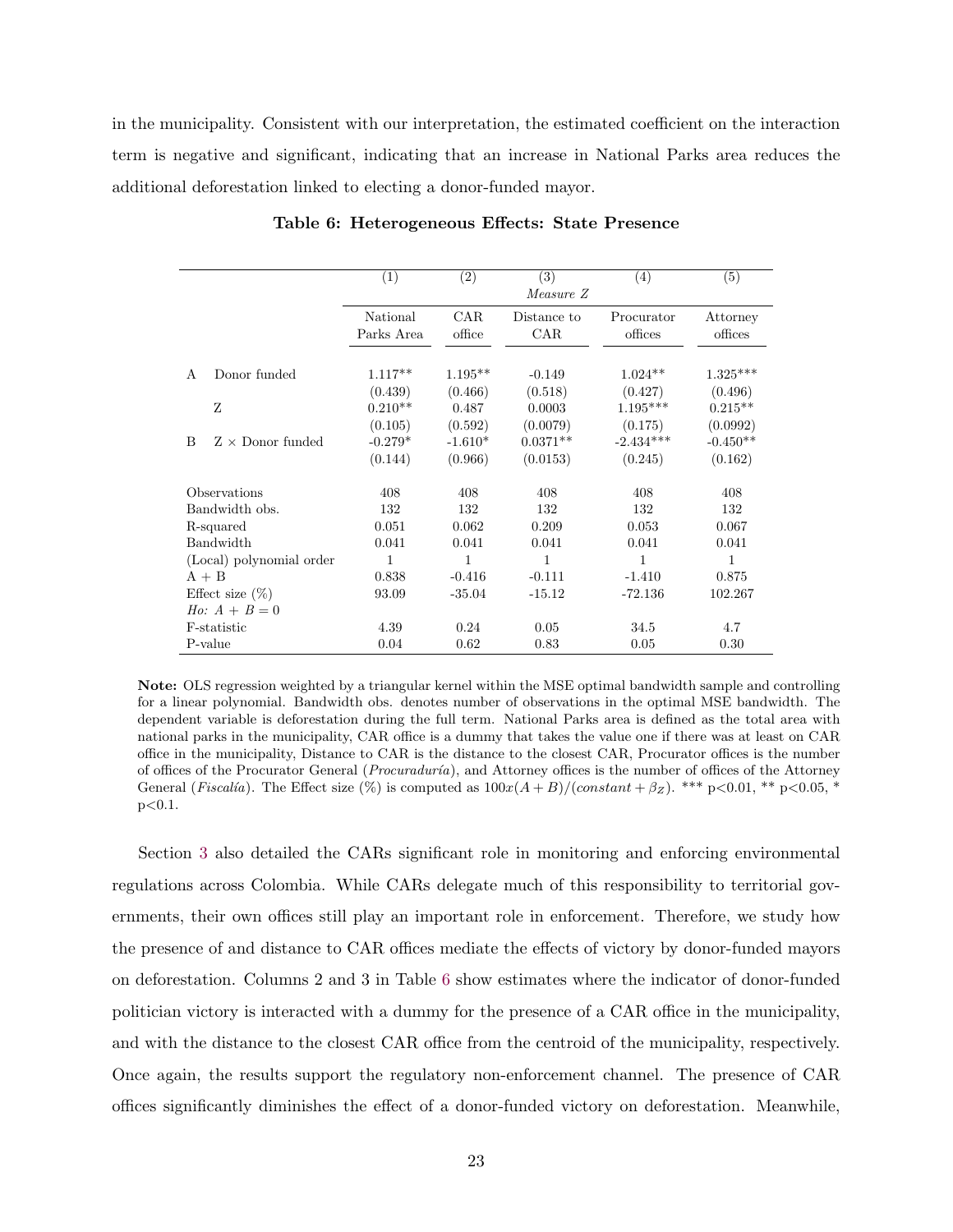in the municipality. Consistent with our interpretation, the estimated coefficient on the interaction term is negative and significant, indicating that an increase in National Parks area reduces the additional deforestation linked to electing a donor-funded mayor.

**Table 6: Heterogeneous Effects: State Presence**

| | | (1) | (2) | (3) | (4) | (5) |
|---|---|---|---|---|---|---|
| | | | | *Measure Z* | | |
| | | National Parks Area | CAR office | Distance to CAR | Procurator offices | Attorney offices |
| A | Donor funded | 1.117** | 1.195** | -0.149 | 1.024** | 1.325*** |
| | | (0.439) | (0.466) | (0.518) | (0.427) | (0.496) |
| | Z | 0.210** | 0.487 | 0.0003 | 1.195*** | 0.215** |
| | | (0.105) | (0.592) | (0.0079) | (0.175) | (0.0992) |
| B | Z × Donor funded | -0.279* | -1.610* | 0.0371** | -2.434*** | -0.450** |
| | | (0.144) | (0.966) | (0.0153) | (0.245) | (0.162) |
| Observations | | 408 | 408 | 408 | 408 | 408 |
| Bandwidth obs. | | 132 | 132 | 132 | 132 | 132 |
| R-squared | | 0.051 | 0.062 | 0.209 | 0.053 | 0.067 |
| Bandwidth | | 0.041 | 0.041 | 0.041 | 0.041 | 0.041 |
| (Local) polynomial order | | 1 | 1 | 1 | 1 | 1 |
| A + B | | 0.838 | -0.416 | -0.111 | -1.410 | 0.875 |
| Effect size (%) | | 93.09 | -35.04 | -15.12 | -72.136 | 102.267 |
| *Ho: A + B = 0* | | | | | | |
| F-statistic | | 4.39 | 0.24 | 0.05 | 34.5 | 4.7 |
| P-value | | 0.04 | 0.62 | 0.83 | 0.05 | 0.30 |

**Note:** OLS regression weighted by a triangular kernel within the MSE optimal bandwidth sample and controlling for a linear polynomial. Bandwidth obs. denotes number of observations in the optimal MSE bandwidth. The dependent variable is deforestation during the full term. National Parks area is defined as the total area with national parks in the municipality, CAR office is a dummy that takes the value one if there was at least on CAR office in the municipality, Distance to CAR is the distance to the closest CAR, Procurator offices is the number of offices of the Procurator General (*Procuraduría*), and Attorney offices is the number of offices of the Attorney General (*Fiscalía*). The Effect size (%) is computed as $100x(A+B)/(constant+\beta_Z)$. *** p<0.01, ** p<0.05, * p<0.1.

Section 3 also detailed the CARs significant role in monitoring and enforcing environmental regulations across Colombia. While CARs delegate much of this responsibility to territorial governments, their own offices still play an important role in enforcement. Therefore, we study how the presence of and distance to CAR offices mediate the effects of victory by donor-funded mayors on deforestation. Columns 2 and 3 in Table 6 show estimates where the indicator of donor-funded politician victory is interacted with a dummy for the presence of a CAR office in the municipality, and with the distance to the closest CAR office from the centroid of the municipality, respectively. Once again, the results support the regulatory non-enforcement channel. The presence of CAR offices significantly diminishes the effect of a donor-funded victory on deforestation. Meanwhile,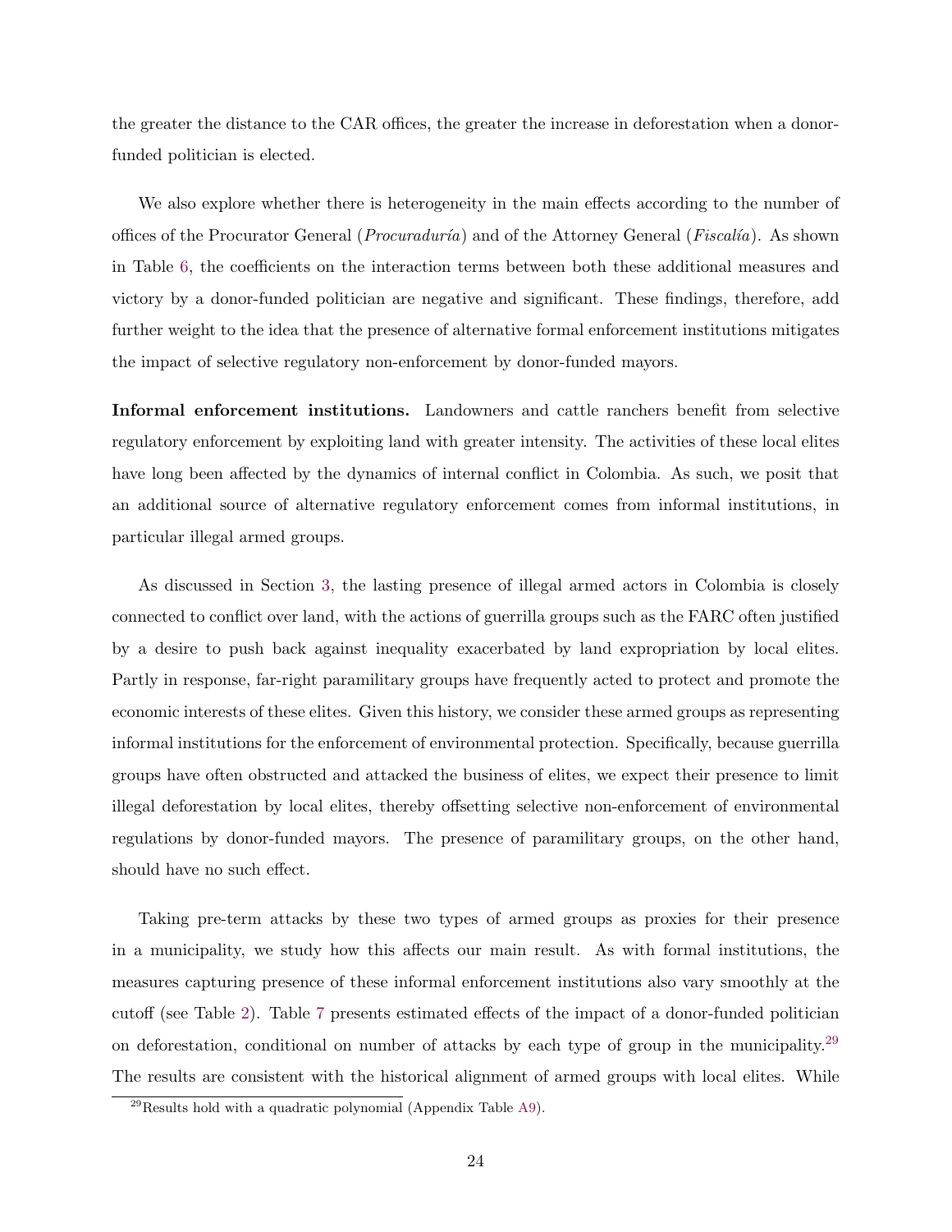the greater the distance to the CAR offices, the greater the increase in deforestation when a donor-funded politician is elected.

We also explore whether there is heterogeneity in the main effects according to the number of offices of the Procurator General (*Procuraduría*) and of the Attorney General (*Fiscalía*). As shown in Table 6, the coefficients on the interaction terms between both these additional measures and victory by a donor-funded politician are negative and significant. These findings, therefore, add further weight to the idea that the presence of alternative formal enforcement institutions mitigates the impact of selective regulatory non-enforcement by donor-funded mayors.

**Informal enforcement institutions.** Landowners and cattle ranchers benefit from selective regulatory enforcement by exploiting land with greater intensity. The activities of these local elites have long been affected by the dynamics of internal conflict in Colombia. As such, we posit that an additional source of alternative regulatory enforcement comes from informal institutions, in particular illegal armed groups.

As discussed in Section 3, the lasting presence of illegal armed actors in Colombia is closely connected to conflict over land, with the actions of guerrilla groups such as the FARC often justified by a desire to push back against inequality exacerbated by land expropriation by local elites. Partly in response, far-right paramilitary groups have frequently acted to protect and promote the economic interests of these elites. Given this history, we consider these armed groups as representing informal institutions for the enforcement of environmental protection. Specifically, because guerrilla groups have often obstructed and attacked the business of elites, we expect their presence to limit illegal deforestation by local elites, thereby offsetting selective non-enforcement of environmental regulations by donor-funded mayors. The presence of paramilitary groups, on the other hand, should have no such effect.

Taking pre-term attacks by these two types of armed groups as proxies for their presence in a municipality, we study how this affects our main result. As with formal institutions, the measures capturing presence of these informal enforcement institutions also vary smoothly at the cutoff (see Table 2). Table 7 presents estimated effects of the impact of a donor-funded politician on deforestation, conditional on number of attacks by each type of group in the municipality.[29] The results are consistent with the historical alignment of armed groups with local elites. While

[29] Results hold with a quadratic polynomial (Appendix Table A9).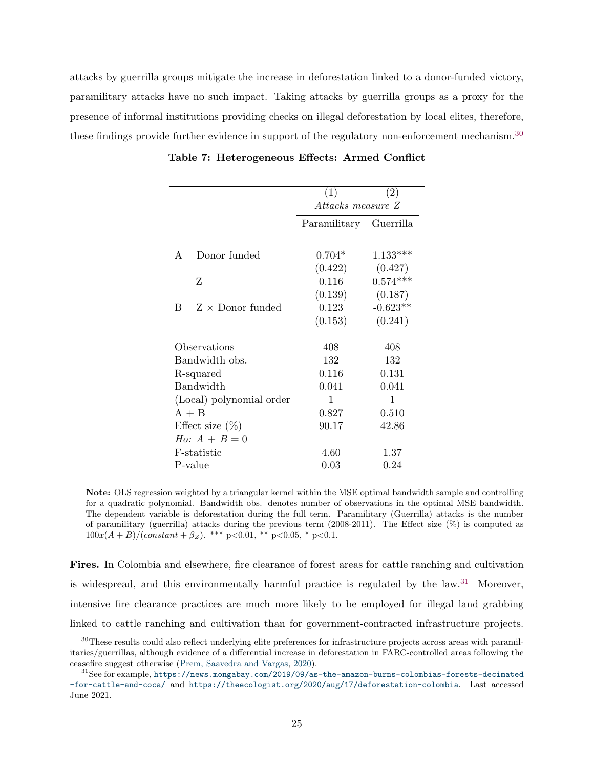attacks by guerrilla groups mitigate the increase in deforestation linked to a donor-funded victory, paramilitary attacks have no such impact. Taking attacks by guerrilla groups as a proxy for the presence of informal institutions providing checks on illegal deforestation by local elites, therefore, these findings provide further evidence in support of the regulatory non-enforcement mechanism.[30]

**Table 7: Heterogeneous Effects: Armed Conflict**

| | | (1) | (2) |
|---|---|---|---|
| | | *Attacks measure Z* | |
| | | Paramilitary | Guerrilla |
| A | Donor funded | 0.704* | 1.133*** |
| | | (0.422) | (0.427) |
| | Z | 0.116 | 0.574*** |
| | | (0.139) | (0.187) |
| B | Z × Donor funded | 0.123 | -0.623** |
| | | (0.153) | (0.241) |
| Observations | | 408 | 408 |
| Bandwidth obs. | | 132 | 132 |
| R-squared | | 0.116 | 0.131 |
| Bandwidth | | 0.041 | 0.041 |
| (Local) polynomial order | | 1 | 1 |
| A + B | | 0.827 | 0.510 |
| Effect size (%) | | 90.17 | 42.86 |
| *Ho: A + B = 0* | | | |
| F-statistic | | 4.60 | 1.37 |
| P-value | | 0.03 | 0.24 |

**Note:** OLS regression weighted by a triangular kernel within the MSE optimal bandwidth sample and controlling for a quadratic polynomial. Bandwidth obs. denotes number of observations in the optimal MSE bandwidth. The dependent variable is deforestation during the full term. Paramilitary (Guerrilla) attacks is the number of paramilitary (guerrilla) attacks during the previous term (2008-2011). The Effect size (%) is computed as $100x(A+B)/(constant+\beta_Z)$. *** p<0.01, ** p<0.05, * p<0.1.

**Fires.** In Colombia and elsewhere, fire clearance of forest areas for cattle ranching and cultivation is widespread, and this environmentally harmful practice is regulated by the law.[31] Moreover, intensive fire clearance practices are much more likely to be employed for illegal land grabbing linked to cattle ranching and cultivation than for government-contracted infrastructure projects.

[30] These results could also reflect underlying elite preferences for infrastructure projects across areas with paramilitaries/guerrillas, although evidence of a differential increase in deforestation in FARC-controlled areas following the ceasefire suggest otherwise (Prem, Saavedra and Vargas, 2020).

[31] See for example, https://news.mongabay.com/2019/09/as-the-amazon-burns-colombias-forests-decimated-for-cattle-and-coca/ and https://theecologist.org/2020/aug/17/deforestation-colombia. Last accessed June 2021.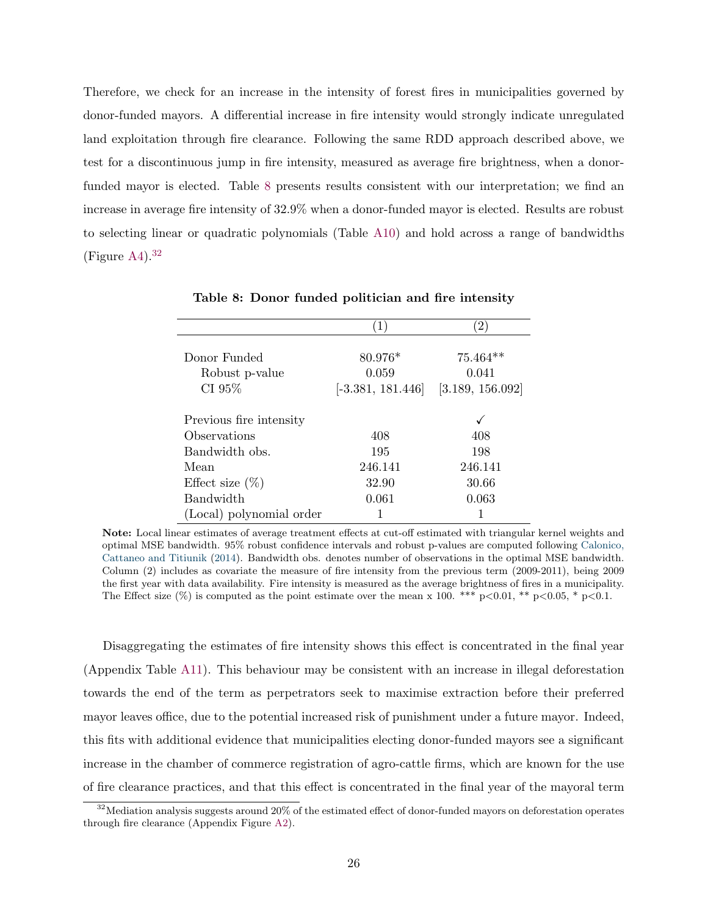Therefore, we check for an increase in the intensity of forest fires in municipalities governed by donor-funded mayors. A differential increase in fire intensity would strongly indicate unregulated land exploitation through fire clearance. Following the same RDD approach described above, we test for a discontinuous jump in fire intensity, measured as average fire brightness, when a donor-funded mayor is elected. Table 8 presents results consistent with our interpretation; we find an increase in average fire intensity of 32.9% when a donor-funded mayor is elected. Results are robust to selecting linear or quadratic polynomials (Table A10) and hold across a range of bandwidths (Figure A4).[32]

**Table 8: Donor funded politician and fire intensity**

| | (1) | (2) |
|---|---|---|
| Donor Funded | 80.976* | 75.464** |
| Robust p-value | 0.059 | 0.041 |
| CI 95% | [-3.381, 181.446] | [3.189, 156.092] |
| Previous fire intensity | | ✓ |
| Observations | 408 | 408 |
| Bandwidth obs. | 195 | 198 |
| Mean | 246.141 | 246.141 |
| Effect size (%) | 32.90 | 30.66 |
| Bandwidth | 0.061 | 0.063 |
| (Local) polynomial order | 1 | 1 |

**Note:** Local linear estimates of average treatment effects at cut-off estimated with triangular kernel weights and optimal MSE bandwidth. 95% robust confidence intervals and robust p-values are computed following Calonico, Cattaneo and Titiunik (2014). Bandwidth obs. denotes number of observations in the optimal MSE bandwidth. Column (2) includes as covariate the measure of fire intensity from the previous term (2009-2011), being 2009 the first year with data availability. Fire intensity is measured as the average brightness of fires in a municipality. The Effect size (%) is computed as the point estimate over the mean x 100. *** p<0.01, ** p<0.05, * p<0.1.

Disaggregating the estimates of fire intensity shows this effect is concentrated in the final year (Appendix Table A11). This behaviour may be consistent with an increase in illegal deforestation towards the end of the term as perpetrators seek to maximise extraction before their preferred mayor leaves office, due to the potential increased risk of punishment under a future mayor. Indeed, this fits with additional evidence that municipalities electing donor-funded mayors see a significant increase in the chamber of commerce registration of agro-cattle firms, which are known for the use of fire clearance practices, and that this effect is concentrated in the final year of the mayoral term

[32] Mediation analysis suggests around 20% of the estimated effect of donor-funded mayors on deforestation operates through fire clearance (Appendix Figure A2).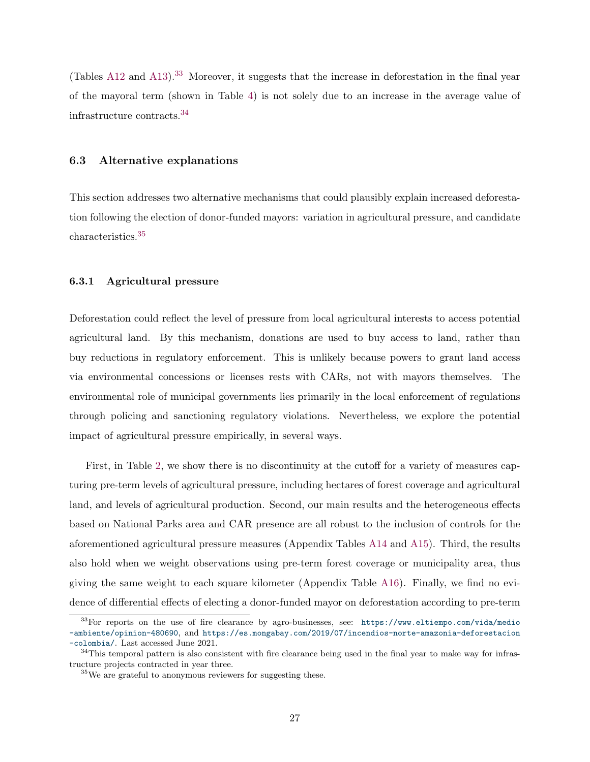(Tables A12 and A13).[33] Moreover, it suggests that the increase in deforestation in the final year of the mayoral term (shown in Table 4) is not solely due to an increase in the average value of infrastructure contracts.[34]

### 6.3 Alternative explanations

This section addresses two alternative mechanisms that could plausibly explain increased deforestation following the election of donor-funded mayors: variation in agricultural pressure, and candidate characteristics.[35]

#### 6.3.1 Agricultural pressure

Deforestation could reflect the level of pressure from local agricultural interests to access potential agricultural land. By this mechanism, donations are used to buy access to land, rather than buy reductions in regulatory enforcement. This is unlikely because powers to grant land access via environmental concessions or licenses rests with CARs, not with mayors themselves. The environmental role of municipal governments lies primarily in the local enforcement of regulations through policing and sanctioning regulatory violations. Nevertheless, we explore the potential impact of agricultural pressure empirically, in several ways.

First, in Table 2, we show there is no discontinuity at the cutoff for a variety of measures capturing pre-term levels of agricultural pressure, including hectares of forest coverage and agricultural land, and levels of agricultural production. Second, our main results and the heterogeneous effects based on National Parks area and CAR presence are all robust to the inclusion of controls for the aforementioned agricultural pressure measures (Appendix Tables A14 and A15). Third, the results also hold when we weight observations using pre-term forest coverage or municipality area, thus giving the same weight to each square kilometer (Appendix Table A16). Finally, we find no evidence of differential effects of electing a donor-funded mayor on deforestation according to pre-term

---

[33] For reports on the use of fire clearance by agro-businesses, see: https://www.eltiempo.com/vida/medio-ambiente/opinion-480690, and https://es.mongabay.com/2019/07/incendios-norte-amazonia-deforestacion-colombia/. Last accessed June 2021.

[34] This temporal pattern is also consistent with fire clearance being used in the final year to make way for infrastructure projects contracted in year three.

[35] We are grateful to anonymous reviewers for suggesting these.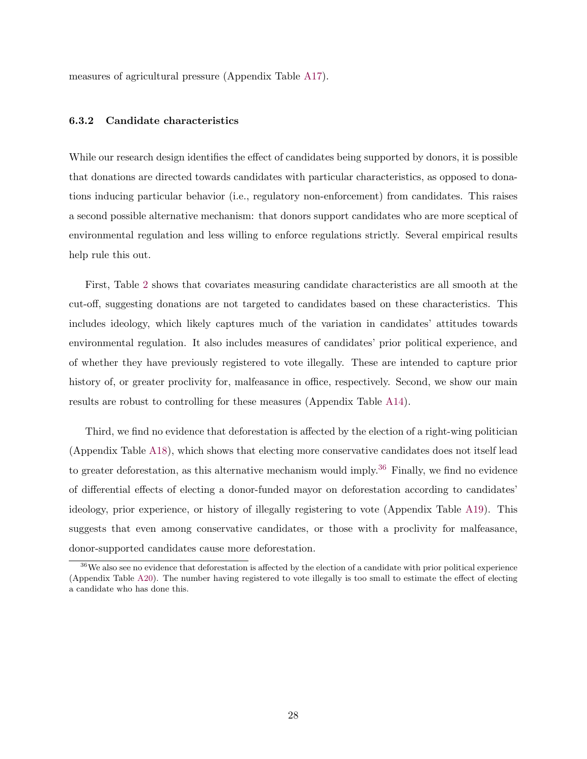measures of agricultural pressure (Appendix Table A17).

### 6.3.2 Candidate characteristics

While our research design identifies the effect of candidates being supported by donors, it is possible that donations are directed towards candidates with particular characteristics, as opposed to donations inducing particular behavior (i.e., regulatory non-enforcement) from candidates. This raises a second possible alternative mechanism: that donors support candidates who are more sceptical of environmental regulation and less willing to enforce regulations strictly. Several empirical results help rule this out.

First, Table 2 shows that covariates measuring candidate characteristics are all smooth at the cut-off, suggesting donations are not targeted to candidates based on these characteristics. This includes ideology, which likely captures much of the variation in candidates' attitudes towards environmental regulation. It also includes measures of candidates' prior political experience, and of whether they have previously registered to vote illegally. These are intended to capture prior history of, or greater proclivity for, malfeasance in office, respectively. Second, we show our main results are robust to controlling for these measures (Appendix Table A14).

Third, we find no evidence that deforestation is affected by the election of a right-wing politician (Appendix Table A18), which shows that electing more conservative candidates does not itself lead to greater deforestation, as this alternative mechanism would imply.[36] Finally, we find no evidence of differential effects of electing a donor-funded mayor on deforestation according to candidates' ideology, prior experience, or history of illegally registering to vote (Appendix Table A19). This suggests that even among conservative candidates, or those with a proclivity for malfeasance, donor-supported candidates cause more deforestation.

[36] We also see no evidence that deforestation is affected by the election of a candidate with prior political experience (Appendix Table A20). The number having registered to vote illegally is too small to estimate the effect of electing a candidate who has done this.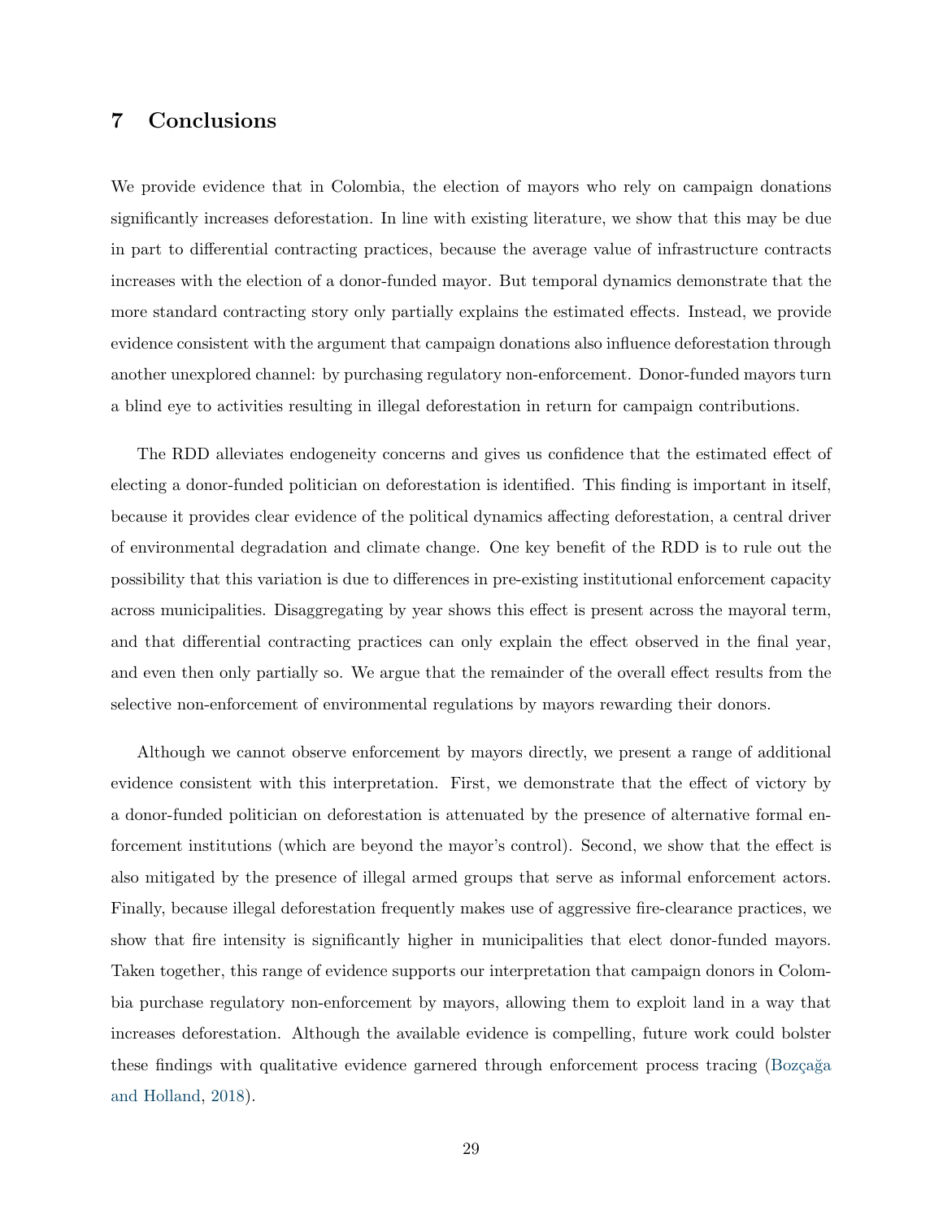## 7 Conclusions

We provide evidence that in Colombia, the election of mayors who rely on campaign donations significantly increases deforestation. In line with existing literature, we show that this may be due in part to differential contracting practices, because the average value of infrastructure contracts increases with the election of a donor-funded mayor. But temporal dynamics demonstrate that the more standard contracting story only partially explains the estimated effects. Instead, we provide evidence consistent with the argument that campaign donations also influence deforestation through another unexplored channel: by purchasing regulatory non-enforcement. Donor-funded mayors turn a blind eye to activities resulting in illegal deforestation in return for campaign contributions.

The RDD alleviates endogeneity concerns and gives us confidence that the estimated effect of electing a donor-funded politician on deforestation is identified. This finding is important in itself, because it provides clear evidence of the political dynamics affecting deforestation, a central driver of environmental degradation and climate change. One key benefit of the RDD is to rule out the possibility that this variation is due to differences in pre-existing institutional enforcement capacity across municipalities. Disaggregating by year shows this effect is present across the mayoral term, and that differential contracting practices can only explain the effect observed in the final year, and even then only partially so. We argue that the remainder of the overall effect results from the selective non-enforcement of environmental regulations by mayors rewarding their donors.

Although we cannot observe enforcement by mayors directly, we present a range of additional evidence consistent with this interpretation. First, we demonstrate that the effect of victory by a donor-funded politician on deforestation is attenuated by the presence of alternative formal enforcement institutions (which are beyond the mayor's control). Second, we show that the effect is also mitigated by the presence of illegal armed groups that serve as informal enforcement actors. Finally, because illegal deforestation frequently makes use of aggressive fire-clearance practices, we show that fire intensity is significantly higher in municipalities that elect donor-funded mayors. Taken together, this range of evidence supports our interpretation that campaign donors in Colombia purchase regulatory non-enforcement by mayors, allowing them to exploit land in a way that increases deforestation. Although the available evidence is compelling, future work could bolster these findings with qualitative evidence garnered through enforcement process tracing (Bozçağa and Holland, 2018).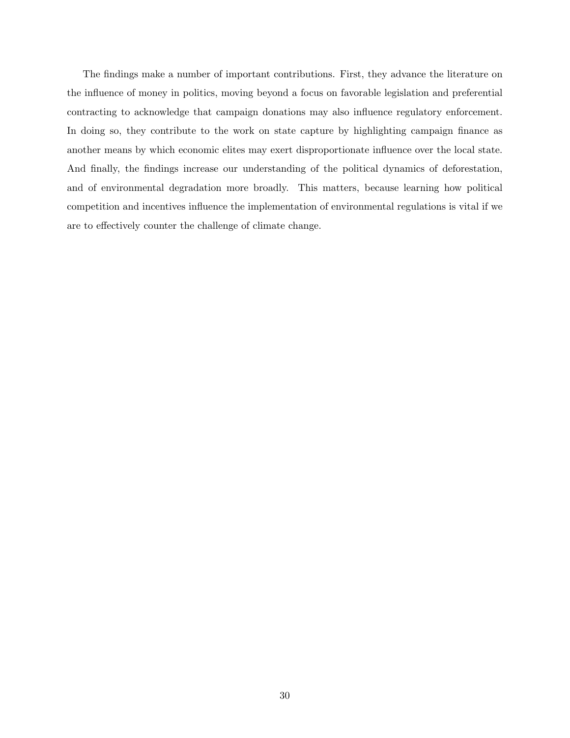The findings make a number of important contributions. First, they advance the literature on the influence of money in politics, moving beyond a focus on favorable legislation and preferential contracting to acknowledge that campaign donations may also influence regulatory enforcement. In doing so, they contribute to the work on state capture by highlighting campaign finance as another means by which economic elites may exert disproportionate influence over the local state. And finally, the findings increase our understanding of the political dynamics of deforestation, and of environmental degradation more broadly. This matters, because learning how political competition and incentives influence the implementation of environmental regulations is vital if we are to effectively counter the challenge of climate change.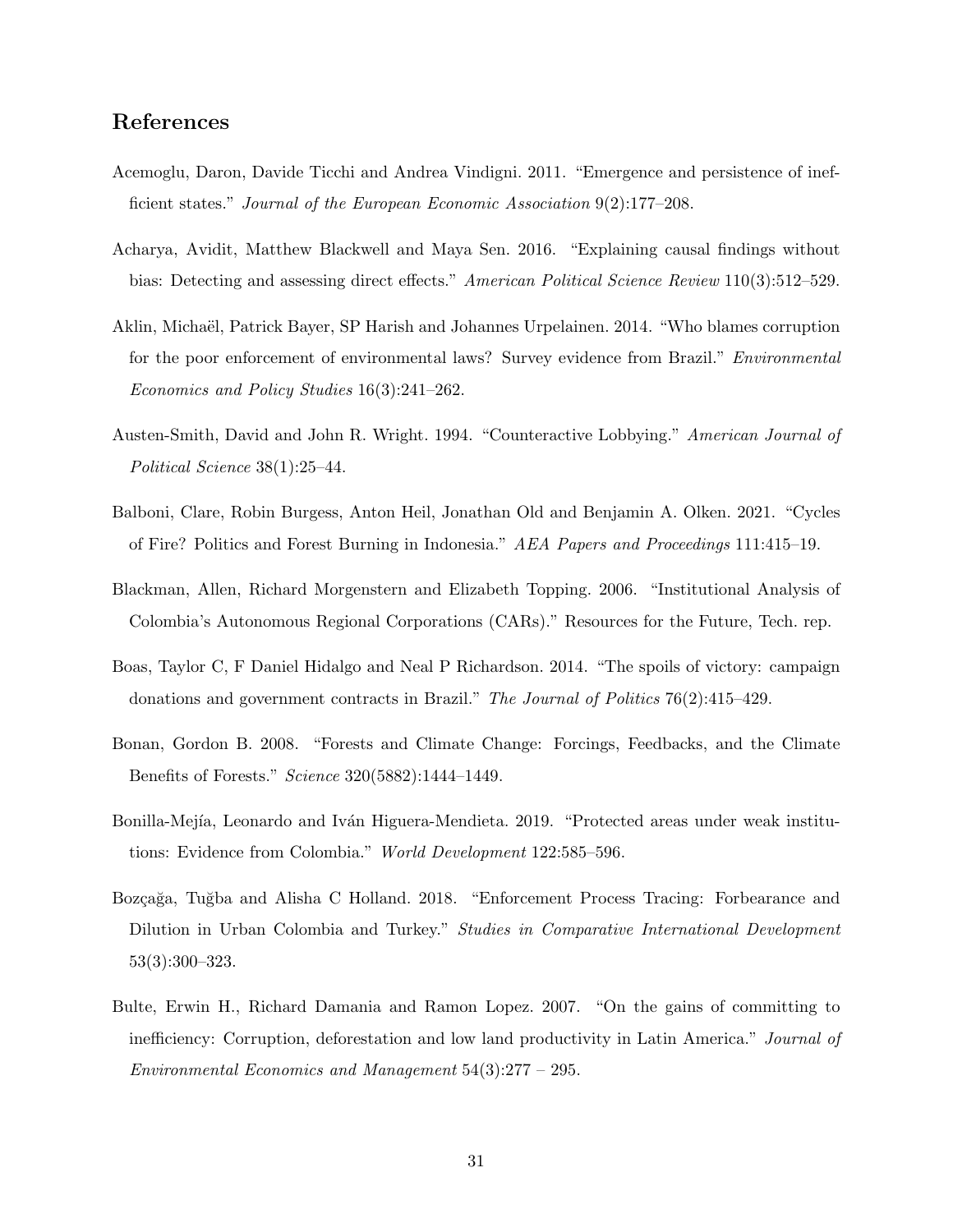# References

Acemoglu, Daron, Davide Ticchi and Andrea Vindigni. 2011. "Emergence and persistence of inefficient states." *Journal of the European Economic Association* 9(2):177–208.

Acharya, Avidit, Matthew Blackwell and Maya Sen. 2016. "Explaining causal findings without bias: Detecting and assessing direct effects." *American Political Science Review* 110(3):512–529.

Aklin, Michaël, Patrick Bayer, SP Harish and Johannes Urpelainen. 2014. "Who blames corruption for the poor enforcement of environmental laws? Survey evidence from Brazil." *Environmental Economics and Policy Studies* 16(3):241–262.

Austen-Smith, David and John R. Wright. 1994. "Counteractive Lobbying." *American Journal of Political Science* 38(1):25–44.

Balboni, Clare, Robin Burgess, Anton Heil, Jonathan Old and Benjamin A. Olken. 2021. "Cycles of Fire? Politics and Forest Burning in Indonesia." *AEA Papers and Proceedings* 111:415–19.

Blackman, Allen, Richard Morgenstern and Elizabeth Topping. 2006. "Institutional Analysis of Colombia's Autonomous Regional Corporations (CARs)." Resources for the Future, Tech. rep.

Boas, Taylor C, F Daniel Hidalgo and Neal P Richardson. 2014. "The spoils of victory: campaign donations and government contracts in Brazil." *The Journal of Politics* 76(2):415–429.

Bonan, Gordon B. 2008. "Forests and Climate Change: Forcings, Feedbacks, and the Climate Benefits of Forests." *Science* 320(5882):1444–1449.

Bonilla-Mejía, Leonardo and Iván Higuera-Mendieta. 2019. "Protected areas under weak institutions: Evidence from Colombia." *World Development* 122:585–596.

Bozçağa, Tuğba and Alisha C Holland. 2018. "Enforcement Process Tracing: Forbearance and Dilution in Urban Colombia and Turkey." *Studies in Comparative International Development* 53(3):300–323.

Bulte, Erwin H., Richard Damania and Ramon Lopez. 2007. "On the gains of committing to inefficiency: Corruption, deforestation and low land productivity in Latin America." *Journal of Environmental Economics and Management* 54(3):277 – 295.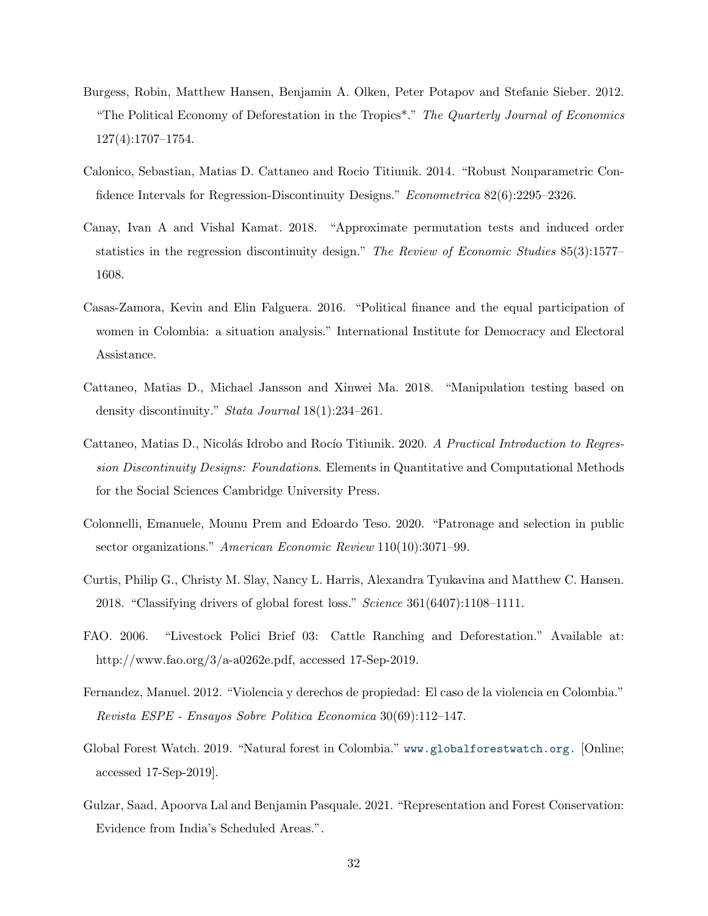Burgess, Robin, Matthew Hansen, Benjamin A. Olken, Peter Potapov and Stefanie Sieber. 2012. "The Political Economy of Deforestation in the Tropics*." *The Quarterly Journal of Economics* 127(4):1707–1754.

Calonico, Sebastian, Matias D. Cattaneo and Rocio Titiunik. 2014. "Robust Nonparametric Confidence Intervals for Regression-Discontinuity Designs." *Econometrica* 82(6):2295–2326.

Canay, Ivan A and Vishal Kamat. 2018. "Approximate permutation tests and induced order statistics in the regression discontinuity design." *The Review of Economic Studies* 85(3):1577–1608.

Casas-Zamora, Kevin and Elin Falguera. 2016. "Political finance and the equal participation of women in Colombia: a situation analysis." International Institute for Democracy and Electoral Assistance.

Cattaneo, Matias D., Michael Jansson and Xinwei Ma. 2018. "Manipulation testing based on density discontinuity." *Stata Journal* 18(1):234–261.

Cattaneo, Matias D., Nicolás Idrobo and Rocío Titiunik. 2020. *A Practical Introduction to Regression Discontinuity Designs: Foundations*. Elements in Quantitative and Computational Methods for the Social Sciences Cambridge University Press.

Colonnelli, Emanuele, Mounu Prem and Edoardo Teso. 2020. "Patronage and selection in public sector organizations." *American Economic Review* 110(10):3071–99.

Curtis, Philip G., Christy M. Slay, Nancy L. Harris, Alexandra Tyukavina and Matthew C. Hansen. 2018. "Classifying drivers of global forest loss." *Science* 361(6407):1108–1111.

FAO. 2006. "Livestock Polici Brief 03: Cattle Ranching and Deforestation." Available at: http://www.fao.org/3/a-a0262e.pdf, accessed 17-Sep-2019.

Fernandez, Manuel. 2012. "Violencia y derechos de propiedad: El caso de la violencia en Colombia." *Revista ESPE - Ensayos Sobre Politica Economica* 30(69):112–147.

Global Forest Watch. 2019. "Natural forest in Colombia." www.globalforestwatch.org. [Online; accessed 17-Sep-2019].

Gulzar, Saad, Apoorva Lal and Benjamin Pasquale. 2021. "Representation and Forest Conservation: Evidence from India's Scheduled Areas.".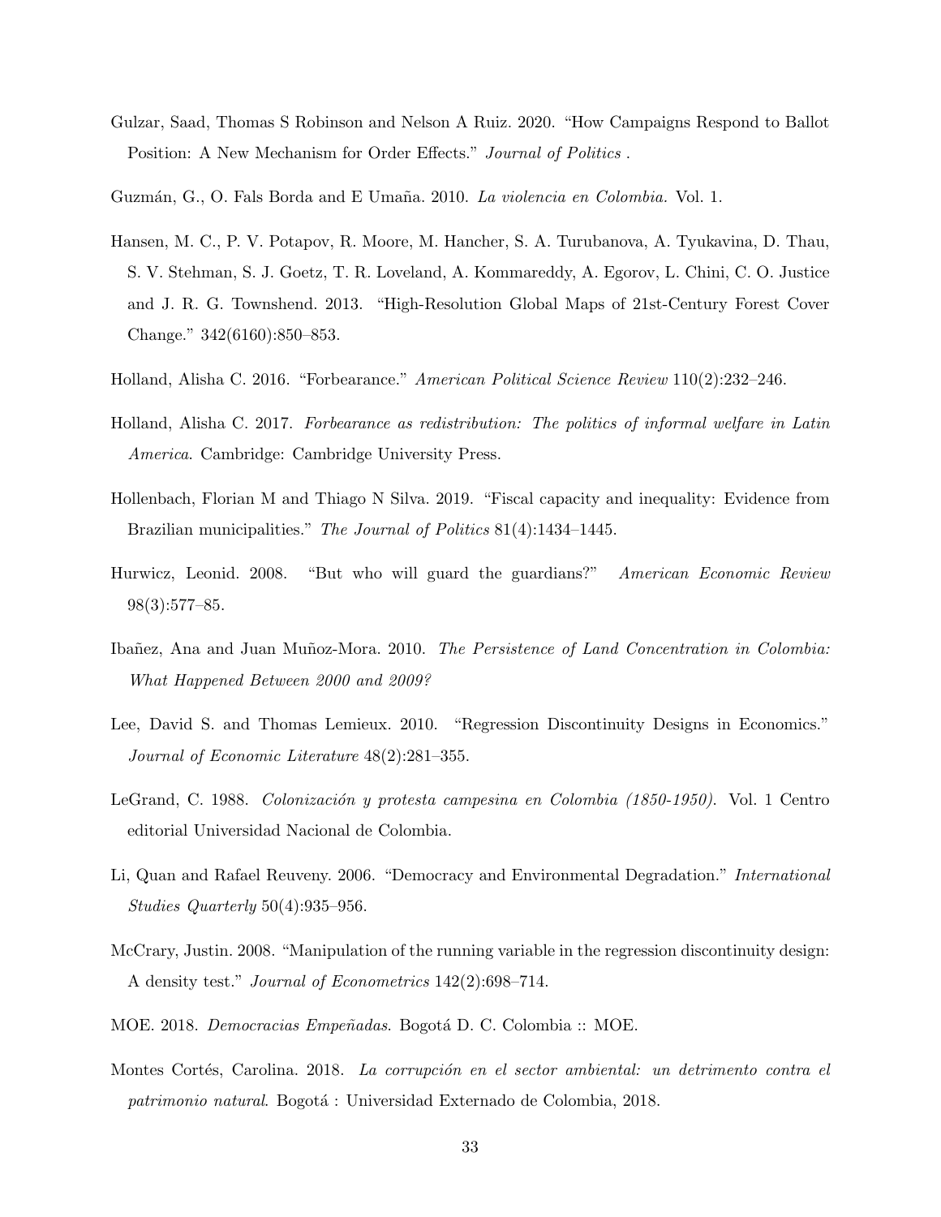Gulzar, Saad, Thomas S Robinson and Nelson A Ruiz. 2020. "How Campaigns Respond to Ballot Position: A New Mechanism for Order Effects." *Journal of Politics* .

Guzmán, G., O. Fals Borda and E Umaña. 2010. *La violencia en Colombia*. Vol. 1.

Hansen, M. C., P. V. Potapov, R. Moore, M. Hancher, S. A. Turubanova, A. Tyukavina, D. Thau, S. V. Stehman, S. J. Goetz, T. R. Loveland, A. Kommareddy, A. Egorov, L. Chini, C. O. Justice and J. R. G. Townshend. 2013. "High-Resolution Global Maps of 21st-Century Forest Cover Change." 342(6160):850–853.

Holland, Alisha C. 2016. "Forbearance." *American Political Science Review* 110(2):232–246.

Holland, Alisha C. 2017. *Forbearance as redistribution: The politics of informal welfare in Latin America*. Cambridge: Cambridge University Press.

Hollenbach, Florian M and Thiago N Silva. 2019. "Fiscal capacity and inequality: Evidence from Brazilian municipalities." *The Journal of Politics* 81(4):1434–1445.

Hurwicz, Leonid. 2008. "But who will guard the guardians?" *American Economic Review* 98(3):577–85.

Ibañez, Ana and Juan Muñoz-Mora. 2010. *The Persistence of Land Concentration in Colombia: What Happened Between 2000 and 2009?*

Lee, David S. and Thomas Lemieux. 2010. "Regression Discontinuity Designs in Economics." *Journal of Economic Literature* 48(2):281–355.

LeGrand, C. 1988. *Colonización y protesta campesina en Colombia (1850-1950)*. Vol. 1 Centro editorial Universidad Nacional de Colombia.

Li, Quan and Rafael Reuveny. 2006. "Democracy and Environmental Degradation." *International Studies Quarterly* 50(4):935–956.

McCrary, Justin. 2008. "Manipulation of the running variable in the regression discontinuity design: A density test." *Journal of Econometrics* 142(2):698–714.

MOE. 2018. *Democracias Empeñadas*. Bogotá D. C. Colombia :: MOE.

Montes Cortés, Carolina. 2018. *La corrupción en el sector ambiental: un detrimento contra el patrimonio natural*. Bogotá : Universidad Externado de Colombia, 2018.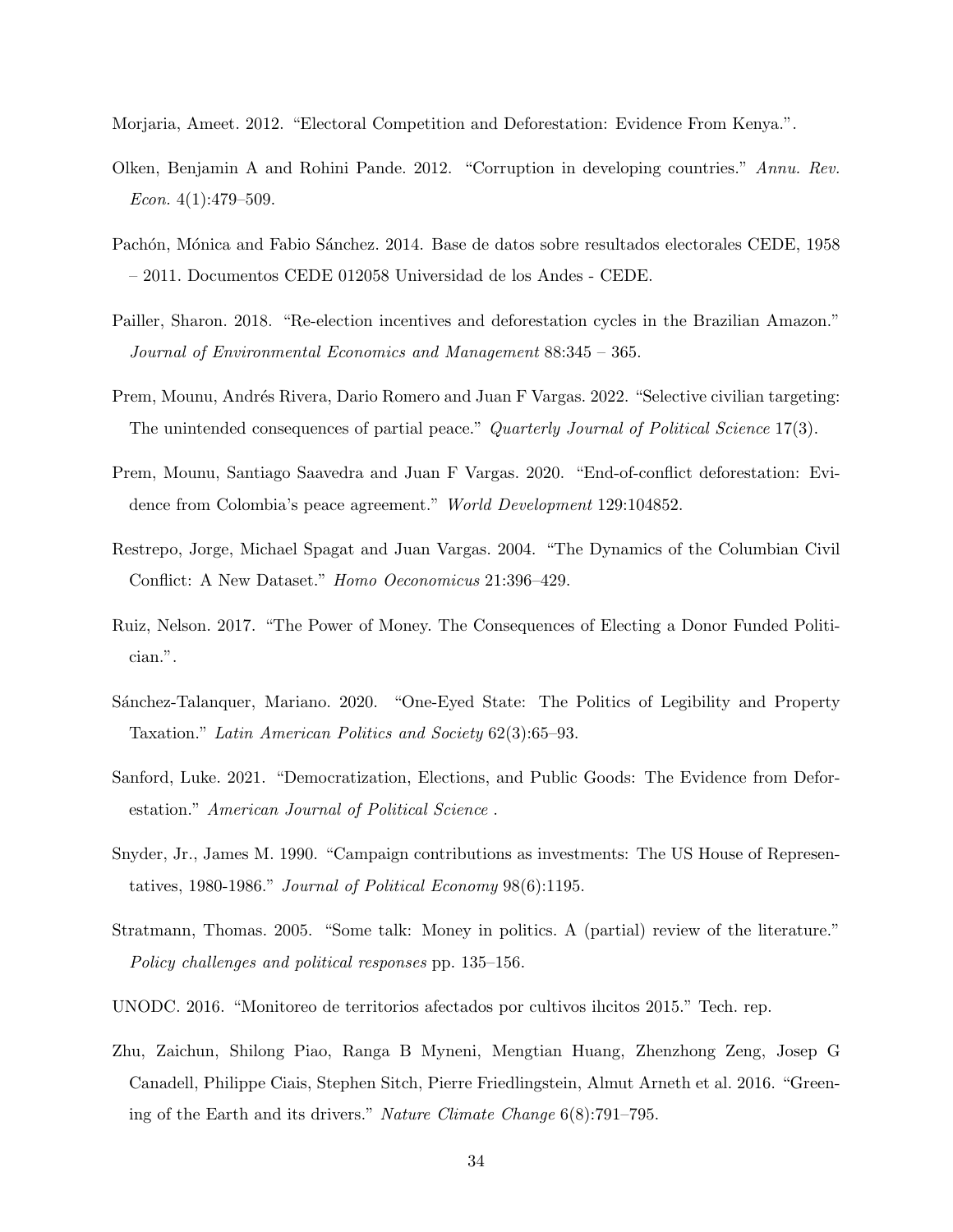Morjaria, Ameet. 2012. "Electoral Competition and Deforestation: Evidence From Kenya.".

Olken, Benjamin A and Rohini Pande. 2012. "Corruption in developing countries." *Annu. Rev. Econ.* 4(1):479–509.

Pachón, Mónica and Fabio Sánchez. 2014. Base de datos sobre resultados electorales CEDE, 1958 – 2011. Documentos CEDE 012058 Universidad de los Andes - CEDE.

Pailler, Sharon. 2018. "Re-election incentives and deforestation cycles in the Brazilian Amazon." *Journal of Environmental Economics and Management* 88:345 – 365.

Prem, Mounu, Andrés Rivera, Dario Romero and Juan F Vargas. 2022. "Selective civilian targeting: The unintended consequences of partial peace." *Quarterly Journal of Political Science* 17(3).

Prem, Mounu, Santiago Saavedra and Juan F Vargas. 2020. "End-of-conflict deforestation: Evidence from Colombia's peace agreement." *World Development* 129:104852.

Restrepo, Jorge, Michael Spagat and Juan Vargas. 2004. "The Dynamics of the Columbian Civil Conflict: A New Dataset." *Homo Oeconomicus* 21:396–429.

Ruiz, Nelson. 2017. "The Power of Money. The Consequences of Electing a Donor Funded Politician.".

Sánchez-Talanquer, Mariano. 2020. "One-Eyed State: The Politics of Legibility and Property Taxation." *Latin American Politics and Society* 62(3):65–93.

Sanford, Luke. 2021. "Democratization, Elections, and Public Goods: The Evidence from Deforestation." *American Journal of Political Science* .

Snyder, Jr., James M. 1990. "Campaign contributions as investments: The US House of Representatives, 1980-1986." *Journal of Political Economy* 98(6):1195.

Stratmann, Thomas. 2005. "Some talk: Money in politics. A (partial) review of the literature." *Policy challenges and political responses* pp. 135–156.

UNODC. 2016. "Monitoreo de territorios afectados por cultivos ilıcitos 2015." Tech. rep.

Zhu, Zaichun, Shilong Piao, Ranga B Myneni, Mengtian Huang, Zhenzhong Zeng, Josep G Canadell, Philippe Ciais, Stephen Sitch, Pierre Friedlingstein, Almut Arneth et al. 2016. "Greening of the Earth and its drivers." *Nature Climate Change* 6(8):791–795.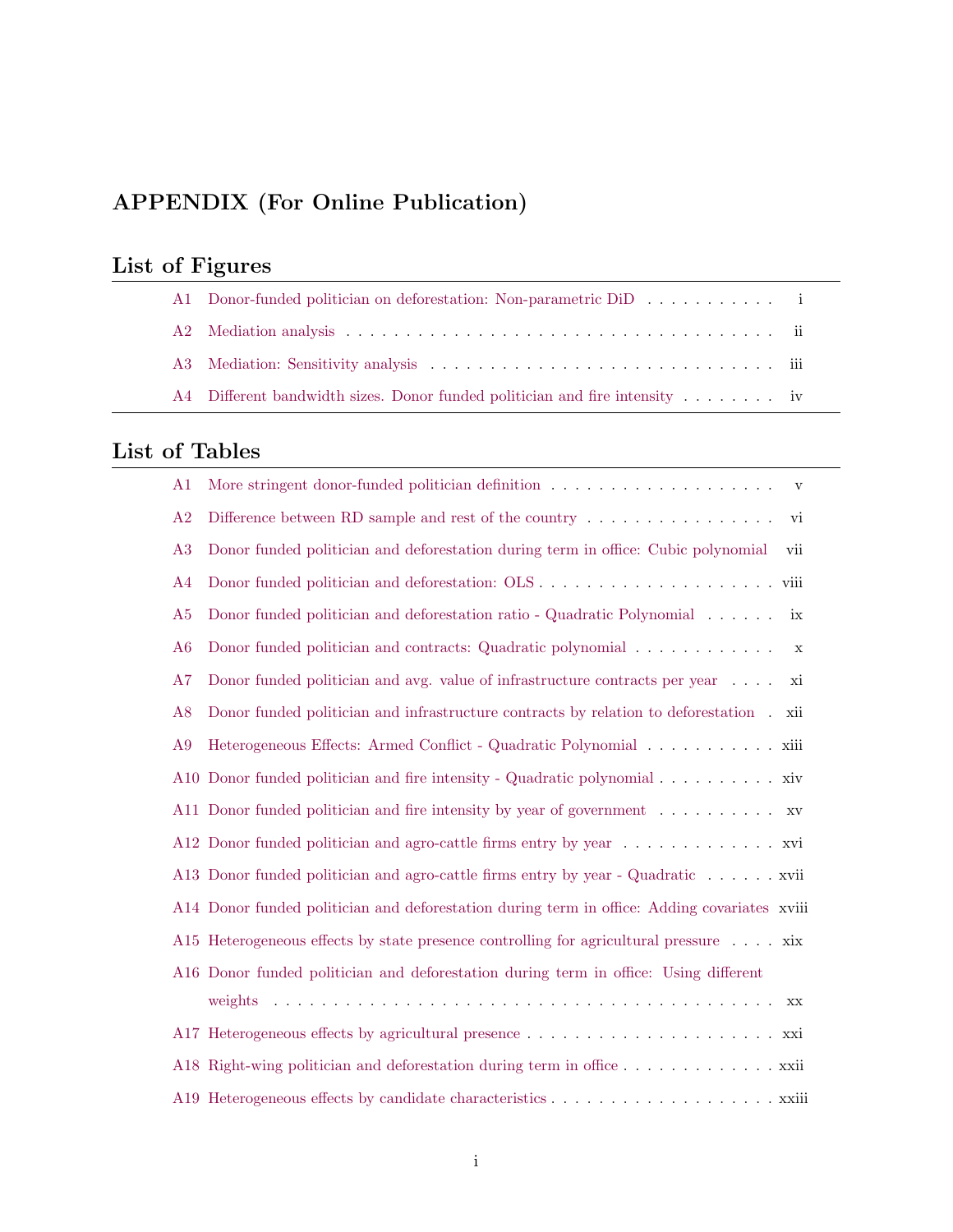# APPENDIX (For Online Publication)

## List of Figures

| | | |
|---|---|---|
| A1 | Donor-funded politician on deforestation: Non-parametric DiD | i |
| A2 | Mediation analysis | ii |
| A3 | Mediation: Sensitivity analysis | iii |
| A4 | Different bandwidth sizes. Donor funded politician and fire intensity | iv |

## List of Tables

| | | |
|---|---|---|
| A1 | More stringent donor-funded politician definition | v |
| A2 | Difference between RD sample and rest of the country | vi |
| A3 | Donor funded politician and deforestation during term in office: Cubic polynomial | vii |
| A4 | Donor funded politician and deforestation: OLS | viii |
| A5 | Donor funded politician and deforestation ratio - Quadratic Polynomial | ix |
| A6 | Donor funded politician and contracts: Quadratic polynomial | x |
| A7 | Donor funded politician and avg. value of infrastructure contracts per year | xi |
| A8 | Donor funded politician and infrastructure contracts by relation to deforestation | xii |
| A9 | Heterogeneous Effects: Armed Conflict - Quadratic Polynomial | xiii |
| A10 | Donor funded politician and fire intensity - Quadratic polynomial | xiv |
| A11 | Donor funded politician and fire intensity by year of government | xv |
| A12 | Donor funded politician and agro-cattle firms entry by year | xvi |
| A13 | Donor funded politician and agro-cattle firms entry by year - Quadratic | xvii |
| A14 | Donor funded politician and deforestation during term in office: Adding covariates | xviii |
| A15 | Heterogeneous effects by state presence controlling for agricultural pressure | xix |
| A16 | Donor funded politician and deforestation during term in office: Using different weights | xx |
| A17 | Heterogeneous effects by agricultural presence | xxi |
| A18 | Right-wing politician and deforestation during term in office | xxii |
| A19 | Heterogeneous effects by candidate characteristics | xxiii |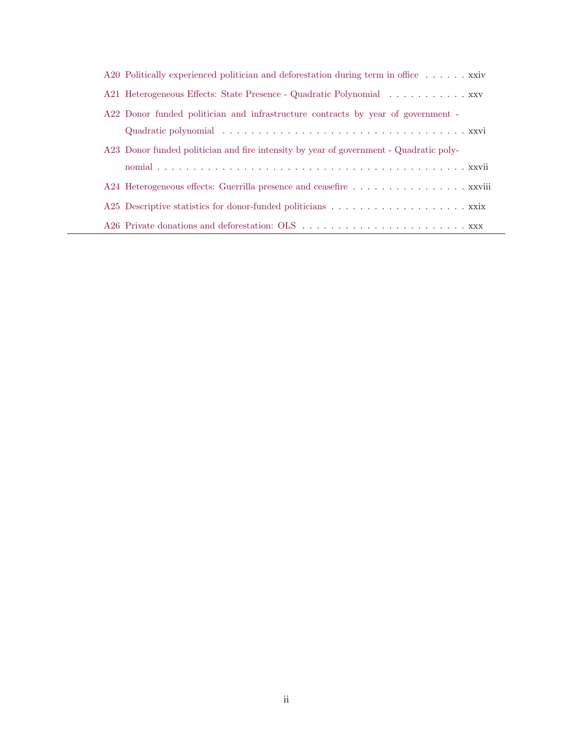A20 Politically experienced politician and deforestation during term in office . . . . . . xxiv

A21 Heterogeneous Effects: State Presence - Quadratic Polynomial . . . . . . . . . . . xxv

A22 Donor funded politician and infrastructure contracts by year of government - Quadratic polynomial . . . . . . . . . . . . . . . . . . . . . . . . . . . . . . . . . . xxvi

A23 Donor funded politician and fire intensity by year of government - Quadratic polynomial . . . . . . . . . . . . . . . . . . . . . . . . . . . . . . . . . . . . . . . . . xxvii

A24 Heterogeneous effects: Guerrilla presence and ceasefire . . . . . . . . . . . . . . . . xxviii

A25 Descriptive statistics for donor-funded politicians . . . . . . . . . . . . . . . . . . . xxix

A26 Private donations and deforestation: OLS . . . . . . . . . . . . . . . . . . . . . . . xxx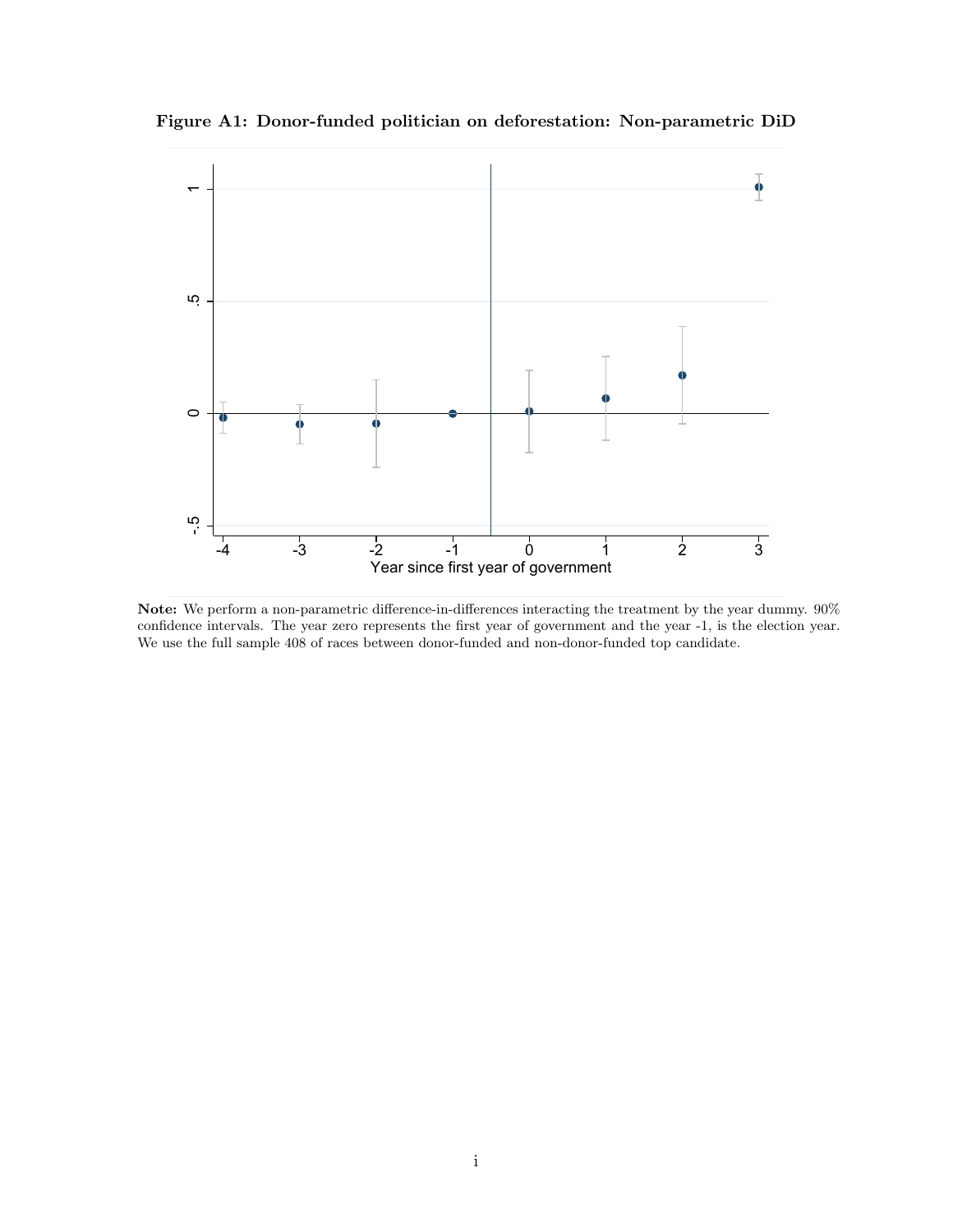**Figure A1: Donor-funded politician on deforestation: Non-parametric DiD**

**Note:** We perform a non-parametric difference-in-differences interacting the treatment by the year dummy. 90% confidence intervals. The year zero represents the first year of government and the year -1, is the election year. We use the full sample 408 of races between donor-funded and non-donor-funded top candidate.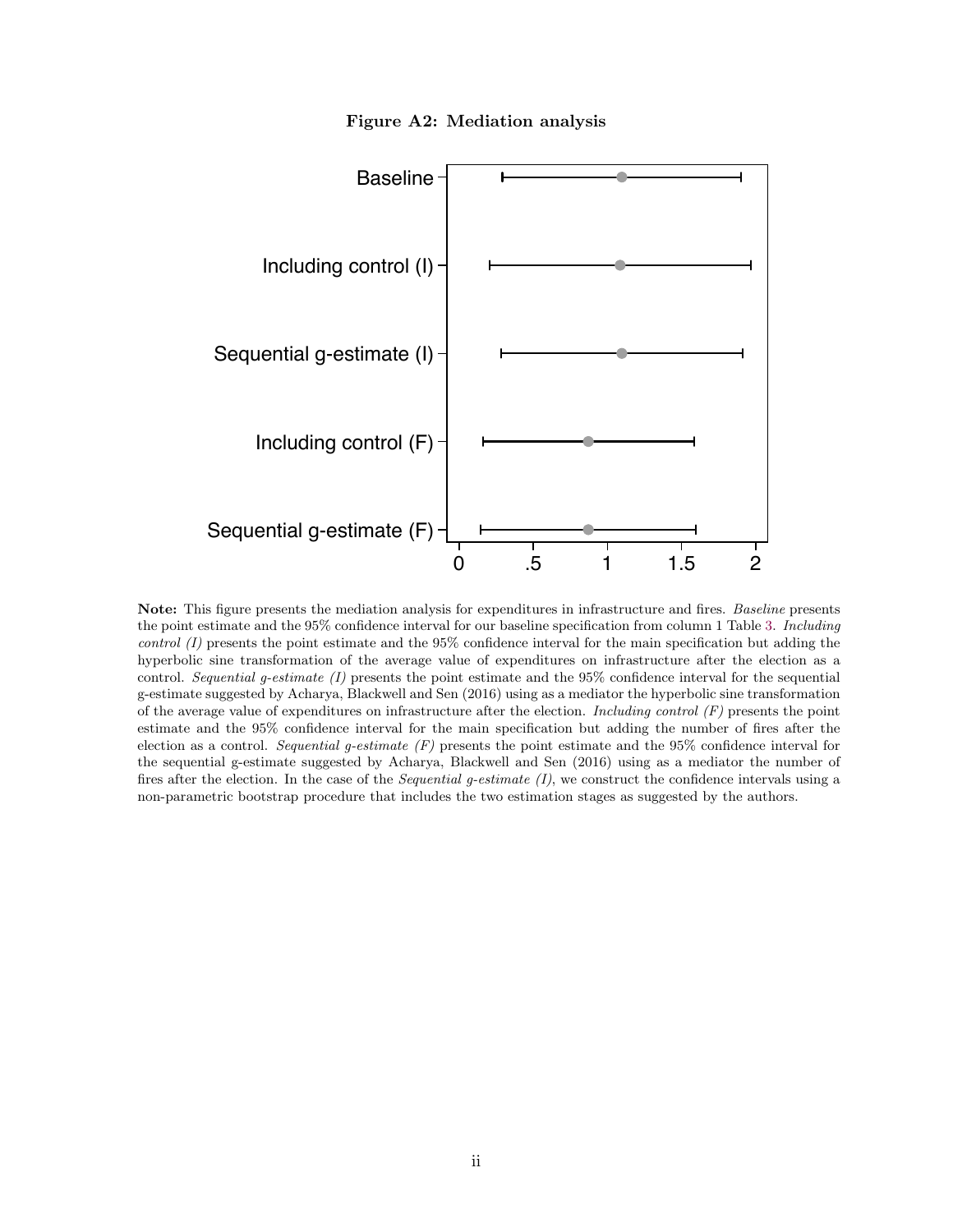**Figure A2: Mediation analysis**

**Note:** This figure presents the mediation analysis for expenditures in infrastructure and fires. *Baseline* presents the point estimate and the 95% confidence interval for our baseline specification from column 1 Table 3. *Including control (I)* presents the point estimate and the 95% confidence interval for the main specification but adding the hyperbolic sine transformation of the average value of expenditures on infrastructure after the election as a control. *Sequential g-estimate (I)* presents the point estimate and the 95% confidence interval for the sequential g-estimate suggested by Acharya, Blackwell and Sen (2016) using as a mediator the hyperbolic sine transformation of the average value of expenditures on infrastructure after the election. *Including control (F)* presents the point estimate and the 95% confidence interval for the main specification but adding the number of fires after the election as a control. *Sequential g-estimate (F)* presents the point estimate and the 95% confidence interval for the sequential g-estimate suggested by Acharya, Blackwell and Sen (2016) using as a mediator the number of fires after the election. In the case of the *Sequential g-estimate (I)*, we construct the confidence intervals using a non-parametric bootstrap procedure that includes the two estimation stages as suggested by the authors.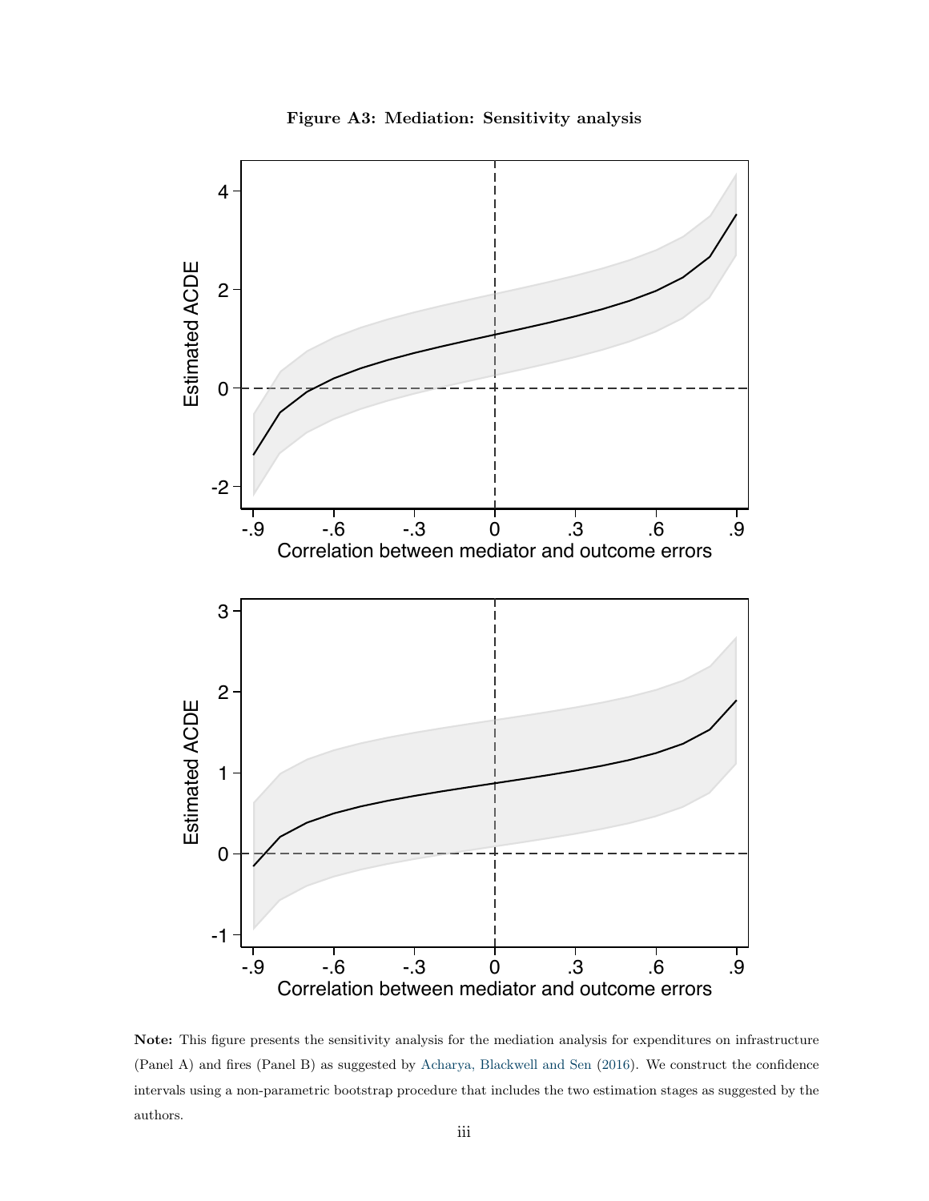**Figure A3: Mediation: Sensitivity analysis**

**Note:** This figure presents the sensitivity analysis for the mediation analysis for expenditures on infrastructure (Panel A) and fires (Panel B) as suggested by Acharya, Blackwell and Sen (2016). We construct the confidence intervals using a non-parametric bootstrap procedure that includes the two estimation stages as suggested by the authors.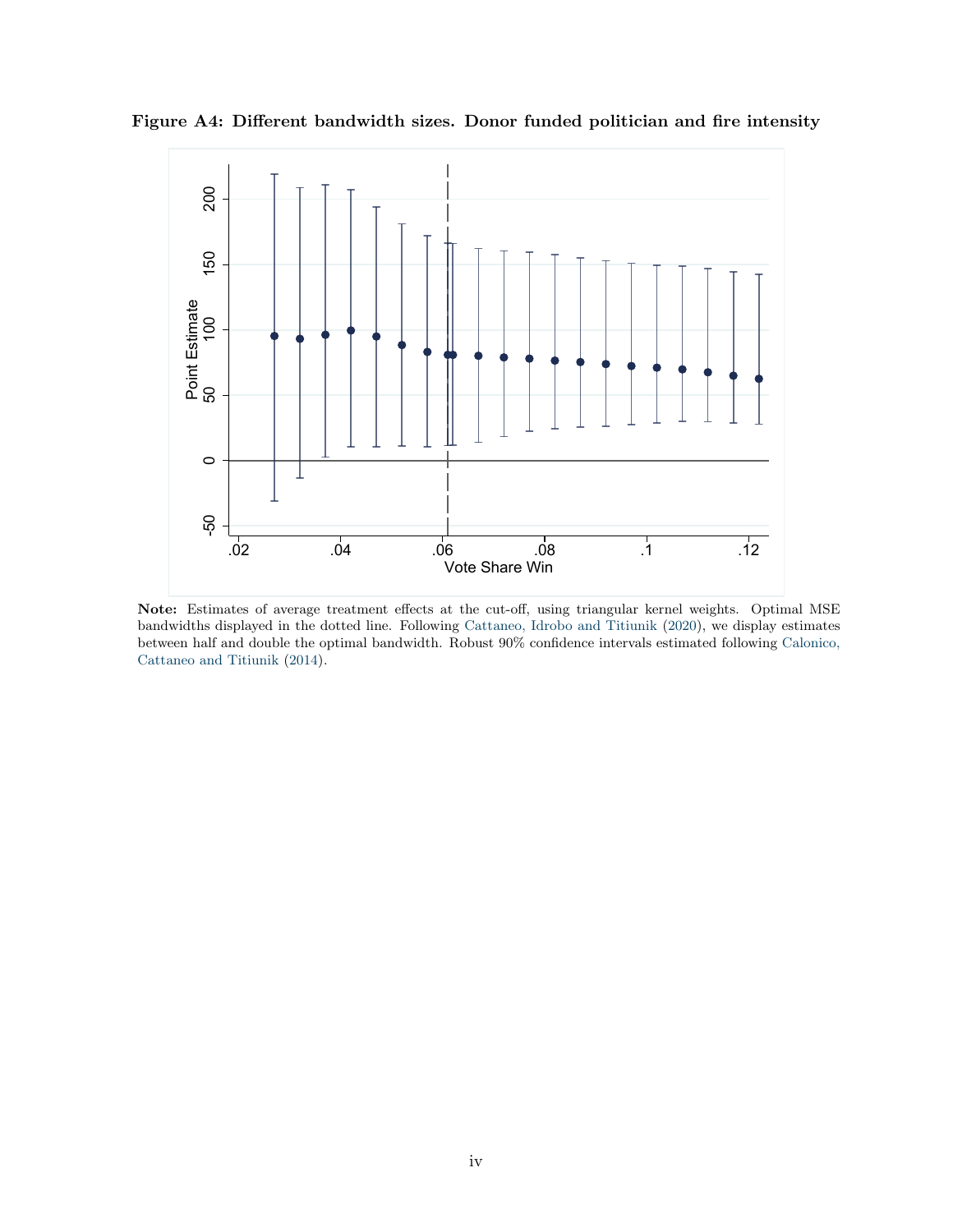**Figure A4: Different bandwidth sizes. Donor funded politician and fire intensity**

**Note:** Estimates of average treatment effects at the cut-off, using triangular kernel weights. Optimal MSE bandwidths displayed in the dotted line. Following Cattaneo, Idrobo and Titiunik (2020), we display estimates between half and double the optimal bandwidth. Robust 90% confidence intervals estimated following Calonico, Cattaneo and Titiunik (2014).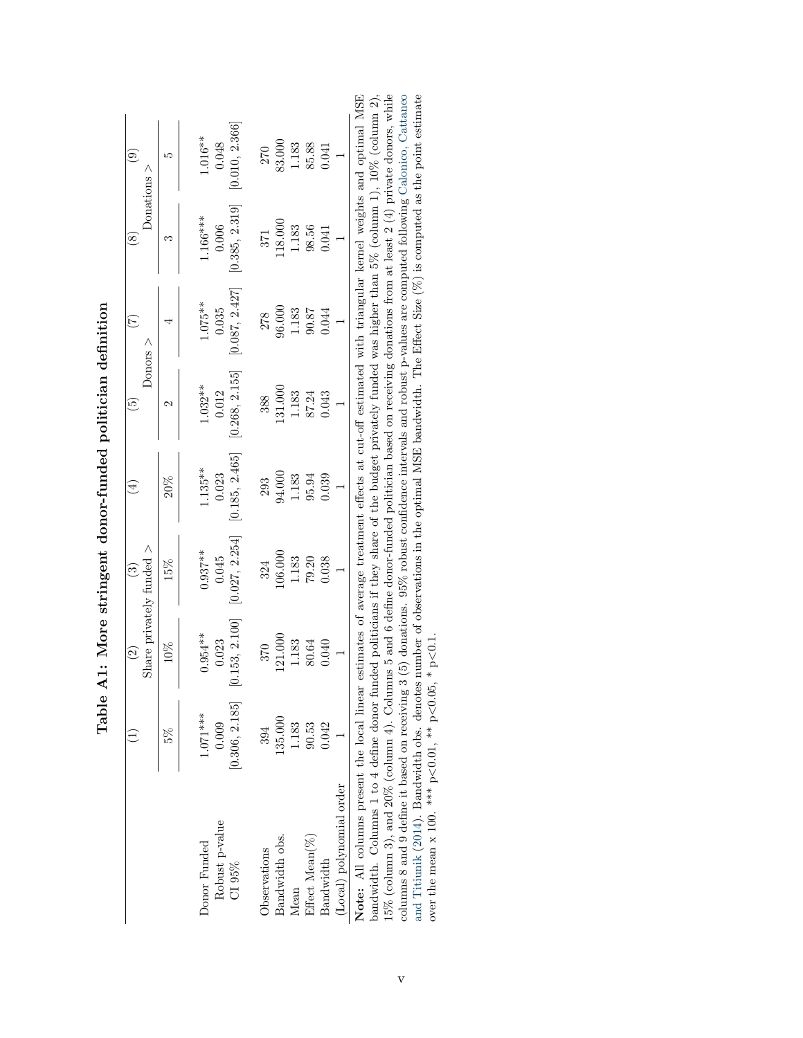**Table A1: More stringent donor-funded politician definition**

| | (1) | (2) | (3) | (4) | (5) | (7) | (8) | (9) |
|---|---|---|---|---|---|---|---|---|
| | Share privately funded > | | | | Donors > | | Donations > | |
| | 5% | 10% | 15% | 20% | 2 | 4 | 3 | 5 |
| Donor Funded | 1.071*** | 0.954** | 0.937** | 1.135** | 1.032** | 1.075** | 1.166*** | 1.016** |
| Robust p-value | 0.009 | 0.023 | 0.045 | 0.023 | 0.012 | 0.035 | 0.006 | 0.048 |
| CI 95% | [0.306, 2.185] | [0.153, 2.100] | [0.027, 2.254] | [0.185, 2.465] | [0.268, 2.155] | [0.087, 2.427] | [0.385, 2.319] | [0.010, 2.366] |
| Observations | 394 | 370 | 324 | 293 | 388 | 278 | 371 | 270 |
| Bandwidth obs. | 135.000 | 121.000 | 106.000 | 94.000 | 131.000 | 96.000 | 118.000 | 83.000 |
| Mean | 1.183 | 1.183 | 1.183 | 1.183 | 1.183 | 1.183 | 1.183 | 1.183 |
| Effect Mean(%) | 90.53 | 80.64 | 79.20 | 95.94 | 87.24 | 90.87 | 98.56 | 85.88 |
| Bandwidth | 0.042 | 0.040 | 0.038 | 0.039 | 0.043 | 0.044 | 0.041 | 0.041 |
| (Local) polynomial order | 1 | 1 | 1 | 1 | 1 | 1 | 1 | 1 |

**Note:** All columns present the local linear estimates of average treatment effects at cut-off estimated with triangular kernel weights and optimal MSE bandwidth. Columns 1 to 4 define donor funded politicians if they share of the budget privately funded was higher than 5% (column 1), 10% (column 2), 15% (column 3), and 20% (column 4). Columns 5 and 6 define donor-funded politician based on receiving donations from at least 2 (4) private donors, while columns 8 and 9 define it based on receiving 3 (5) donations. 95% robust confidence intervals and robust p-values are computed following Calonico, Cattaneo and Titiunik (2014). Bandwidth obs. denotes number of observations in the optimal MSE bandwidth. The Effect Size (%) is computed as the point estimate over the mean x 100. *** p<0.01, ** p<0.05, * p<0.1.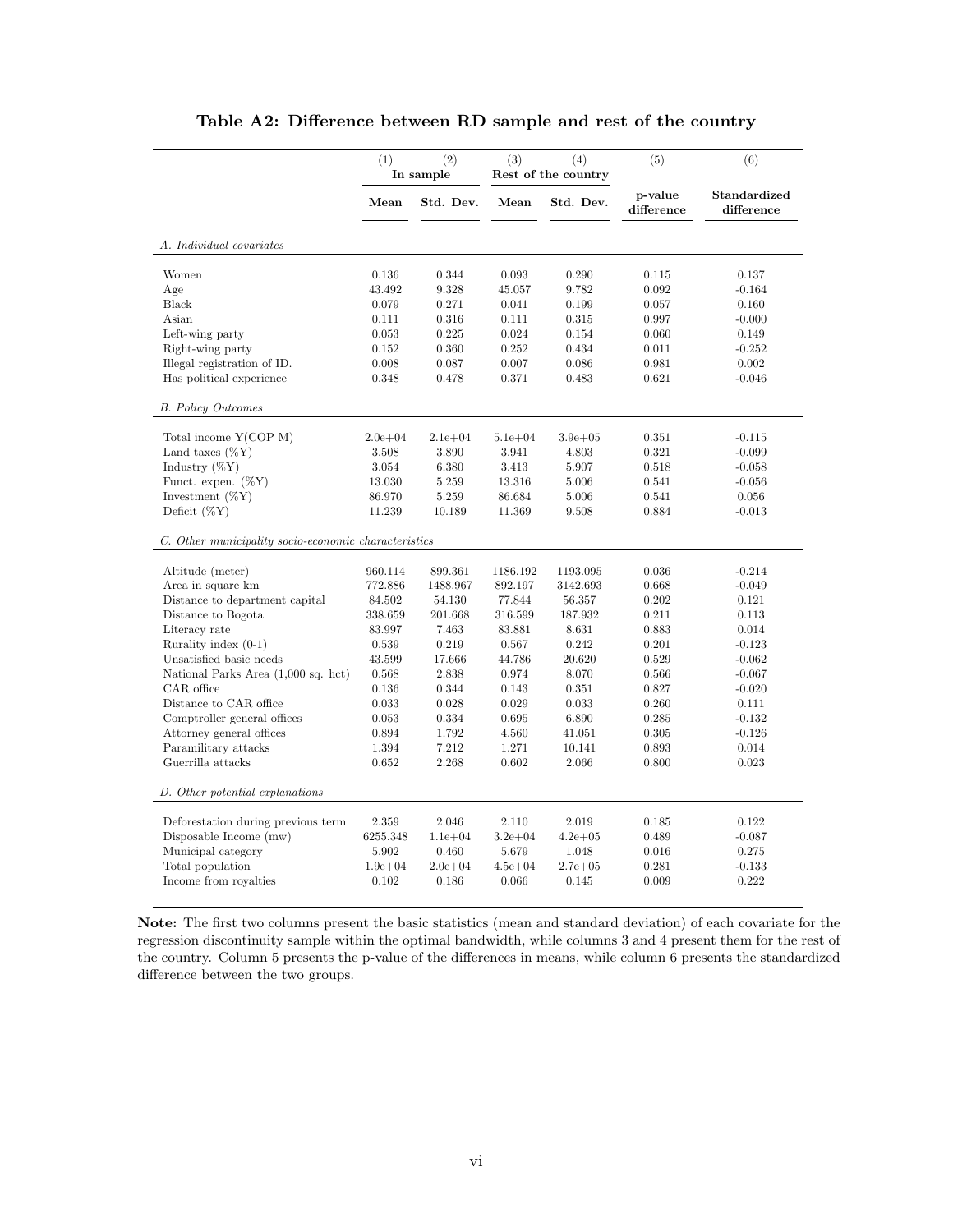**Table A2: Difference between RD sample and rest of the country**

| | (1) | (2) | (3) | (4) | (5) | (6) |
|---|---|---|---|---|---|---|
| | In sample | | Rest of the country | | | |
| | **Mean** | **Std. Dev.** | **Mean** | **Std. Dev.** | **p-value difference** | **Standardized difference** |
| *A. Individual covariates* | | | | | | |
| Women | 0.136 | 0.344 | 0.093 | 0.290 | 0.115 | 0.137 |
| Age | 43.492 | 9.328 | 45.057 | 9.782 | 0.092 | -0.164 |
| Black | 0.079 | 0.271 | 0.041 | 0.199 | 0.057 | 0.160 |
| Asian | 0.111 | 0.316 | 0.111 | 0.315 | 0.997 | -0.000 |
| Left-wing party | 0.053 | 0.225 | 0.024 | 0.154 | 0.060 | 0.149 |
| Right-wing party | 0.152 | 0.360 | 0.252 | 0.434 | 0.011 | -0.252 |
| Illegal registration of ID. | 0.008 | 0.087 | 0.007 | 0.086 | 0.981 | 0.002 |
| Has political experience | 0.348 | 0.478 | 0.371 | 0.483 | 0.621 | -0.046 |
| *B. Policy Outcomes* | | | | | | |
| Total income Y(COP M) | 2.0e+04 | 2.1e+04 | 5.1e+04 | 3.9e+05 | 0.351 | -0.115 |
| Land taxes (%Y) | 3.508 | 3.890 | 3.941 | 4.803 | 0.321 | -0.099 |
| Industry (%Y) | 3.054 | 6.380 | 3.413 | 5.907 | 0.518 | -0.058 |
| Funct. expen. (%Y) | 13.030 | 5.259 | 13.316 | 5.006 | 0.541 | -0.056 |
| Investment (%Y) | 86.970 | 5.259 | 86.684 | 5.006 | 0.541 | 0.056 |
| Deficit (%Y) | 11.239 | 10.189 | 11.369 | 9.508 | 0.884 | -0.013 |
| *C. Other municipality socio-economic characteristics* | | | | | | |
| Altitude (meter) | 960.114 | 899.361 | 1186.192 | 1193.095 | 0.036 | -0.214 |
| Area in square km | 772.886 | 1488.967 | 892.197 | 3142.693 | 0.668 | -0.049 |
| Distance to department capital | 84.502 | 54.130 | 77.844 | 56.357 | 0.202 | 0.121 |
| Distance to Bogota | 338.659 | 201.668 | 316.599 | 187.932 | 0.211 | 0.113 |
| Literacy rate | 83.997 | 7.463 | 83.881 | 8.631 | 0.883 | 0.014 |
| Rurality index (0-1) | 0.539 | 0.219 | 0.567 | 0.242 | 0.201 | -0.123 |
| Unsatisfied basic needs | 43.599 | 17.666 | 44.786 | 20.620 | 0.529 | -0.062 |
| National Parks Area (1,000 sq. hct) | 0.568 | 2.838 | 0.974 | 8.070 | 0.566 | -0.067 |
| CAR office | 0.136 | 0.344 | 0.143 | 0.351 | 0.827 | -0.020 |
| Distance to CAR office | 0.033 | 0.028 | 0.029 | 0.033 | 0.260 | 0.111 |
| Comptroller general offices | 0.053 | 0.334 | 0.695 | 6.890 | 0.285 | -0.132 |
| Attorney general offices | 0.894 | 1.792 | 4.560 | 41.051 | 0.305 | -0.126 |
| Paramilitary attacks | 1.394 | 7.212 | 1.271 | 10.141 | 0.893 | 0.014 |
| Guerrilla attacks | 0.652 | 2.268 | 0.602 | 2.066 | 0.800 | 0.023 |
| *D. Other potential explanations* | | | | | | |
| Deforestation during previous term | 2.359 | 2.046 | 2.110 | 2.019 | 0.185 | 0.122 |
| Disposable Income (mw) | 6255.348 | 1.1e+04 | 3.2e+04 | 4.2e+05 | 0.489 | -0.087 |
| Municipal category | 5.902 | 0.460 | 5.679 | 1.048 | 0.016 | 0.275 |
| Total population | 1.9e+04 | 2.0e+04 | 4.5e+04 | 2.7e+05 | 0.281 | -0.133 |
| Income from royalties | 0.102 | 0.186 | 0.066 | 0.145 | 0.009 | 0.222 |

**Note:** The first two columns present the basic statistics (mean and standard deviation) of each covariate for the regression discontinuity sample within the optimal bandwidth, while columns 3 and 4 present them for the rest of the country. Column 5 presents the p-value of the differences in means, while column 6 presents the standardized difference between the two groups.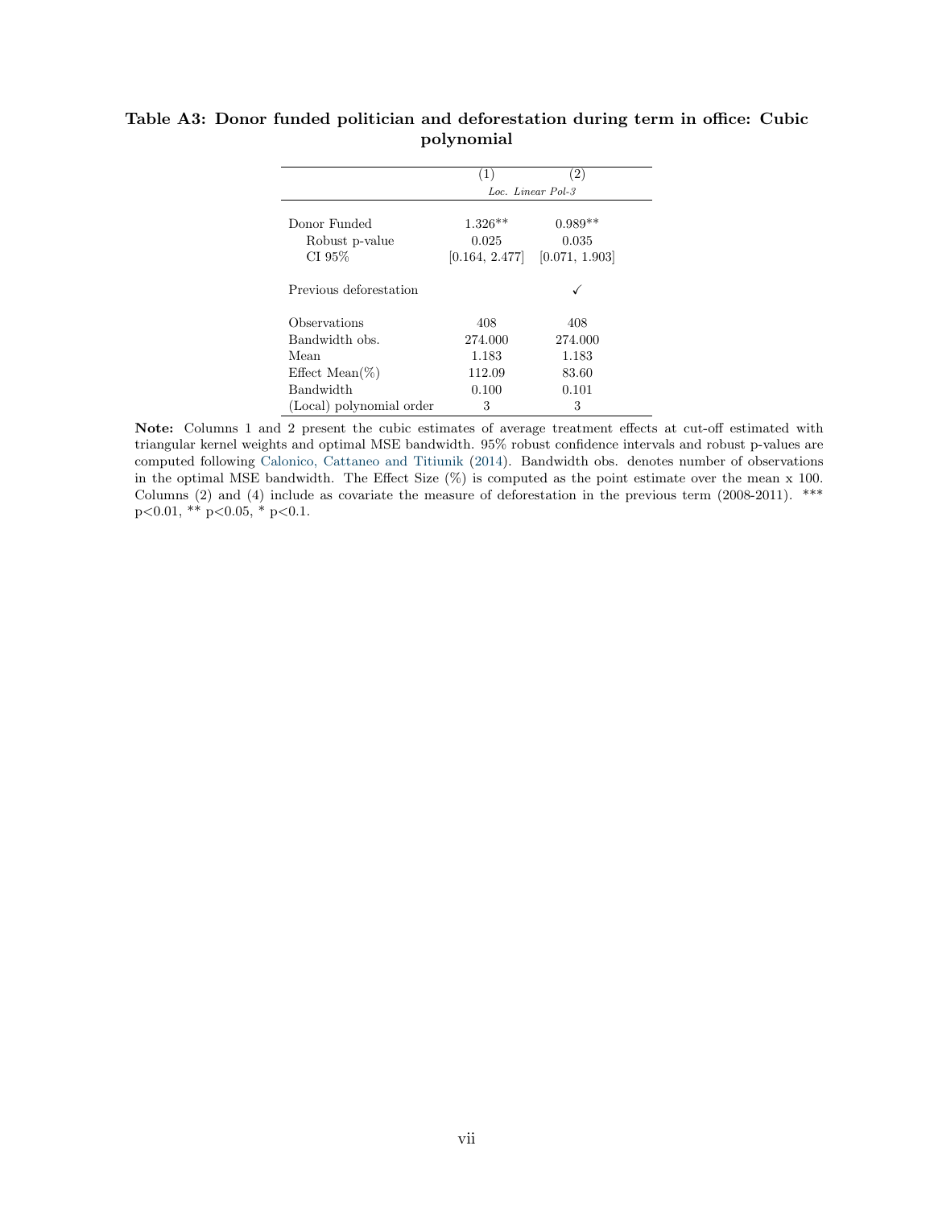**Table A3: Donor funded politician and deforestation during term in office: Cubic polynomial**

| | (1) | (2) |
|---|---|---|
| | *Loc. Linear Pol-3* | |
| Donor Funded | 1.326** | 0.989** |
| Robust p-value | 0.025 | 0.035 |
| CI 95% | [0.164, 2.477] | [0.071, 1.903] |
| Previous deforestation | | ✓ |
| Observations | 408 | 408 |
| Bandwidth obs. | 274.000 | 274.000 |
| Mean | 1.183 | 1.183 |
| Effect Mean(%) | 112.09 | 83.60 |
| Bandwidth | 0.100 | 0.101 |
| (Local) polynomial order | 3 | 3 |

**Note:** Columns 1 and 2 present the cubic estimates of average treatment effects at cut-off estimated with triangular kernel weights and optimal MSE bandwidth. 95% robust confidence intervals and robust p-values are computed following Calonico, Cattaneo and Titiunik (2014). Bandwidth obs. denotes number of observations in the optimal MSE bandwidth. The Effect Size (%) is computed as the point estimate over the mean x 100. Columns (2) and (4) include as covariate the measure of deforestation in the previous term (2008-2011). *** p<0.01, ** p<0.05, * p<0.1.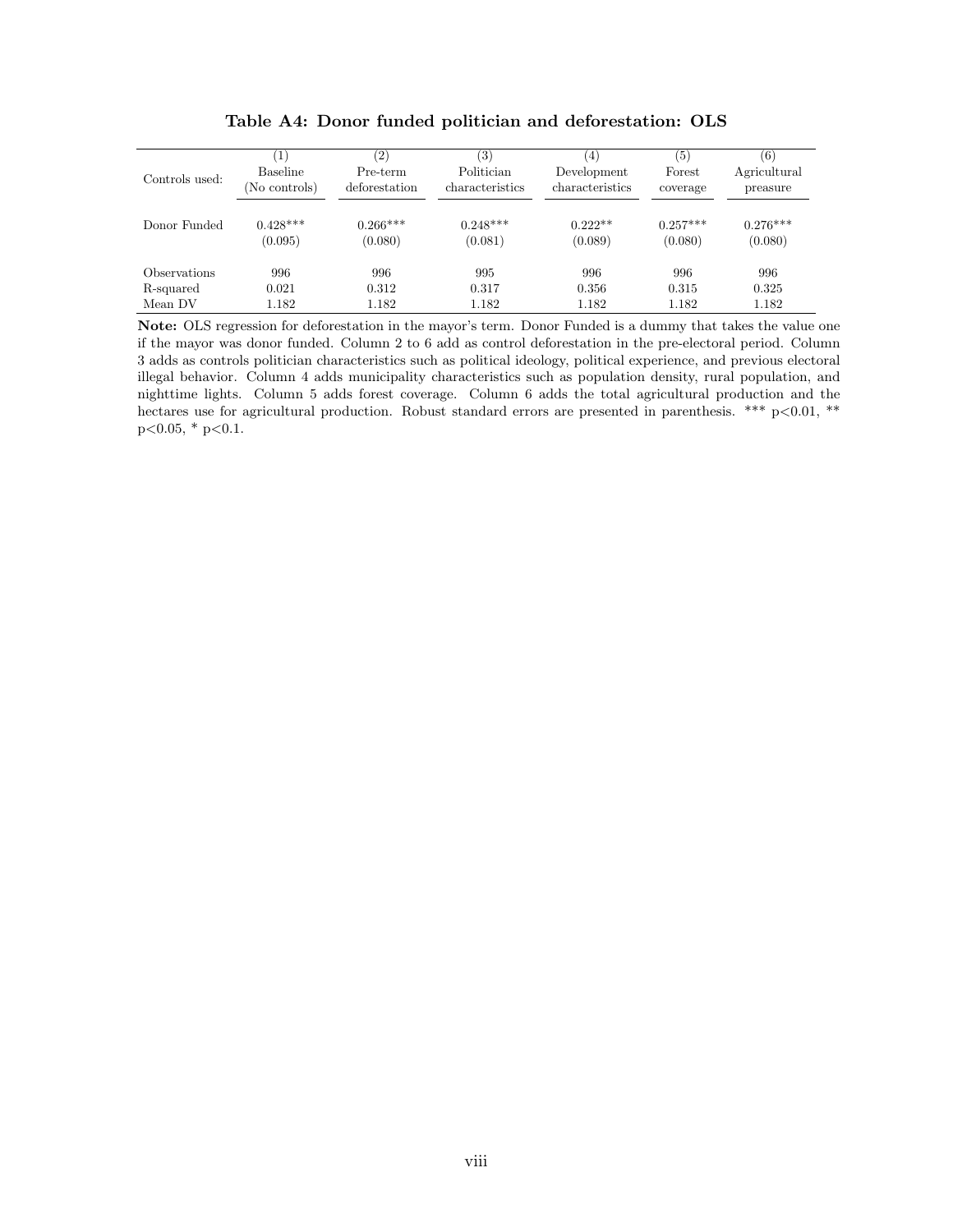**Table A4: Donor funded politician and deforestation: OLS**

| Controls used: | (1) Baseline (No controls) | (2) Pre-term deforestation | (3) Politician characteristics | (4) Development characteristics | (5) Forest coverage | (6) Agricultural preasure |
|---|---|---|---|---|---|---|
| Donor Funded | 0.428*** | 0.266*** | 0.248*** | 0.222** | 0.257*** | 0.276*** |
| | (0.095) | (0.080) | (0.081) | (0.089) | (0.080) | (0.080) |
| Observations | 996 | 996 | 995 | 996 | 996 | 996 |
| R-squared | 0.021 | 0.312 | 0.317 | 0.356 | 0.315 | 0.325 |
| Mean DV | 1.182 | 1.182 | 1.182 | 1.182 | 1.182 | 1.182 |

**Note:** OLS regression for deforestation in the mayor's term. Donor Funded is a dummy that takes the value one if the mayor was donor funded. Column 2 to 6 add as control deforestation in the pre-electoral period. Column 3 adds as controls politician characteristics such as political ideology, political experience, and previous electoral illegal behavior. Column 4 adds municipality characteristics such as population density, rural population, and nighttime lights. Column 5 adds forest coverage. Column 6 adds the total agricultural production and the hectares use for agricultural production. Robust standard errors are presented in parenthesis. *** $p<0.01$, ** $p<0.05$, * $p<0.1$.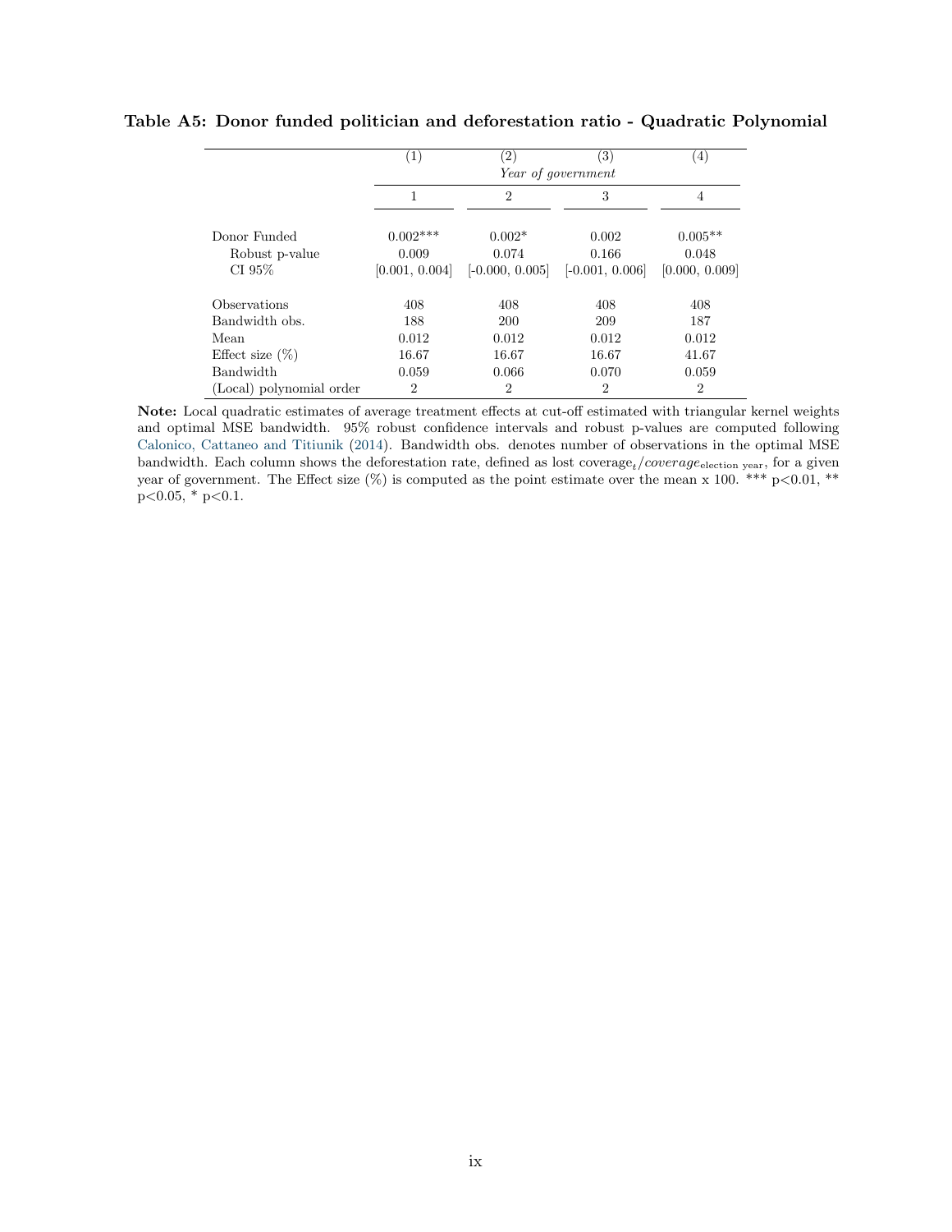**Table A5: Donor funded politician and deforestation ratio - Quadratic Polynomial**

| | (1) | (2) | (3) | (4) |
|---|---|---|---|---|
| | *Year of government* | | | |
| | 1 | 2 | 3 | 4 |
| Donor Funded | 0.002*** | 0.002* | 0.002 | 0.005** |
| Robust p-value | 0.009 | 0.074 | 0.166 | 0.048 |
| CI 95% | [0.001, 0.004] | [-0.000, 0.005] | [-0.001, 0.006] | [0.000, 0.009] |
| Observations | 408 | 408 | 408 | 408 |
| Bandwidth obs. | 188 | 200 | 209 | 187 |
| Mean | 0.012 | 0.012 | 0.012 | 0.012 |
| Effect size (%) | 16.67 | 16.67 | 16.67 | 41.67 |
| Bandwidth | 0.059 | 0.066 | 0.070 | 0.059 |
| (Local) polynomial order | 2 | 2 | 2 | 2 |

**Note:** Local quadratic estimates of average treatment effects at cut-off estimated with triangular kernel weights and optimal MSE bandwidth. 95% robust confidence intervals and robust p-values are computed following Calonico, Cattaneo and Titiunik (2014). Bandwidth obs. denotes number of observations in the optimal MSE bandwidth. Each column shows the deforestation rate, defined as lost coverage$_t$/$coverage_{\text{election year}}$, for a given year of government. The Effect size (%) is computed as the point estimate over the mean x 100. *** p<0.01, ** p<0.05, * p<0.1.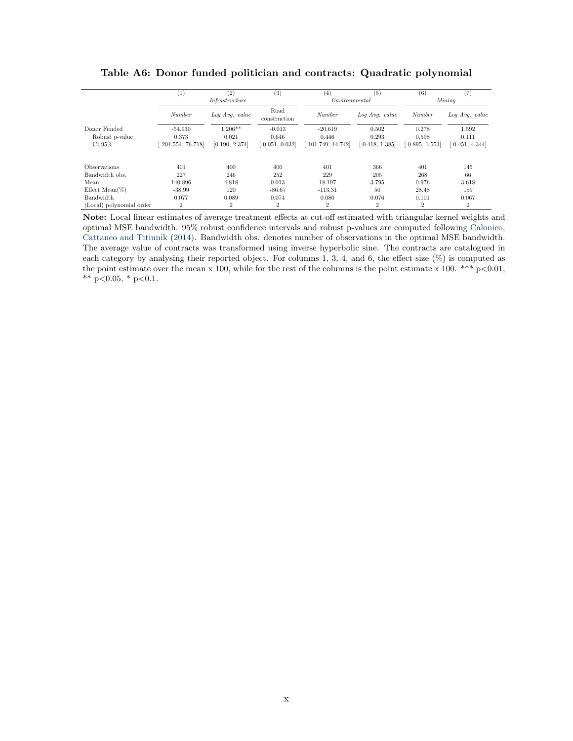**Table A6: Donor funded politician and contracts: Quadratic polynomial**

| | (1) | (2) | (3) | (4) | (5) | (6) | (7) |
|---|---|---|---|---|---|---|---|
| | *Infrastructure* | | | *Environmental* | | *Mining* | |
| | *Number* | *Log Avg. value* | Road construction | *Number* | *Log Avg. value* | *Number* | *Log Avg. value* |
| Donor Funded | -54.930 | 1.206** | -0.013 | -20.619 | 0.502 | 0.278 | 1.592 |
| Robust p-value | 0.373 | 0.021 | 0.646 | 0.446 | 0.293 | 0.598 | 0.111 |
| CI 95% | [-204.554, 76.718] | [0.190, 2.374] | [-0.051, 0.032] | [-101.749, 44.742] | [-0.418, 1.385] | [-0.895, 1.553] | [-0.451, 4.344] |
| Observations | 401 | 400 | 406 | 401 | 366 | 401 | 145 |
| Bandwidth obs. | 227 | 246 | 252 | 229 | 205 | 268 | 66 |
| Mean | 140.896 | 4.818 | 0.013 | 18.197 | 3.795 | 0.976 | 3.618 |
| Effect Mean(%) | -38.99 | 120 | -86.67 | -113.31 | 50 | 28.48 | 159 |
| Bandwidth | 0.077 | 0.089 | 0.074 | 0.080 | 0.076 | 0.101 | 0.067 |
| (Local) polynomial order | 2 | 2 | 2 | 2 | 2 | 2 | 2 |

**Note:** Local linear estimates of average treatment effects at cut-off estimated with triangular kernel weights and optimal MSE bandwidth. 95% robust confidence intervals and robust p-values are computed following Calonico, Cattaneo and Titiunik (2014). Bandwidth obs. denotes number of observations in the optimal MSE bandwidth. The average value of contracts was transformed using inverse hyperbolic sine. The contracts are catalogued in each category by analysing their reported object. For columns 1, 3, 4, and 6, the effect size (%) is computed as the point estimate over the mean x 100, while for the rest of the columns is the point estimate x 100. *** p<0.01, ** p<0.05, * p<0.1.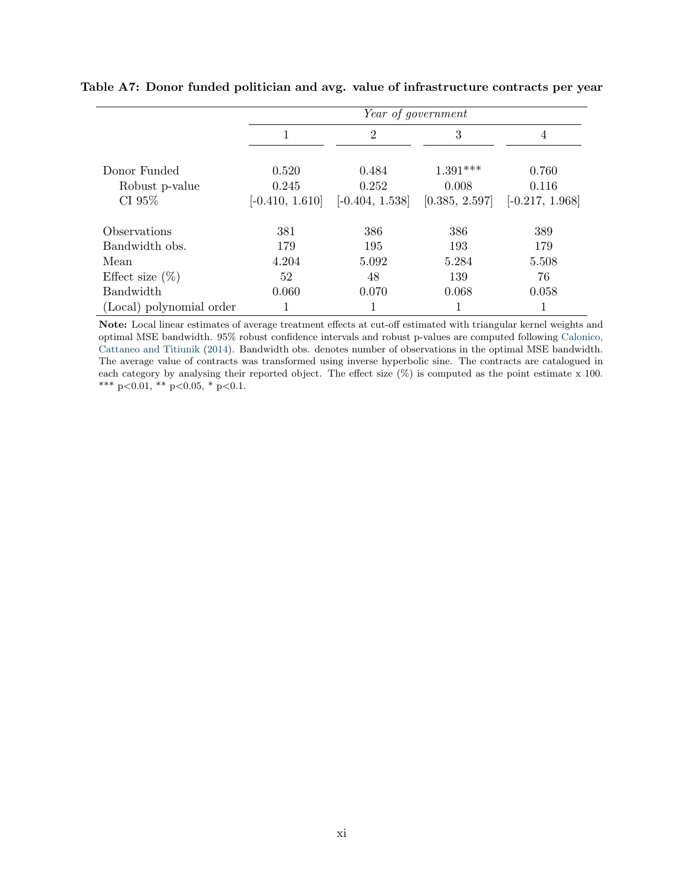**Table A7: Donor funded politician and avg. value of infrastructure contracts per year**

| | *Year of government* | | | |
|---|---|---|---|---|
| | 1 | 2 | 3 | 4 |
| Donor Funded | 0.520 | 0.484 | 1.391*** | 0.760 |
| Robust p-value | 0.245 | 0.252 | 0.008 | 0.116 |
| CI 95% | [-0.410, 1.610] | [-0.404, 1.538] | [0.385, 2.597] | [-0.217, 1.968] |
| Observations | 381 | 386 | 386 | 389 |
| Bandwidth obs. | 179 | 195 | 193 | 179 |
| Mean | 4.204 | 5.092 | 5.284 | 5.508 |
| Effect size (%) | 52 | 48 | 139 | 76 |
| Bandwidth | 0.060 | 0.070 | 0.068 | 0.058 |
| (Local) polynomial order | 1 | 1 | 1 | 1 |

**Note:** Local linear estimates of average treatment effects at cut-off estimated with triangular kernel weights and optimal MSE bandwidth. 95% robust confidence intervals and robust p-values are computed following Calonico, Cattaneo and Titiunik (2014). Bandwidth obs. denotes number of observations in the optimal MSE bandwidth. The average value of contracts was transformed using inverse hyperbolic sine. The contracts are catalogued in each category by analysing their reported object. The effect size (%) is computed as the point estimate x 100. *** p<0.01, ** p<0.05, * p<0.1.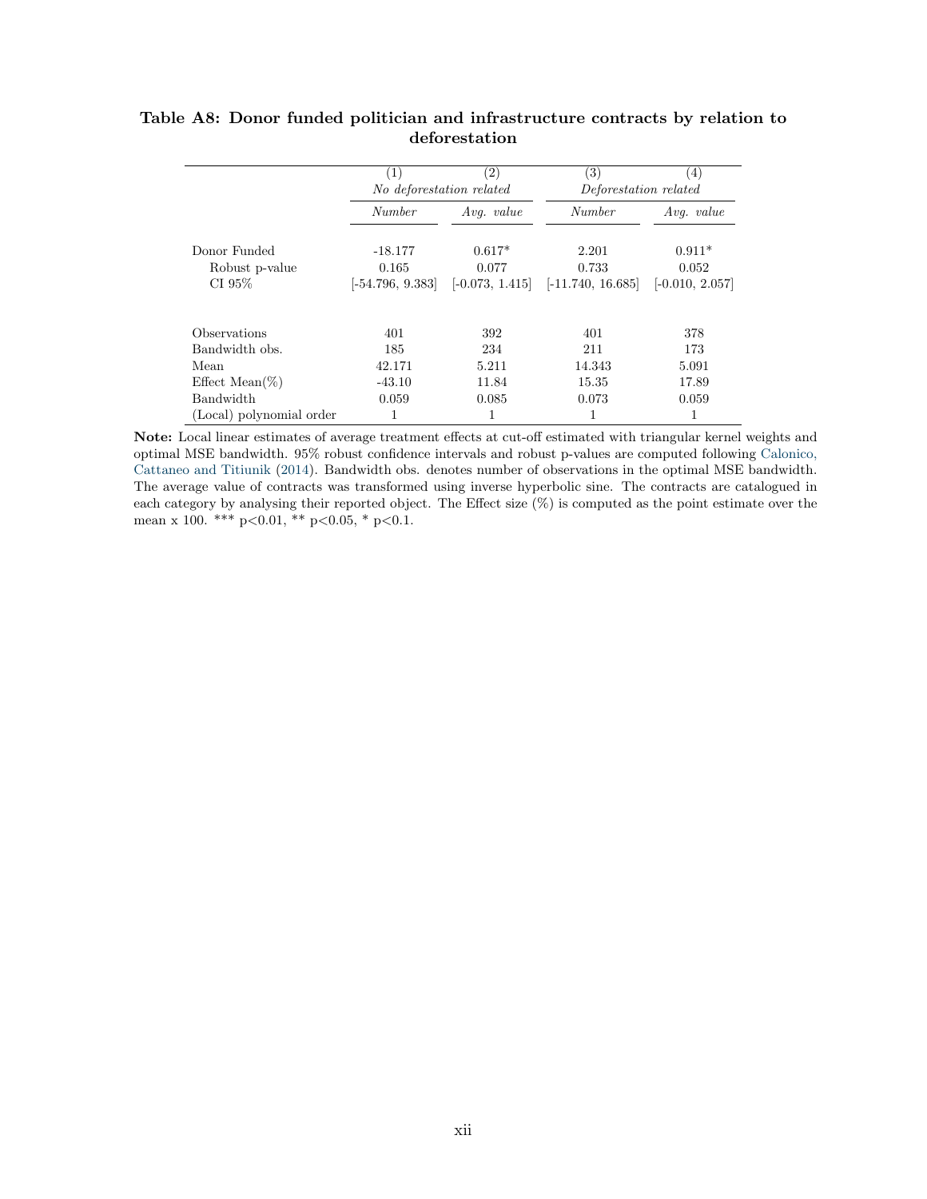**Table A8: Donor funded politician and infrastructure contracts by relation to deforestation**

| | (1) | (2) | (3) | (4) |
|---|---|---|---|---|
| | *No deforestation related* | | *Deforestation related* | |
| | *Number* | *Avg. value* | *Number* | *Avg. value* |
| Donor Funded | -18.177 | 0.617* | 2.201 | 0.911* |
| Robust p-value | 0.165 | 0.077 | 0.733 | 0.052 |
| CI 95% | [-54.796, 9.383] | [-0.073, 1.415] | [-11.740, 16.685] | [-0.010, 2.057] |
| Observations | 401 | 392 | 401 | 378 |
| Bandwidth obs. | 185 | 234 | 211 | 173 |
| Mean | 42.171 | 5.211 | 14.343 | 5.091 |
| Effect Mean(%) | -43.10 | 11.84 | 15.35 | 17.89 |
| Bandwidth | 0.059 | 0.085 | 0.073 | 0.059 |
| (Local) polynomial order | 1 | 1 | 1 | 1 |

**Note:** Local linear estimates of average treatment effects at cut-off estimated with triangular kernel weights and optimal MSE bandwidth. 95% robust confidence intervals and robust p-values are computed following Calonico, Cattaneo and Titiunik (2014). Bandwidth obs. denotes number of observations in the optimal MSE bandwidth. The average value of contracts was transformed using inverse hyperbolic sine. The contracts are catalogued in each category by analysing their reported object. The Effect size (%) is computed as the point estimate over the mean x 100. *** p<0.01, ** p<0.05, * p<0.1.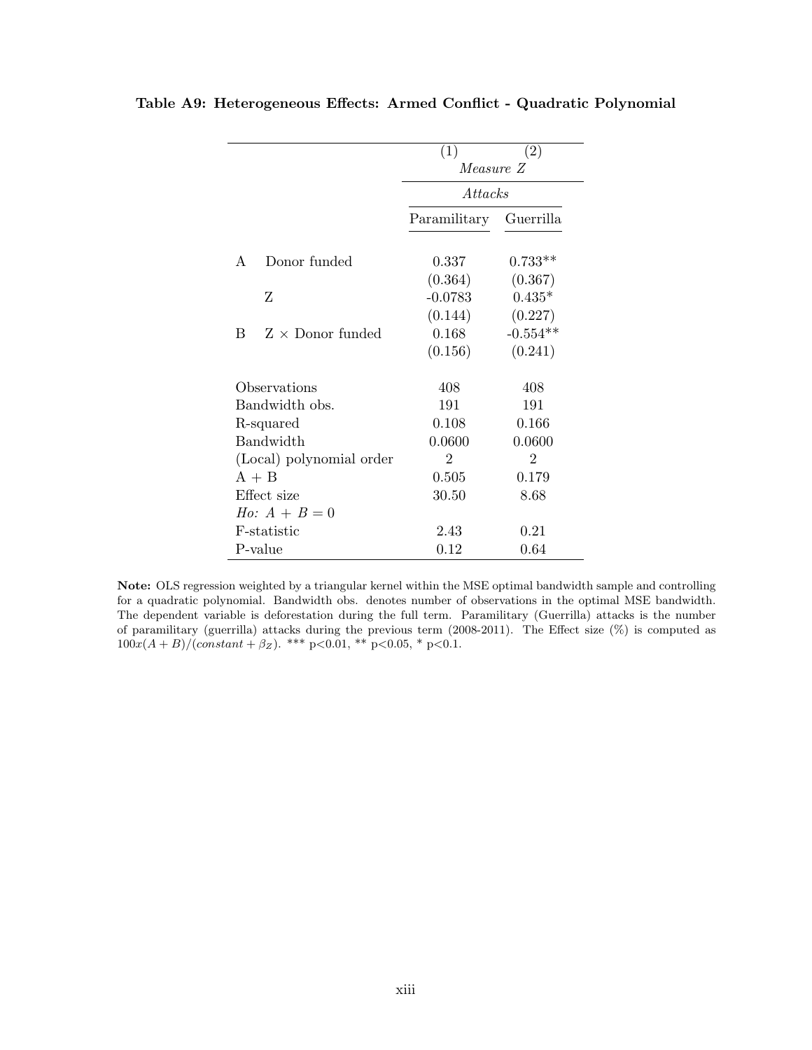**Table A9: Heterogeneous Effects: Armed Conflict - Quadratic Polynomial**

| | | (1) | (2) |
|---|---|---|---|
| | | *Measure Z* | |
| | | *Attacks* | |
| | | Paramilitary | Guerrilla |
| A | Donor funded | 0.337 | 0.733** |
| | | (0.364) | (0.367) |
| | Z | -0.0783 | 0.435* |
| | | (0.144) | (0.227) |
| B | Z × Donor funded | 0.168 | -0.554** |
| | | (0.156) | (0.241) |
| Observations | | 408 | 408 |
| Bandwidth obs. | | 191 | 191 |
| R-squared | | 0.108 | 0.166 |
| Bandwidth | | 0.0600 | 0.0600 |
| (Local) polynomial order | | 2 | 2 |
| A + B | | 0.505 | 0.179 |
| Effect size | | 30.50 | 8.68 |
| *Ho: A + B = 0* | | | |
| F-statistic | | 2.43 | 0.21 |
| P-value | | 0.12 | 0.64 |

**Note:** OLS regression weighted by a triangular kernel within the MSE optimal bandwidth sample and controlling for a quadratic polynomial. Bandwidth obs. denotes number of observations in the optimal MSE bandwidth. The dependent variable is deforestation during the full term. Paramilitary (Guerrilla) attacks is the number of paramilitary (guerrilla) attacks during the previous term (2008-2011). The Effect size (%) is computed as $100x(A+B)/(constant + \beta_Z)$. *** p<0.01, ** p<0.05, * p<0.1.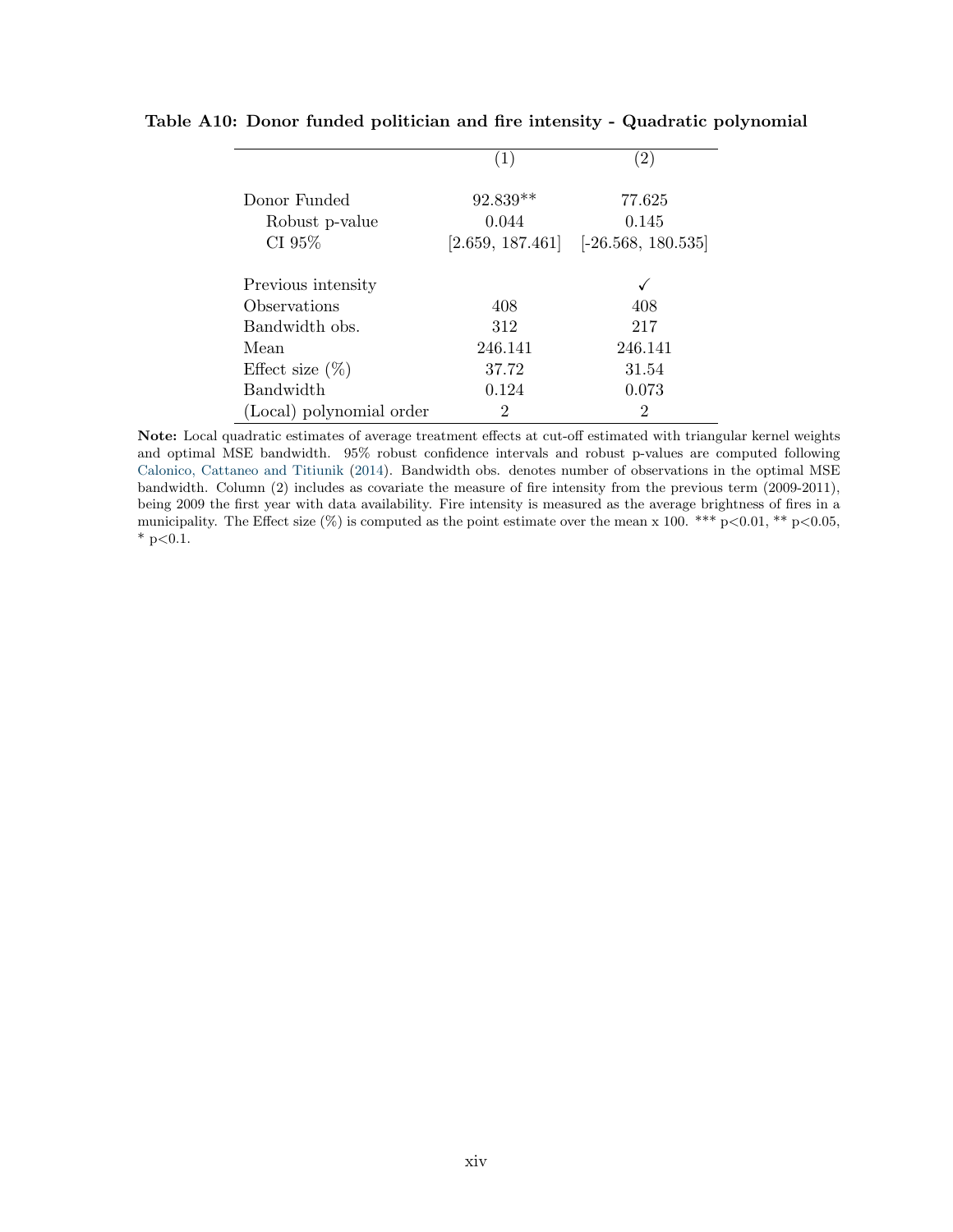**Table A10: Donor funded politician and fire intensity - Quadratic polynomial**

| | (1) | (2) |
|---|---|---|
| Donor Funded | 92.839** | 77.625 |
| Robust p-value | 0.044 | 0.145 |
| CI 95% | [2.659, 187.461] | [-26.568, 180.535] |
| | | |
| Previous intensity | | ✓ |
| Observations | 408 | 408 |
| Bandwidth obs. | 312 | 217 |
| Mean | 246.141 | 246.141 |
| Effect size (%) | 37.72 | 31.54 |
| Bandwidth | 0.124 | 0.073 |
| (Local) polynomial order | 2 | 2 |

**Note:** Local quadratic estimates of average treatment effects at cut-off estimated with triangular kernel weights and optimal MSE bandwidth. 95% robust confidence intervals and robust p-values are computed following Calonico, Cattaneo and Titiunik (2014). Bandwidth obs. denotes number of observations in the optimal MSE bandwidth. Column (2) includes as covariate the measure of fire intensity from the previous term (2009-2011), being 2009 the first year with data availability. Fire intensity is measured as the average brightness of fires in a municipality. The Effect size (%) is computed as the point estimate over the mean x 100. *** p<0.01, ** p<0.05, * p<0.1.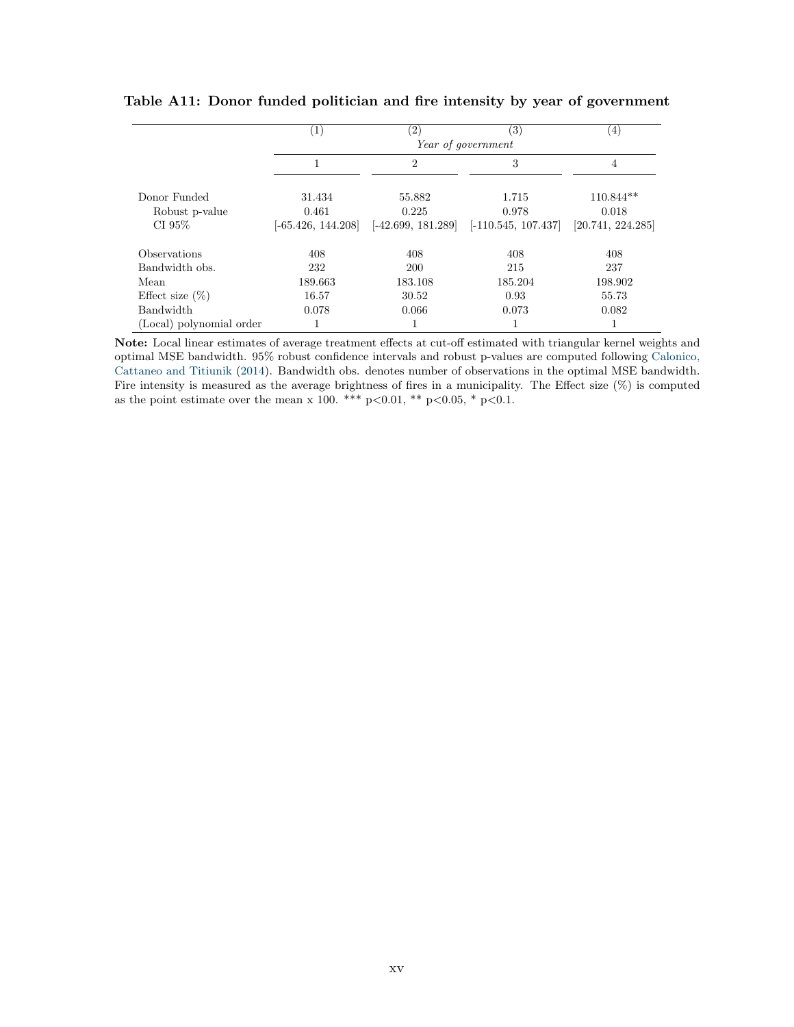**Table A11: Donor funded politician and fire intensity by year of government**

| | (1) | (2) | (3) | (4) |
|---|---|---|---|---|
| | *Year of government* | | | |
| | 1 | 2 | 3 | 4 |
| Donor Funded | 31.434 | 55.882 | 1.715 | 110.844** |
| Robust p-value | 0.461 | 0.225 | 0.978 | 0.018 |
| CI 95% | [-65.426, 144.208] | [-42.699, 181.289] | [-110.545, 107.437] | [20.741, 224.285] |
| Observations | 408 | 408 | 408 | 408 |
| Bandwidth obs. | 232 | 200 | 215 | 237 |
| Mean | 189.663 | 183.108 | 185.204 | 198.902 |
| Effect size (%) | 16.57 | 30.52 | 0.93 | 55.73 |
| Bandwidth | 0.078 | 0.066 | 0.073 | 0.082 |
| (Local) polynomial order | 1 | 1 | 1 | 1 |

**Note:** Local linear estimates of average treatment effects at cut-off estimated with triangular kernel weights and optimal MSE bandwidth. 95% robust confidence intervals and robust p-values are computed following Calonico, Cattaneo and Titiunik (2014). Bandwidth obs. denotes number of observations in the optimal MSE bandwidth. Fire intensity is measured as the average brightness of fires in a municipality. The Effect size (%) is computed as the point estimate over the mean x 100. *** p<0.01, ** p<0.05, * p<0.1.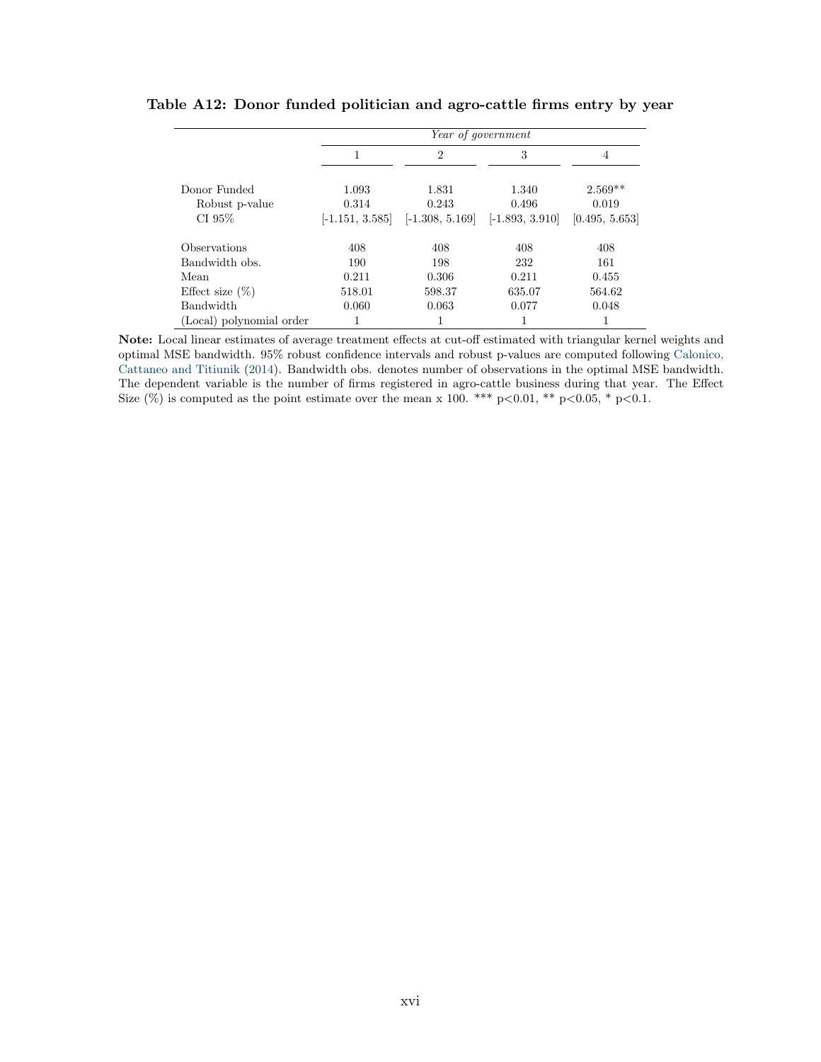**Table A12: Donor funded politician and agro-cattle firms entry by year**

| | *Year of government* | | | |
|---|---|---|---|---|
| | 1 | 2 | 3 | 4 |
| Donor Funded | 1.093 | 1.831 | 1.340 | 2.569** |
| Robust p-value | 0.314 | 0.243 | 0.496 | 0.019 |
| CI 95% | [-1.151, 3.585] | [-1.308, 5.169] | [-1.893, 3.910] | [0.495, 5.653] |
| Observations | 408 | 408 | 408 | 408 |
| Bandwidth obs. | 190 | 198 | 232 | 161 |
| Mean | 0.211 | 0.306 | 0.211 | 0.455 |
| Effect size (%) | 518.01 | 598.37 | 635.07 | 564.62 |
| Bandwidth | 0.060 | 0.063 | 0.077 | 0.048 |
| (Local) polynomial order | 1 | 1 | 1 | 1 |

**Note:** Local linear estimates of average treatment effects at cut-off estimated with triangular kernel weights and optimal MSE bandwidth. 95% robust confidence intervals and robust p-values are computed following Calonico, Cattaneo and Titiunik (2014). Bandwidth obs. denotes number of observations in the optimal MSE bandwidth. The dependent variable is the number of firms registered in agro-cattle business during that year. The Effect Size (%) is computed as the point estimate over the mean x 100. *** p<0.01, ** p<0.05, * p<0.1.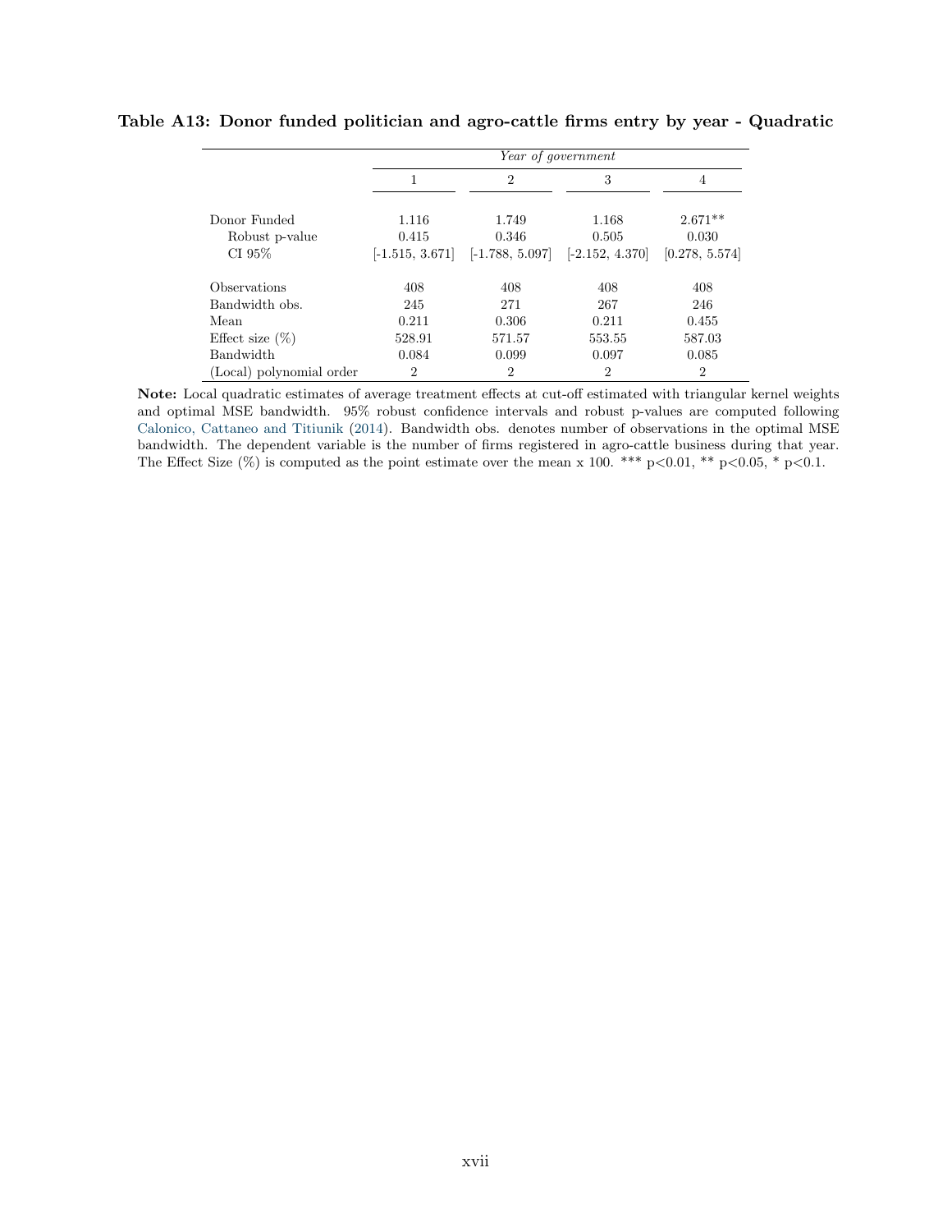**Table A13: Donor funded politician and agro-cattle firms entry by year - Quadratic**

| | *Year of government* | | | |
|---|---|---|---|---|
| | 1 | 2 | 3 | 4 |
| Donor Funded | 1.116 | 1.749 | 1.168 | 2.671** |
| Robust p-value | 0.415 | 0.346 | 0.505 | 0.030 |
| CI 95% | [-1.515, 3.671] | [-1.788, 5.097] | [-2.152, 4.370] | [0.278, 5.574] |
| Observations | 408 | 408 | 408 | 408 |
| Bandwidth obs. | 245 | 271 | 267 | 246 |
| Mean | 0.211 | 0.306 | 0.211 | 0.455 |
| Effect size (%) | 528.91 | 571.57 | 553.55 | 587.03 |
| Bandwidth | 0.084 | 0.099 | 0.097 | 0.085 |
| (Local) polynomial order | 2 | 2 | 2 | 2 |

**Note:** Local quadratic estimates of average treatment effects at cut-off estimated with triangular kernel weights and optimal MSE bandwidth. 95% robust confidence intervals and robust p-values are computed following Calonico, Cattaneo and Titiunik (2014). Bandwidth obs. denotes number of observations in the optimal MSE bandwidth. The dependent variable is the number of firms registered in agro-cattle business during that year. The Effect Size (%) is computed as the point estimate over the mean x 100. *** p<0.01, ** p<0.05, * p<0.1.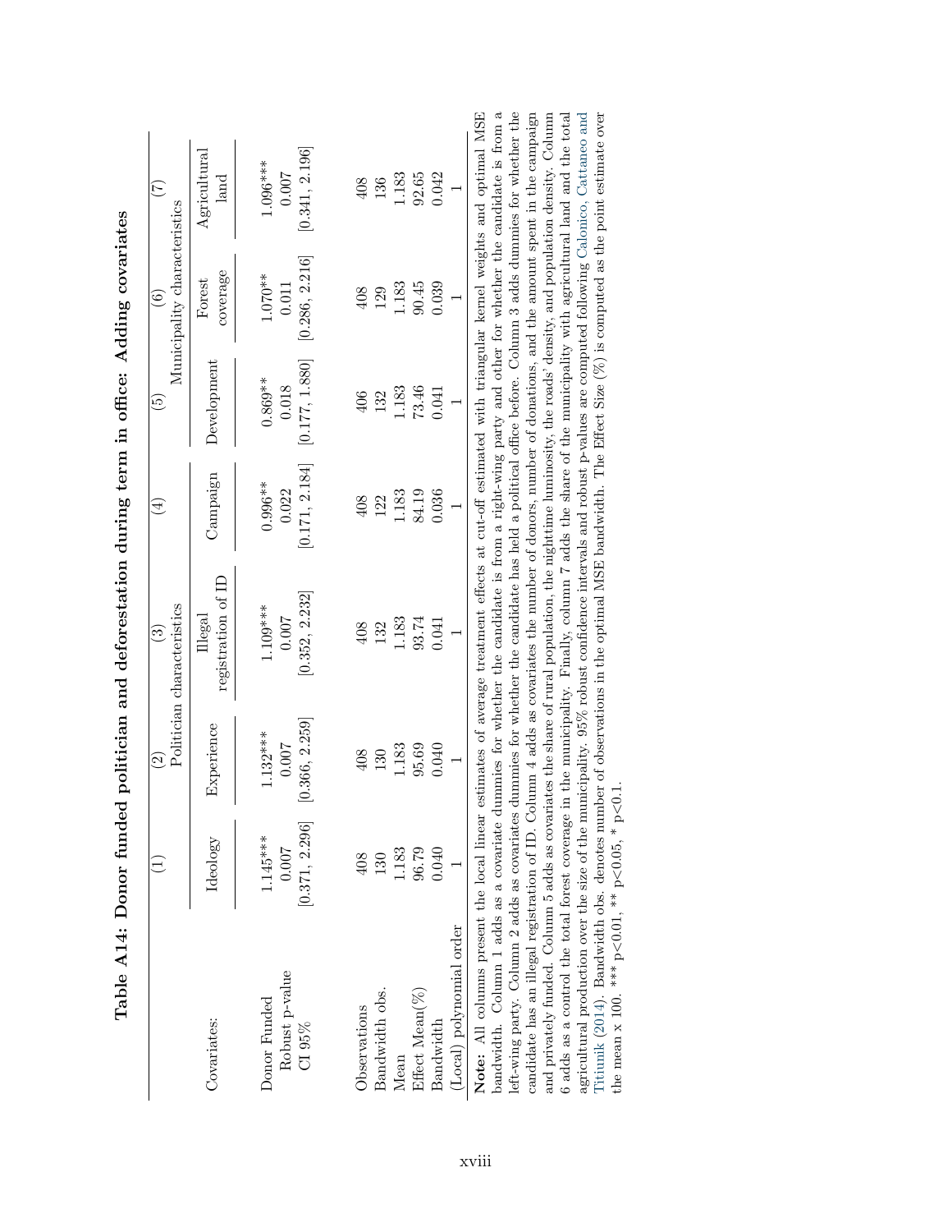**Table A14: Donor funded politician and deforestation during term in office: Adding covariates**

| | (1) | (2) | (3) | (4) | (5) | (6) | (7) |
|---|---|---|---|---|---|---|---|
| | | Politician characteristics | | | | Municipality characteristics | |
| Covariates: | Ideology | Experience | Illegal registration of ID | Campaign | Development | Forest coverage | Agricultural land |
| Donor Funded | 1.145*** | 1.132*** | 1.109*** | 0.996** | 0.869** | 1.070** | 1.096*** |
| Robust p-value | 0.007 | 0.007 | 0.007 | 0.022 | 0.018 | 0.011 | 0.007 |
| CI 95% | [0.371, 2.296] | [0.366, 2.259] | [0.352, 2.232] | [0.171, 2.184] | [0.177, 1.880] | [0.286, 2.216] | [0.341, 2.196] |
| Observations | 408 | 408 | 408 | 408 | 406 | 408 | 408 |
| Bandwidth obs. | 130 | 130 | 132 | 122 | 132 | 129 | 136 |
| Mean | 1.183 | 1.183 | 1.183 | 1.183 | 1.183 | 1.183 | 1.183 |
| Effect Mean(%) | 96.79 | 95.69 | 93.74 | 84.19 | 73.46 | 90.45 | 92.65 |
| Bandwidth | 0.040 | 0.040 | 0.041 | 0.036 | 0.041 | 0.039 | 0.042 |
| (Local) polynomial order | 1 | 1 | 1 | 1 | 1 | 1 | 1 |

**Note:** All columns present the local linear estimates of average treatment effects at cut-off estimated with triangular kernel weights and optimal MSE bandwidth. Column 1 adds as a covariate dummies for whether the candidate is from a right-wing party and other for whether the candidate is from a left-wing party. Column 2 adds as covariates dummies for whether the candidate has held a political office before. Column 3 adds dummies for whether the candidate has an illegal registration of ID. Column 4 adds as covariates the number of donors, number of donations, and the amount spent in the campaign and privately funded. Column 5 adds as covariates the share of rural population, the nighttime luminosity, the roads' density, and population density. Column 6 adds as a control the total forest coverage in the municipality. Finally, column 7 adds the share of the municipality with agricultural land and the total agricultural production over the size of the municipality. 95% robust confidence intervals and robust p-values are computed following Calonico, Cattaneo and Titiunik (2014). Bandwidth obs. denotes number of observations in the optimal MSE bandwidth. The Effect Size (%) is computed as the point estimate over the mean x 100. *** p<0.01, ** p<0.05, * p<0.1.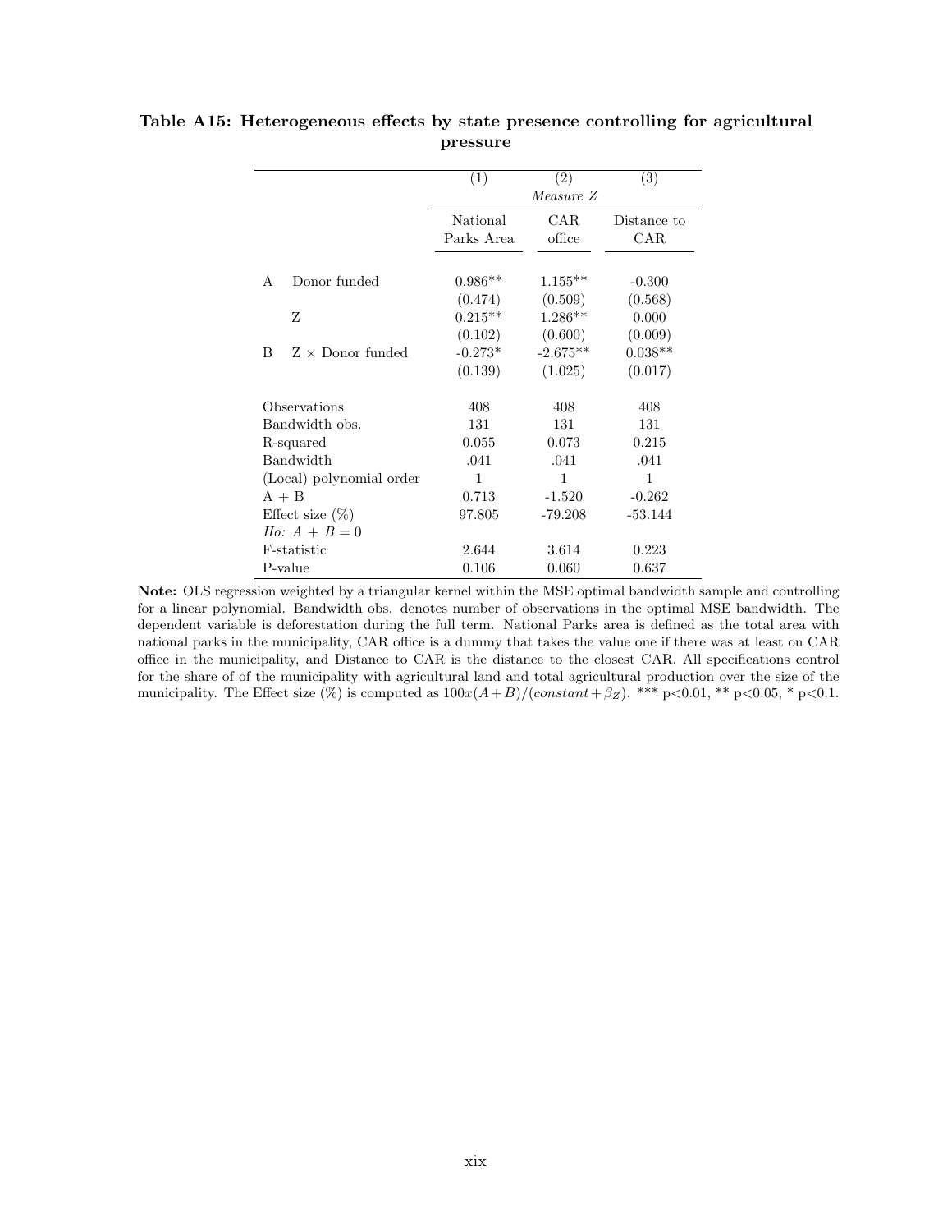**Table A15: Heterogeneous effects by state presence controlling for agricultural pressure**

| | | (1) | (2) | (3) |
|---|---|---|---|---|
| | | | *Measure Z* | |
| | | National Parks Area | CAR office | Distance to CAR |
| A | Donor funded | 0.986** | 1.155** | -0.300 |
| | | (0.474) | (0.509) | (0.568) |
| | Z | 0.215** | 1.286** | 0.000 |
| | | (0.102) | (0.600) | (0.009) |
| B | Z × Donor funded | -0.273* | -2.675** | 0.038** |
| | | (0.139) | (1.025) | (0.017) |
| | Observations | 408 | 408 | 408 |
| | Bandwidth obs. | 131 | 131 | 131 |
| | R-squared | 0.055 | 0.073 | 0.215 |
| | Bandwidth | .041 | .041 | .041 |
| | (Local) polynomial order | 1 | 1 | 1 |
| | A + B | 0.713 | -1.520 | -0.262 |
| | Effect size (%) | 97.805 | -79.208 | -53.144 |
| | *Ho: A + B = 0* | | | |
| | F-statistic | 2.644 | 3.614 | 0.223 |
| | P-value | 0.106 | 0.060 | 0.637 |

**Note:** OLS regression weighted by a triangular kernel within the MSE optimal bandwidth sample and controlling for a linear polynomial. Bandwidth obs. denotes number of observations in the optimal MSE bandwidth. The dependent variable is deforestation during the full term. National Parks area is defined as the total area with national parks in the municipality, CAR office is a dummy that takes the value one if there was at least on CAR office in the municipality, and Distance to CAR is the distance to the closest CAR. All specifications control for the share of of the municipality with agricultural land and total agricultural production over the size of the municipality. The Effect size (%) is computed as $100x(A+B)/(constant+\beta_Z)$. *** p<0.01, ** p<0.05, * p<0.1.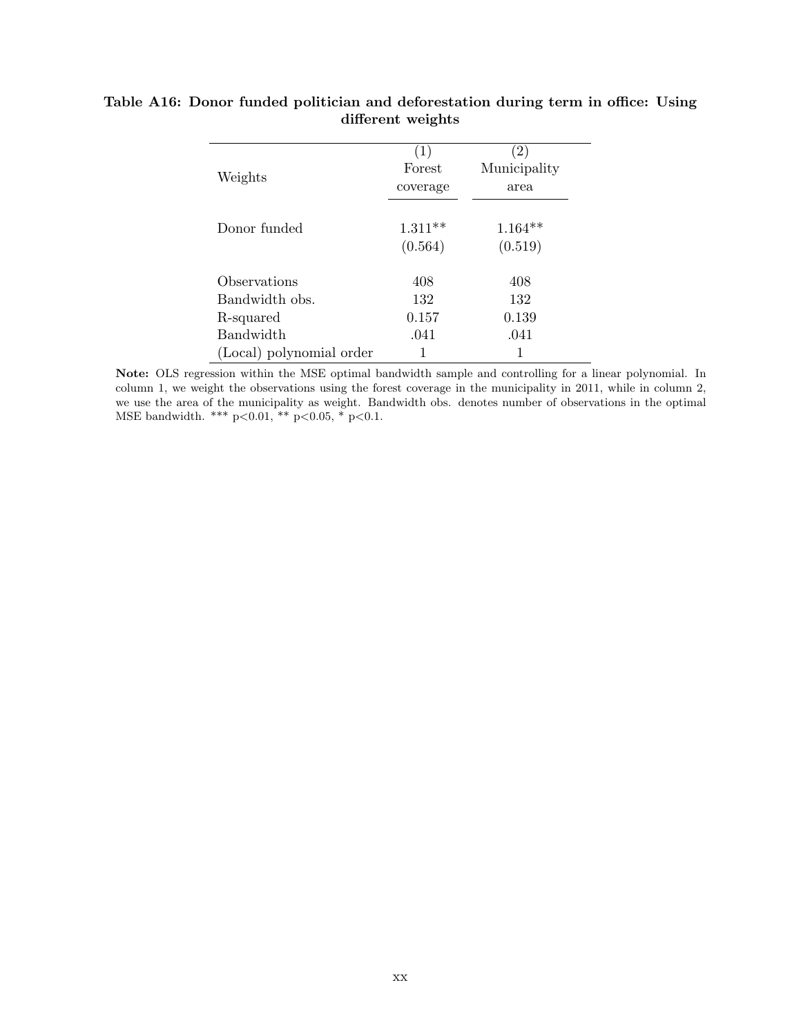**Table A16: Donor funded politician and deforestation during term in office: Using different weights**

| | (1) | (2) |
|---|---|---|
| Weights | Forest coverage | Municipality area |
| Donor funded | 1.311** | 1.164** |
| | (0.564) | (0.519) |
| Observations | 408 | 408 |
| Bandwidth obs. | 132 | 132 |
| R-squared | 0.157 | 0.139 |
| Bandwidth | .041 | .041 |
| (Local) polynomial order | 1 | 1 |

**Note:** OLS regression within the MSE optimal bandwidth sample and controlling for a linear polynomial. In column 1, we weight the observations using the forest coverage in the municipality in 2011, while in column 2, we use the area of the municipality as weight. Bandwidth obs. denotes number of observations in the optimal MSE bandwidth. *** p<0.01, ** p<0.05, * p<0.1.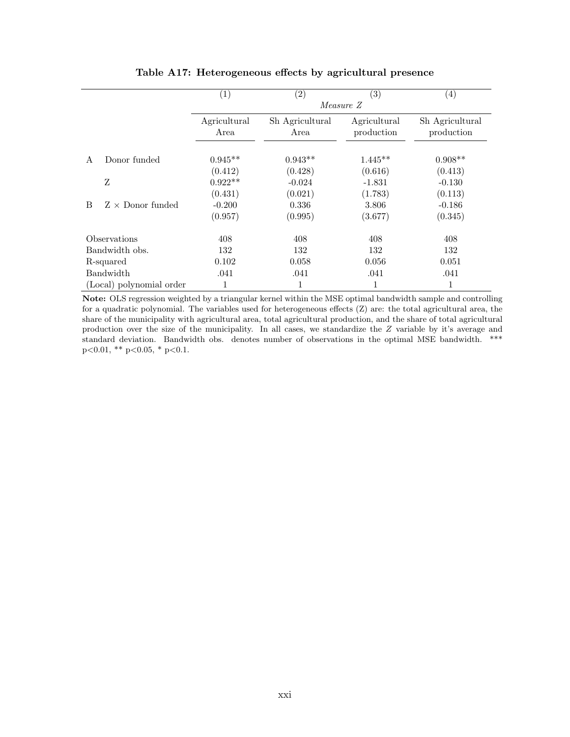**Table A17: Heterogeneous effects by agricultural presence**

| | | (1) | (2) | (3) | (4) |
|---|---|---|---|---|---|
| | | *Measure Z* | | | |
| | | Agricultural Area | Sh Agricultural Area | Agricultural production | Sh Agricultural production |
| A | Donor funded | 0.945** | 0.943** | 1.445** | 0.908** |
| | | (0.412) | (0.428) | (0.616) | (0.413) |
| | Z | 0.922** | -0.024 | -1.831 | -0.130 |
| | | (0.431) | (0.021) | (1.783) | (0.113) |
| B | Z × Donor funded | -0.200 | 0.336 | 3.806 | -0.186 |
| | | (0.957) | (0.995) | (3.677) | (0.345) |
| | Observations | 408 | 408 | 408 | 408 |
| | Bandwidth obs. | 132 | 132 | 132 | 132 |
| | R-squared | 0.102 | 0.058 | 0.056 | 0.051 |
| | Bandwidth | .041 | .041 | .041 | .041 |
| | (Local) polynomial order | 1 | 1 | 1 | 1 |

**Note:** OLS regression weighted by a triangular kernel within the MSE optimal bandwidth sample and controlling for a quadratic polynomial. The variables used for heterogeneous effects (Z) are: the total agricultural area, the share of the municipality with agricultural area, total agricultural production, and the share of total agricultural production over the size of the municipality. In all cases, we standardize the $Z$ variable by it's average and standard deviation. Bandwidth obs. denotes number of observations in the optimal MSE bandwidth. *** $p<0.01$, ** $p<0.05$, * $p<0.1$.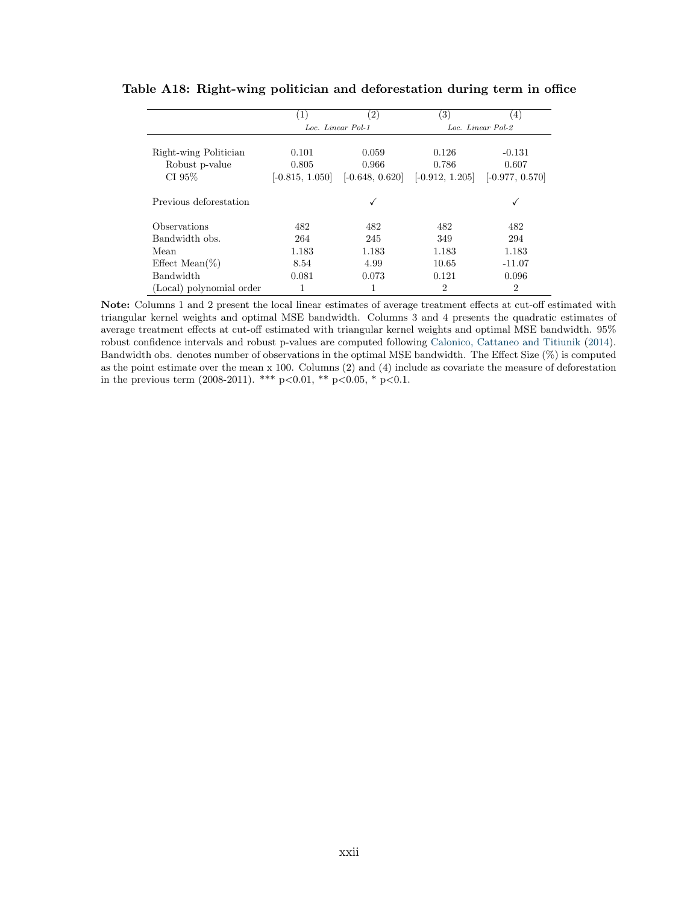**Table A18: Right-wing politician and deforestation during term in office**

| | (1) | (2) | (3) | (4) |
|---|---|---|---|---|
| | *Loc. Linear Pol-1* | | *Loc. Linear Pol-2* | |
| Right-wing Politician | 0.101 | 0.059 | 0.126 | -0.131 |
| Robust p-value | 0.805 | 0.966 | 0.786 | 0.607 |
| CI 95% | [-0.815, 1.050] | [-0.648, 0.620] | [-0.912, 1.205] | [-0.977, 0.570] |
| Previous deforestation | | ✓ | | ✓ |
| Observations | 482 | 482 | 482 | 482 |
| Bandwidth obs. | 264 | 245 | 349 | 294 |
| Mean | 1.183 | 1.183 | 1.183 | 1.183 |
| Effect Mean(%) | 8.54 | 4.99 | 10.65 | -11.07 |
| Bandwidth | 0.081 | 0.073 | 0.121 | 0.096 |
| (Local) polynomial order | 1 | 1 | 2 | 2 |

**Note:** Columns 1 and 2 present the local linear estimates of average treatment effects at cut-off estimated with triangular kernel weights and optimal MSE bandwidth. Columns 3 and 4 presents the quadratic estimates of average treatment effects at cut-off estimated with triangular kernel weights and optimal MSE bandwidth. 95% robust confidence intervals and robust p-values are computed following Calonico, Cattaneo and Titiunik (2014). Bandwidth obs. denotes number of observations in the optimal MSE bandwidth. The Effect Size (%) is computed as the point estimate over the mean x 100. Columns (2) and (4) include as covariate the measure of deforestation in the previous term (2008-2011). *** $p<0.01$, ** $p<0.05$, * $p<0.1$.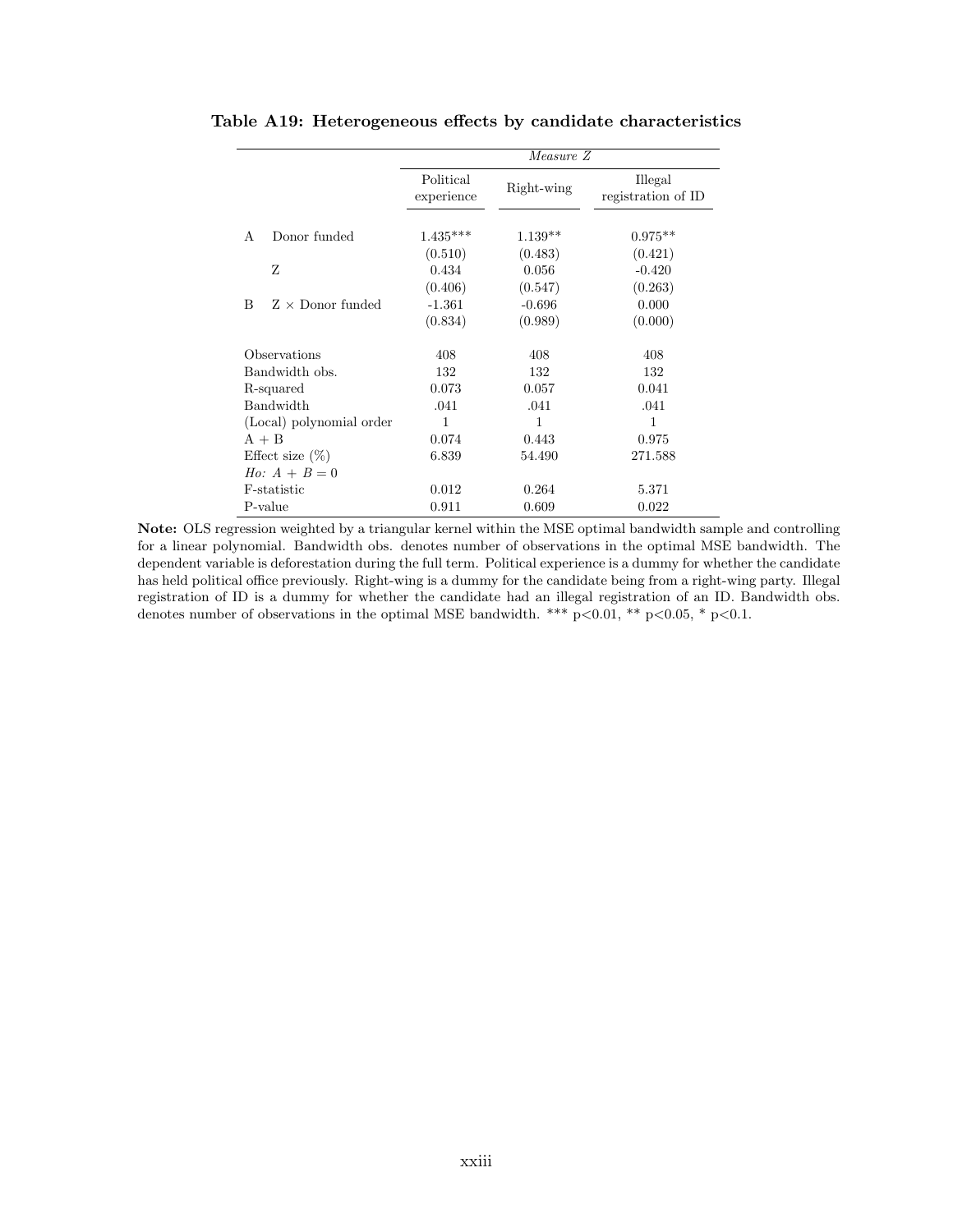**Table A19: Heterogeneous effects by candidate characteristics**

| | | *Measure Z* | | |
|---|---|---|---|---|
| | | Political experience | Right-wing | Illegal registration of ID |
| A | Donor funded | 1.435*** | 1.139** | 0.975** |
| | | (0.510) | (0.483) | (0.421) |
| | Z | 0.434 | 0.056 | -0.420 |
| | | (0.406) | (0.547) | (0.263) |
| B | Z × Donor funded | -1.361 | -0.696 | 0.000 |
| | | (0.834) | (0.989) | (0.000) |
| Observations | | 408 | 408 | 408 |
| Bandwidth obs. | | 132 | 132 | 132 |
| R-squared | | 0.073 | 0.057 | 0.041 |
| Bandwidth | | .041 | .041 | .041 |
| (Local) polynomial order | | 1 | 1 | 1 |
| A + B | | 0.074 | 0.443 | 0.975 |
| Effect size (%) | | 6.839 | 54.490 | 271.588 |
| *Ho: A + B = 0* | | | | |
| F-statistic | | 0.012 | 0.264 | 5.371 |
| P-value | | 0.911 | 0.609 | 0.022 |

**Note:** OLS regression weighted by a triangular kernel within the MSE optimal bandwidth sample and controlling for a linear polynomial. Bandwidth obs. denotes number of observations in the optimal MSE bandwidth. The dependent variable is deforestation during the full term. Political experience is a dummy for whether the candidate has held political office previously. Right-wing is a dummy for the candidate being from a right-wing party. Illegal registration of ID is a dummy for whether the candidate had an illegal registration of an ID. Bandwidth obs. denotes number of observations in the optimal MSE bandwidth. *** p<0.01, ** p<0.05, * p<0.1.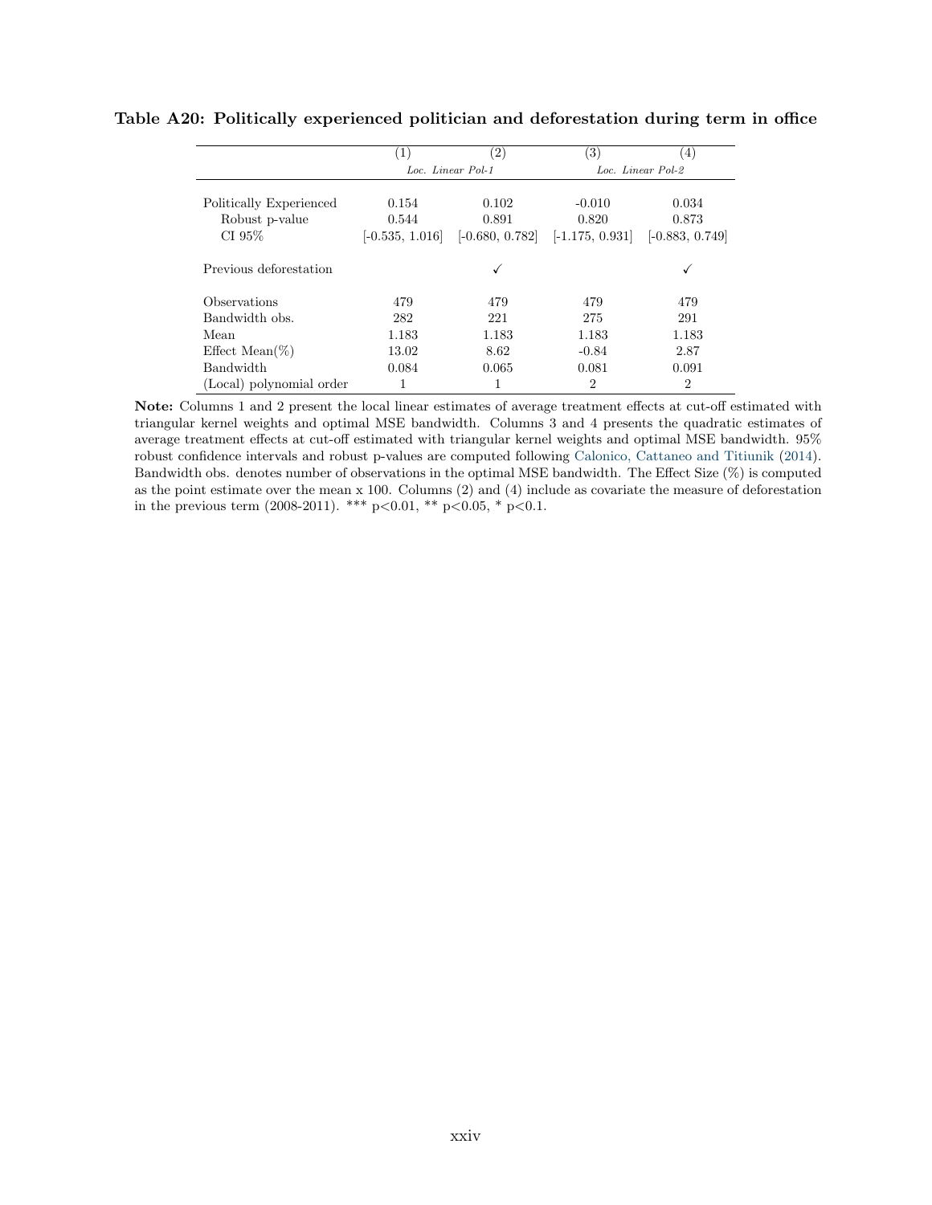**Table A20: Politically experienced politician and deforestation during term in office**

| | (1) | (2) | (3) | (4) |
|---|---|---|---|---|
| | *Loc. Linear Pol-1* | | *Loc. Linear Pol-2* | |
| Politically Experienced | 0.154 | 0.102 | -0.010 | 0.034 |
| Robust p-value | 0.544 | 0.891 | 0.820 | 0.873 |
| CI 95% | [-0.535, 1.016] | [-0.680, 0.782] | [-1.175, 0.931] | [-0.883, 0.749] |
| Previous deforestation | | ✓ | | ✓ |
| Observations | 479 | 479 | 479 | 479 |
| Bandwidth obs. | 282 | 221 | 275 | 291 |
| Mean | 1.183 | 1.183 | 1.183 | 1.183 |
| Effect Mean(%) | 13.02 | 8.62 | -0.84 | 2.87 |
| Bandwidth | 0.084 | 0.065 | 0.081 | 0.091 |
| (Local) polynomial order | 1 | 1 | 2 | 2 |

**Note:** Columns 1 and 2 present the local linear estimates of average treatment effects at cut-off estimated with triangular kernel weights and optimal MSE bandwidth. Columns 3 and 4 presents the quadratic estimates of average treatment effects at cut-off estimated with triangular kernel weights and optimal MSE bandwidth. 95% robust confidence intervals and robust p-values are computed following Calonico, Cattaneo and Titiunik (2014). Bandwidth obs. denotes number of observations in the optimal MSE bandwidth. The Effect Size (%) is computed as the point estimate over the mean x 100. Columns (2) and (4) include as covariate the measure of deforestation in the previous term (2008-2011). *** $p<0.01$, ** $p<0.05$, * $p<0.1$.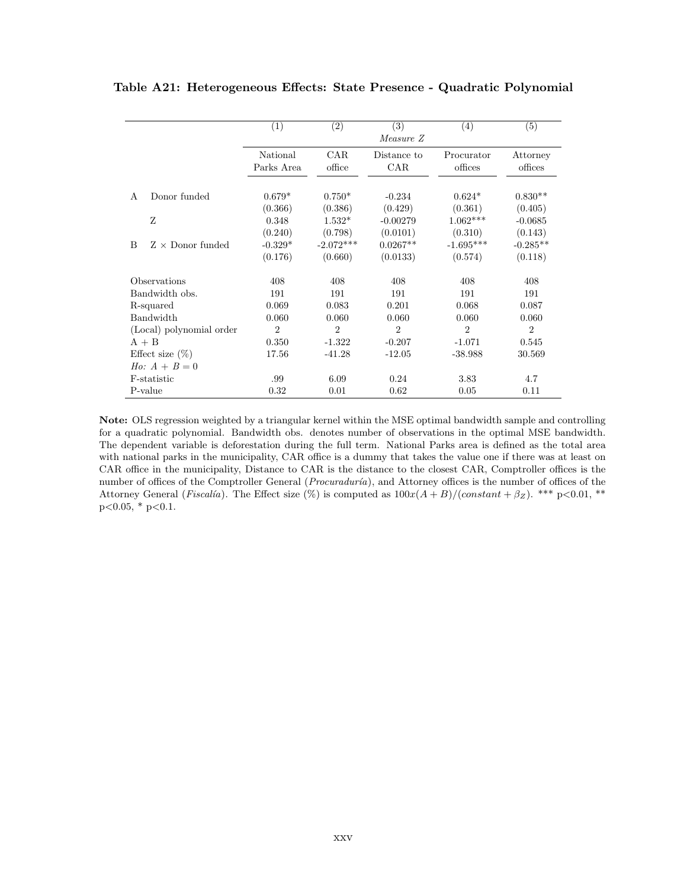**Table A21: Heterogeneous Effects: State Presence - Quadratic Polynomial**

| | | (1) | (2) | (3) | (4) | (5) |
|---|---|---|---|---|---|---|
| | | | | *Measure Z* | | |
| | | National Parks Area | CAR office | Distance to CAR | Procurator offices | Attorney offices |
| A | Donor funded | 0.679* | 0.750* | -0.234 | 0.624* | 0.830** |
| | | (0.366) | (0.386) | (0.429) | (0.361) | (0.405) |
| | Z | 0.348 | 1.532* | -0.00279 | 1.062*** | -0.0685 |
| | | (0.240) | (0.798) | (0.0101) | (0.310) | (0.143) |
| B | Z × Donor funded | -0.329* | -2.072*** | 0.0267** | -1.695*** | -0.285** |
| | | (0.176) | (0.660) | (0.0133) | (0.574) | (0.118) |
| Observations | | 408 | 408 | 408 | 408 | 408 |
| Bandwidth obs. | | 191 | 191 | 191 | 191 | 191 |
| R-squared | | 0.069 | 0.083 | 0.201 | 0.068 | 0.087 |
| Bandwidth | | 0.060 | 0.060 | 0.060 | 0.060 | 0.060 |
| (Local) polynomial order | | 2 | 2 | 2 | 2 | 2 |
| A + B | | 0.350 | -1.322 | -0.207 | -1.071 | 0.545 |
| Effect size (%) | | 17.56 | -41.28 | -12.05 | -38.988 | 30.569 |
| *Ho: A + B = 0* | | | | | | |
| F-statistic | | .99 | 6.09 | 0.24 | 3.83 | 4.7 |
| P-value | | 0.32 | 0.01 | 0.62 | 0.05 | 0.11 |

**Note:** OLS regression weighted by a triangular kernel within the MSE optimal bandwidth sample and controlling for a quadratic polynomial. Bandwidth obs. denotes number of observations in the optimal MSE bandwidth. The dependent variable is deforestation during the full term. National Parks area is defined as the total area with national parks in the municipality, CAR office is a dummy that takes the value one if there was at least on CAR office in the municipality, Distance to CAR is the distance to the closest CAR, Comptroller offices is the number of offices of the Comptroller General (*Procuraduría*), and Attorney offices is the number of offices of the Attorney General (*Fiscalía*). The Effect size (%) is computed as $100x(A + B)/(constant + \beta_Z)$. *** p<0.01, ** p<0.05, * p<0.1.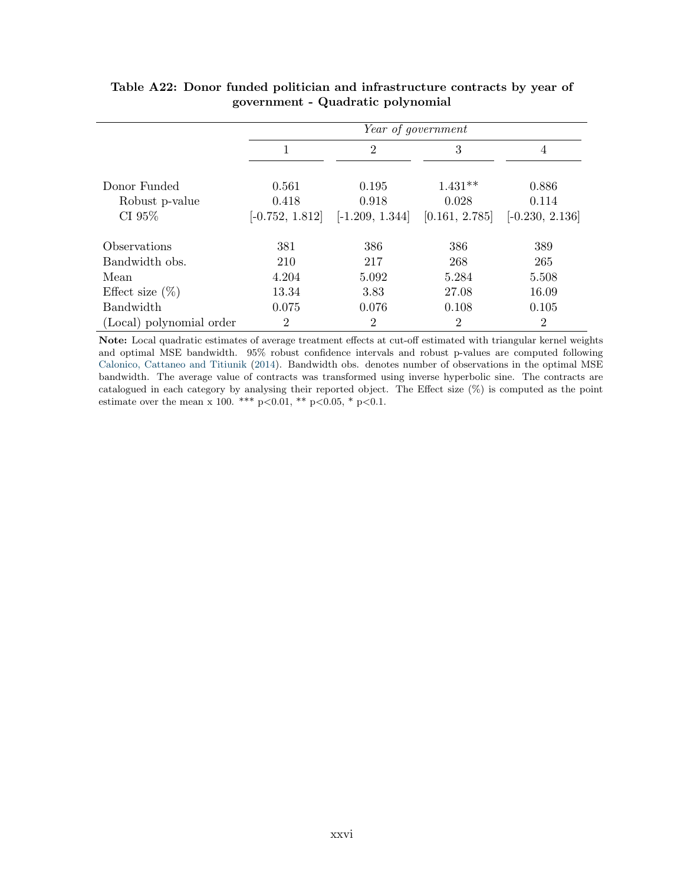**Table A22: Donor funded politician and infrastructure contracts by year of government - Quadratic polynomial**

| | *Year of government* | | | |
|---|---|---|---|---|
| | 1 | 2 | 3 | 4 |
| Donor Funded | 0.561 | 0.195 | 1.431** | 0.886 |
| Robust p-value | 0.418 | 0.918 | 0.028 | 0.114 |
| CI 95% | [-0.752, 1.812] | [-1.209, 1.344] | [0.161, 2.785] | [-0.230, 2.136] |
| Observations | 381 | 386 | 386 | 389 |
| Bandwidth obs. | 210 | 217 | 268 | 265 |
| Mean | 4.204 | 5.092 | 5.284 | 5.508 |
| Effect size (%) | 13.34 | 3.83 | 27.08 | 16.09 |
| Bandwidth | 0.075 | 0.076 | 0.108 | 0.105 |
| (Local) polynomial order | 2 | 2 | 2 | 2 |

**Note:** Local quadratic estimates of average treatment effects at cut-off estimated with triangular kernel weights and optimal MSE bandwidth. 95% robust confidence intervals and robust p-values are computed following Calonico, Cattaneo and Titiunik (2014). Bandwidth obs. denotes number of observations in the optimal MSE bandwidth. The average value of contracts was transformed using inverse hyperbolic sine. The contracts are catalogued in each category by analysing their reported object. The Effect size (%) is computed as the point estimate over the mean x 100. *** p<0.01, ** p<0.05, * p<0.1.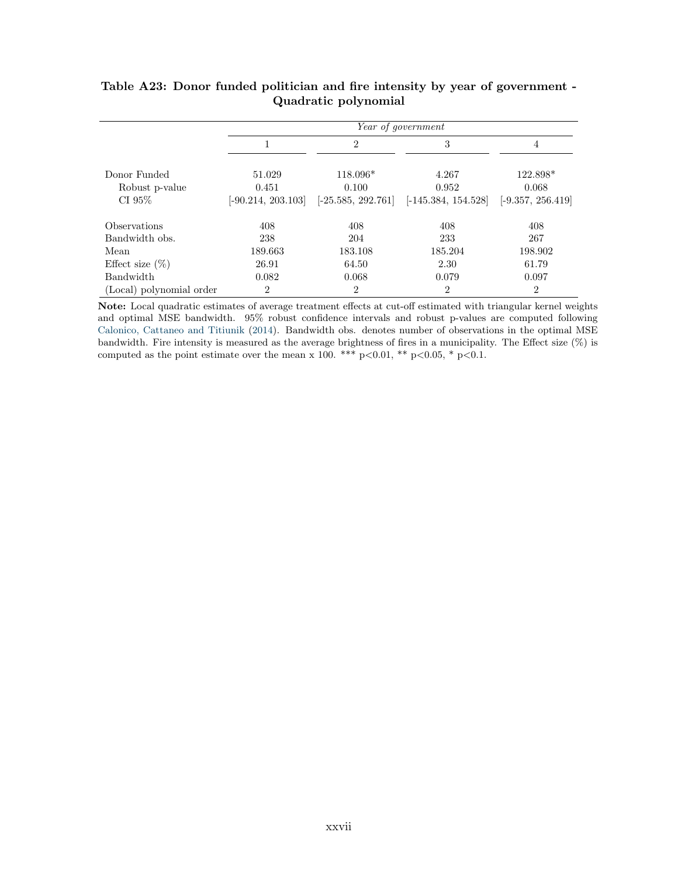**Table A23: Donor funded politician and fire intensity by year of government - Quadratic polynomial**

| | *Year of government* | | | |
|---|---|---|---|---|
| | 1 | 2 | 3 | 4 |
| Donor Funded | 51.029 | 118.096* | 4.267 | 122.898* |
| Robust p-value | 0.451 | 0.100 | 0.952 | 0.068 |
| CI 95% | [-90.214, 203.103] | [-25.585, 292.761] | [-145.384, 154.528] | [-9.357, 256.419] |
| Observations | 408 | 408 | 408 | 408 |
| Bandwidth obs. | 238 | 204 | 233 | 267 |
| Mean | 189.663 | 183.108 | 185.204 | 198.902 |
| Effect size (%) | 26.91 | 64.50 | 2.30 | 61.79 |
| Bandwidth | 0.082 | 0.068 | 0.079 | 0.097 |
| (Local) polynomial order | 2 | 2 | 2 | 2 |

**Note:** Local quadratic estimates of average treatment effects at cut-off estimated with triangular kernel weights and optimal MSE bandwidth. 95% robust confidence intervals and robust p-values are computed following Calonico, Cattaneo and Titiunik (2014). Bandwidth obs. denotes number of observations in the optimal MSE bandwidth. Fire intensity is measured as the average brightness of fires in a municipality. The Effect size (%) is computed as the point estimate over the mean x 100. *** p<0.01, ** p<0.05, * p<0.1.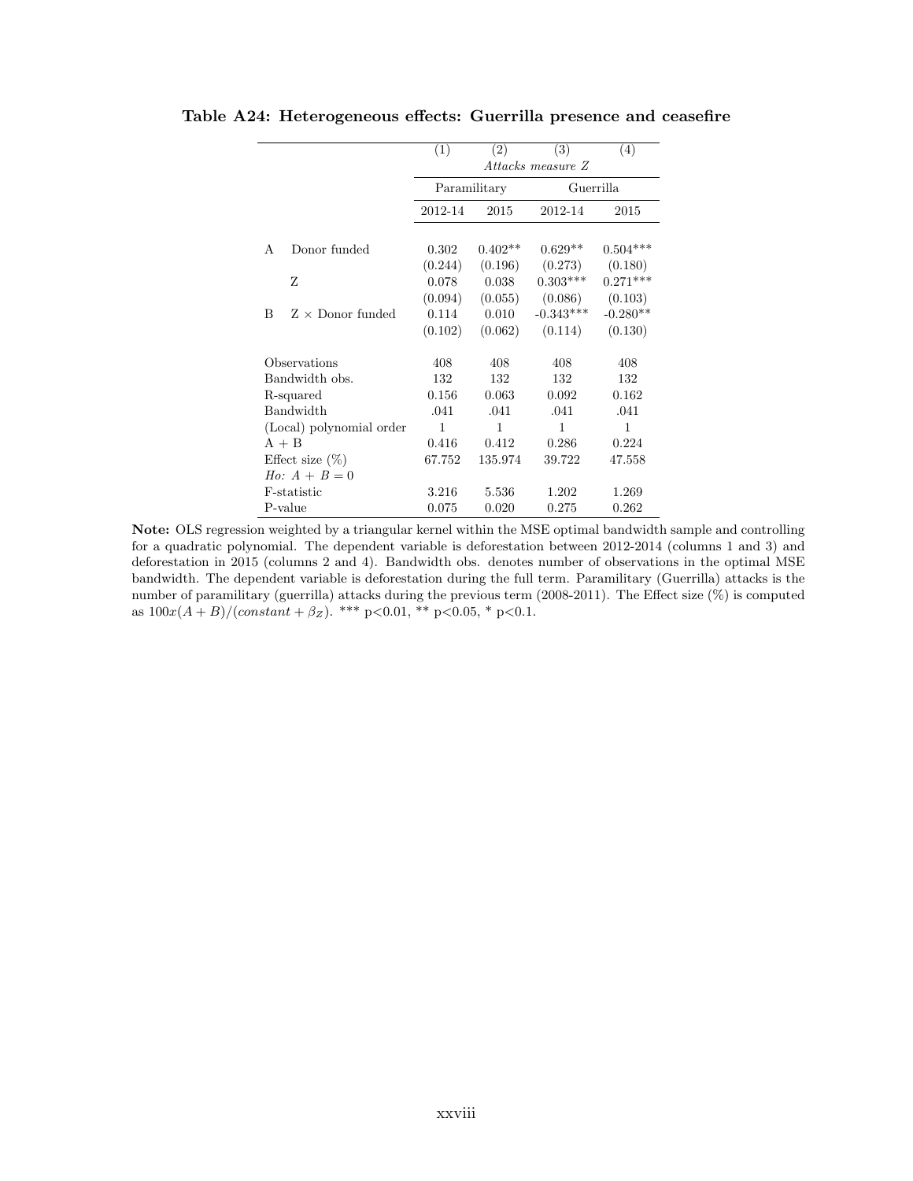**Table A24: Heterogeneous effects: Guerrilla presence and ceasefire**

| | | (1) | (2) | (3) | (4) |
|---|---|---|---|---|---|
| | | *Attacks measure Z* | | | |
| | | Paramilitary | | Guerrilla | |
| | | 2012-14 | 2015 | 2012-14 | 2015 |
| A | Donor funded | 0.302 | 0.402** | 0.629** | 0.504*** |
| | | (0.244) | (0.196) | (0.273) | (0.180) |
| | Z | 0.078 | 0.038 | 0.303*** | 0.271*** |
| | | (0.094) | (0.055) | (0.086) | (0.103) |
| B | Z × Donor funded | 0.114 | 0.010 | -0.343*** | -0.280** |
| | | (0.102) | (0.062) | (0.114) | (0.130) |
| Observations | | 408 | 408 | 408 | 408 |
| Bandwidth obs. | | 132 | 132 | 132 | 132 |
| R-squared | | 0.156 | 0.063 | 0.092 | 0.162 |
| Bandwidth | | .041 | .041 | .041 | .041 |
| (Local) polynomial order | | 1 | 1 | 1 | 1 |
| A + B | | 0.416 | 0.412 | 0.286 | 0.224 |
| Effect size (%) | | 67.752 | 135.974 | 39.722 | 47.558 |
| *Ho: A + B = 0* | | | | | |
| F-statistic | | 3.216 | 5.536 | 1.202 | 1.269 |
| P-value | | 0.075 | 0.020 | 0.275 | 0.262 |

**Note:** OLS regression weighted by a triangular kernel within the MSE optimal bandwidth sample and controlling for a quadratic polynomial. The dependent variable is deforestation between 2012-2014 (columns 1 and 3) and deforestation in 2015 (columns 2 and 4). Bandwidth obs. denotes number of observations in the optimal MSE bandwidth. The dependent variable is deforestation during the full term. Paramilitary (Guerrilla) attacks is the number of paramilitary (guerrilla) attacks during the previous term (2008-2011). The Effect size (%) is computed as $100x(A + B)/(constant + \beta_Z)$. *** p<0.01, ** p<0.05, * p<0.1.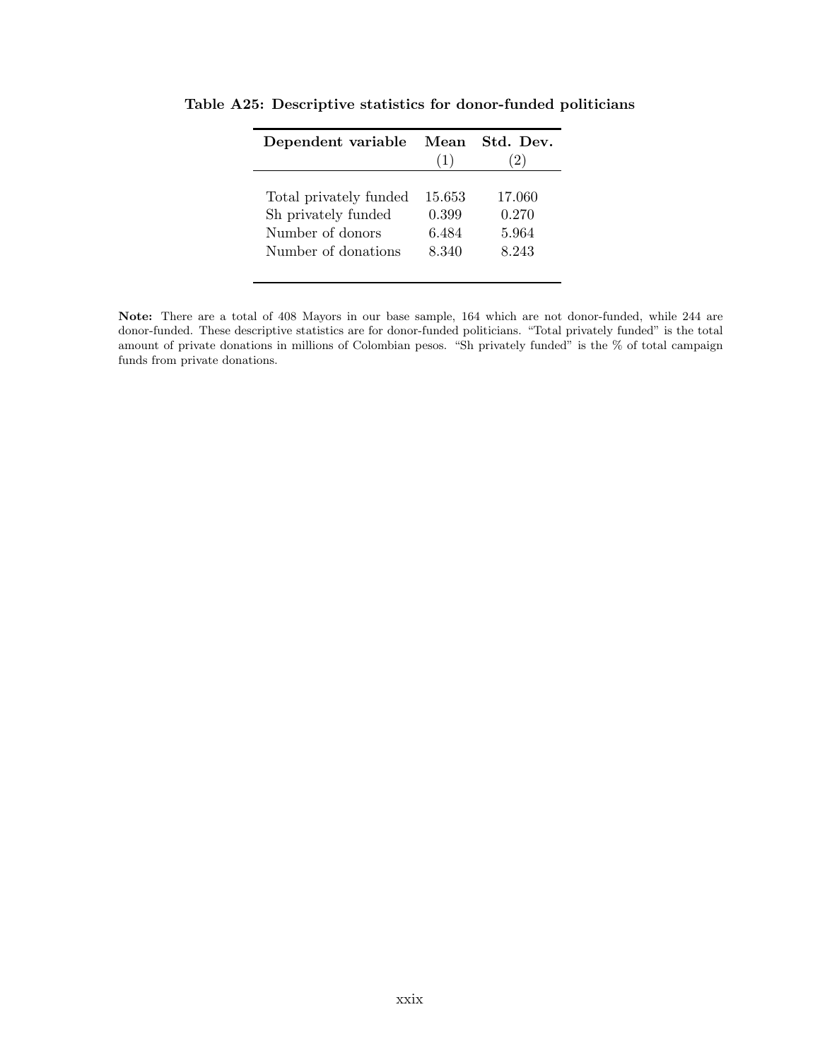**Table A25: Descriptive statistics for donor-funded politicians**

| Dependent variable | Mean | Std. Dev. |
|---|---|---|
| | (1) | (2) |
| Total privately funded | 15.653 | 17.060 |
| Sh privately funded | 0.399 | 0.270 |
| Number of donors | 6.484 | 5.964 |
| Number of donations | 8.340 | 8.243 |

**Note:** There are a total of 408 Mayors in our base sample, 164 which are not donor-funded, while 244 are donor-funded. These descriptive statistics are for donor-funded politicians. "Total privately funded" is the total amount of private donations in millions of Colombian pesos. "Sh privately funded" is the % of total campaign funds from private donations.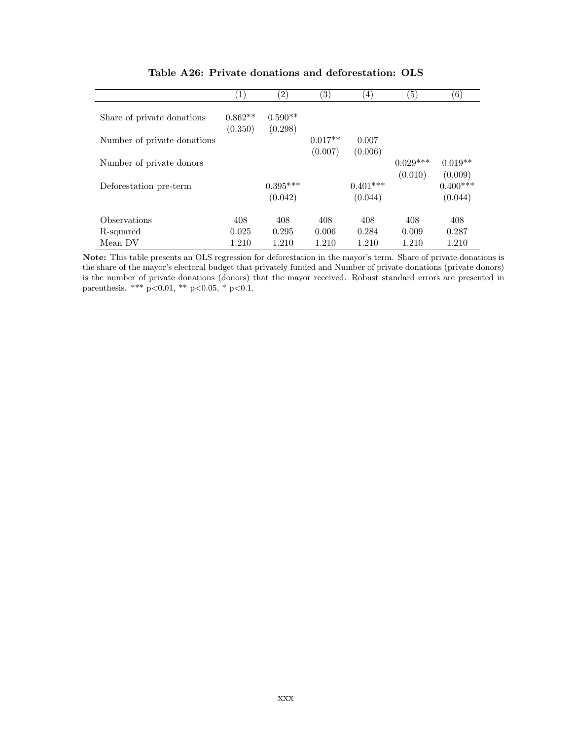**Table A26: Private donations and deforestation: OLS**

| | (1) | (2) | (3) | (4) | (5) | (6) |
|---|---|---|---|---|---|---|
| Share of private donations | 0.862** | 0.590** | | | | |
| | (0.350) | (0.298) | | | | |
| Number of private donations | | | 0.017** | 0.007 | | |
| | | | (0.007) | (0.006) | | |
| Number of private donors | | | | | 0.029*** | 0.019** |
| | | | | | (0.010) | (0.009) |
| Deforestation pre-term | | 0.395*** | | 0.401*** | | 0.400*** |
| | | (0.042) | | (0.044) | | (0.044) |
| Observations | 408 | 408 | 408 | 408 | 408 | 408 |
| R-squared | 0.025 | 0.295 | 0.006 | 0.284 | 0.009 | 0.287 |
| Mean DV | 1.210 | 1.210 | 1.210 | 1.210 | 1.210 | 1.210 |

**Note:** This table presents an OLS regression for deforestation in the mayor's term. Share of private donations is the share of the mayor's electoral budget that privately funded and Number of private donations (private donors) is the number of private donations (donors) that the mayor received. Robust standard errors are presented in parenthesis. *** p<0.01, ** p<0.05, * p<0.1.